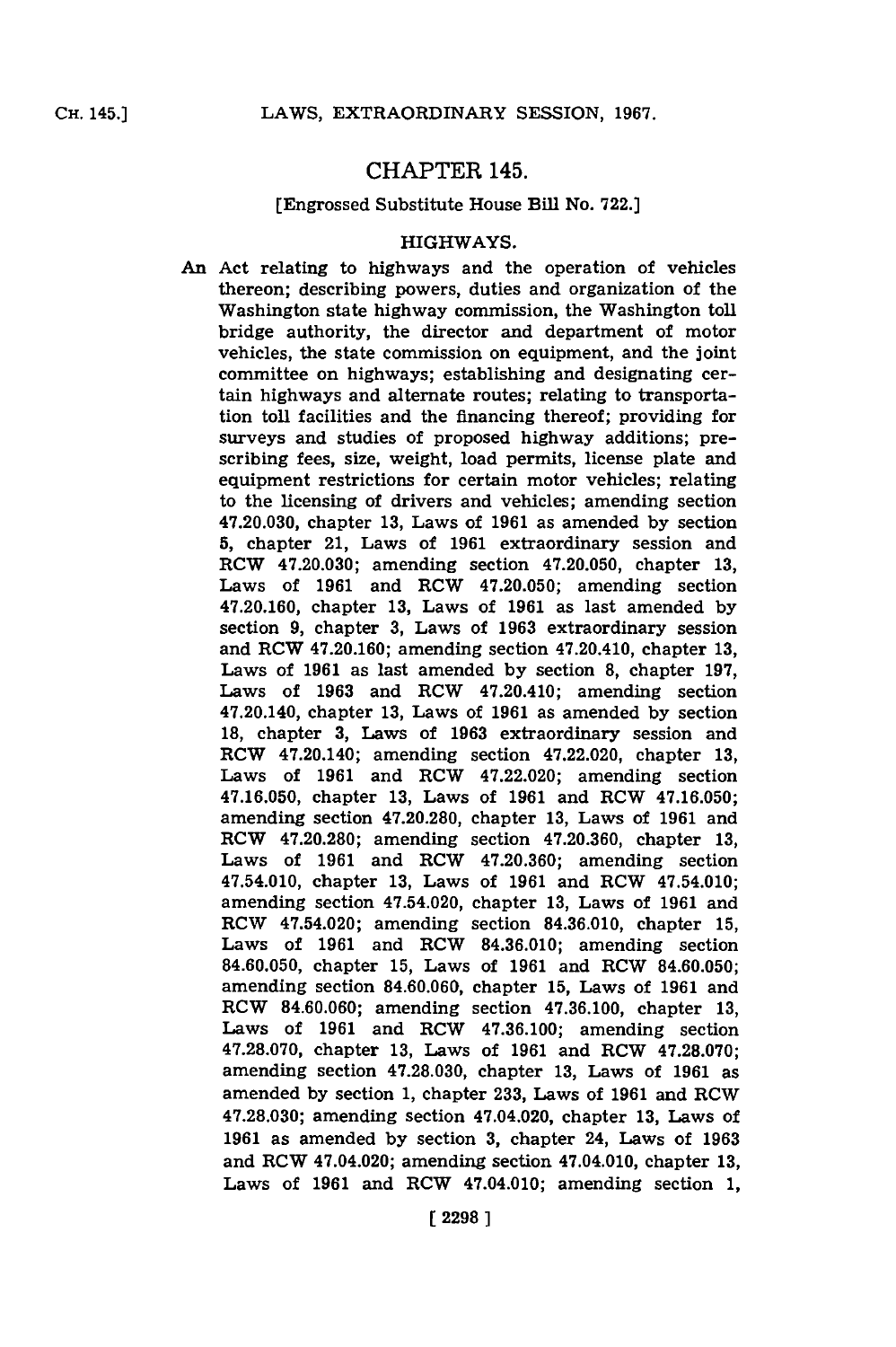# CHAPTER 145.

[Engrossed Substitute House Bill No. 722.]

## HIGHWAYS.

An Act relating to highways and the operation of vehicles thereon; describing powers, duties and organization of the Washington state highway commission, the Washington toll bridge authority, the director and department of motor vehicles, the state commission on equipment, and the joint committee on highways; establishing and designating certain highways and alternate routes; relating to transportation toll facilities and the financing thereof; providing for surveys and studies of proposed highway additions; prescribing fees, size, weight, load permits, license plate and equipment restrictions for certain motor vehicles; relating to the licensing of drivers and vehicles; amending section 47.20.030, chapter 13, Laws of 1961 as amended by section 5, chapter 21, Laws of 1961 extraordinary session and RCW 47.20.030; amending section 47.20.050, chapter 13, Laws of 1961 and RCW 47.20.050; amending section 47.20.160, chapter 13, Laws of 1961 as last amended by section 9, chapter 3, Laws of 1963 extraordinary session and RCW 47.20.160; amending section 47.20.410, chapter 13, Laws of 1961 as last amended by section 8, chapter 197, Laws of 1963 and RCW 47.20.410; amending section 47.20.140, chapter 13, Laws of 1961 as amended by section 18, chapter 3, Laws of 1963 extraordinary session and RCW 47.20.140; amending section 47.22.020, chapter 13, Laws of 1961 and RCW 47.22.020; amending section 47.16.050, chapter 13, Laws of 1961 and RCW 47.16.050; amending section 47.20.280, chapter 13, Laws of 1961 and RCW 47.20.280; amending section 47.20.360, chapter 13, Laws of 1961 and RCW 47.20.360; amending section 47.54.010, chapter 13, Laws of 1961 and RCW 47.54.010; amending section 47.54.020, chapter 13, Laws of 1961 and RCW 47.54.020; amending section 84.36.010, chapter 15, Laws of 1961 and RCW 84.36.010; amending section 84.60.050, chapter 15, Laws of 1961 and RCW 84.60.050; amending section 84.60.060, chapter 15, Laws of 1961 and RCW 84.60.060; amending section 47.36.100, chapter 13, Laws of 1961 and RCW 47.36.100; amending section 47.28.070, chapter 13, Laws of 1961 and RCW 47.28.070; amending section 47.28.030, chapter 13, Laws of 1961 as amended by section 1, chapter 233, Laws of 1961 and RCW 47.28.030; amending section 47.04.020, chapter 13, Laws of 1961 as amended by section 3, chapter 24, Laws of 1963 and RCW 47.04.020; amending section 47.04.010, chapter 13, Laws of 1961 and RCW 47.04.010; amending section 1,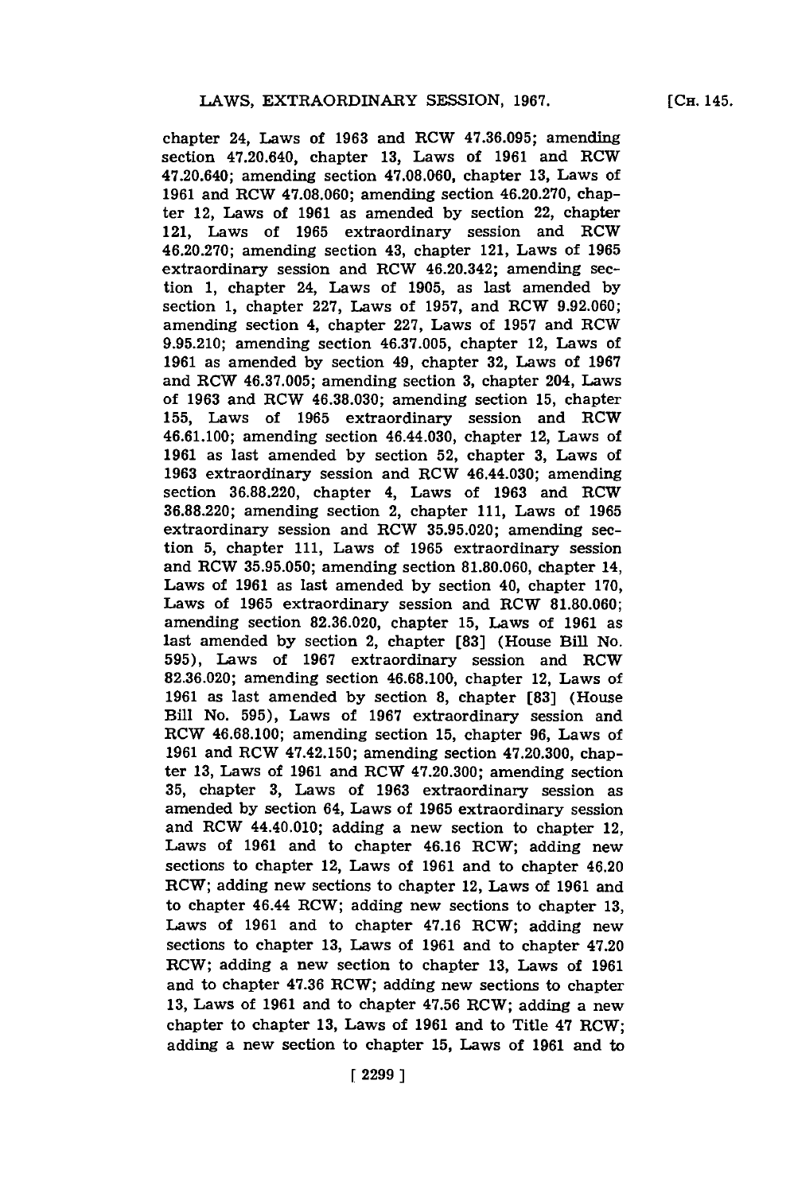chapter 24, Laws of 1963 and RCW 47.36.095; amending section 47.20.640, chapter 13, Laws of 1961 and RCW 47.20.640; amending section 47.08.060, chapter 13, Laws of 1961 and RCW 47.08.060; amending section 46.20.270, chapter 12, Laws of 1961 as amended by section 22, chapter 121, Laws of 1965 extraordinary session and RCW 46.20.270; amending section 43, chapter 121, Laws of 1965 extraordinary session and RCW 46.20.342; amending section 1, chapter 24, Laws of 1905, as last amended by section 1, chapter 227, Laws of 1957, and RCW 9.92.060; amending section 4, chapter 227, Laws of 1957 and RCW 9.95.210; amending section 46.37.005, chapter 12, Laws of 1961 as amended by section 49, chapter 32, Laws of 1967 and RCW 46.37.005; amending section 3, chapter 204, Laws of 1963 and RCW 46.38.030; amending section 15, chapter 155, Laws of 1965 extraordinary session and RCW 46.61.100; amending section 46.44.030, chapter 12, Laws of 1961 as last amended by section 52, chapter 3, Laws of 1963 extraordinary session and RCW 46.44.030; amending section 36.88.220, chapter 4, Laws of 1963 and RCW 36.88.220; amending section 2, chapter 111, Laws of 1965 extraordinary session and RCW 35.95.020; amending section 5, chapter 111, Laws of 1965 extraordinary session and RCW 35.95.050; amending section 81.80.060, chapter 14, Laws of 1961 as last amended by section 40, chapter 170, Laws of 1965 extraordinary session and RCW 81.80.060; amending section 82.36.020, chapter 15, Laws of 1961 as last amended by section 2, chapter [83] (House Bill No. 595), Laws of 1967 extraordinary session and RCW 82.36.020; amending section 46.68.100, chapter 12, Laws of 1961 as last amended by section 8, chapter [83] (House Bill No. 595), Laws of 1967 extraordinary session and RCW 46.68.100; amending section 15, chapter 96, Laws of 1961 and RCW 47.42.150; amending section 47.20.300, chapter 13, Laws of 1961 and RCW 47.20.300; amending section 35, chapter 3, Laws of 1963 extraordinary session as amended by section 64, Laws of 1965 extraordinary session and RCW 44.40.010; adding a new section to chapter 12, Laws of 1961 and to chapter 46.16 RCW; adding new sections to chapter 12, Laws of 1961 and to chapter 46.20 RCW; adding new sections to chapter 12, Laws of 1961 and to chapter 46.44 RCW; adding new sections to chapter 13, Laws of 1961 and to chapter 47.16 RCW; adding new sections to chapter 13, Laws of 1961 and to chapter 47.20 RCW; adding a new section to chapter 13, Laws of 1961 and to chapter 47.36 RCW; adding new sections to chapter 13, Laws of 1961 and to chapter 47.56 RCW; adding a new chapter to chapter 13, Laws of 1961 and to Title 47 RCW; adding a new section to chapter 15, Laws of 1961 and to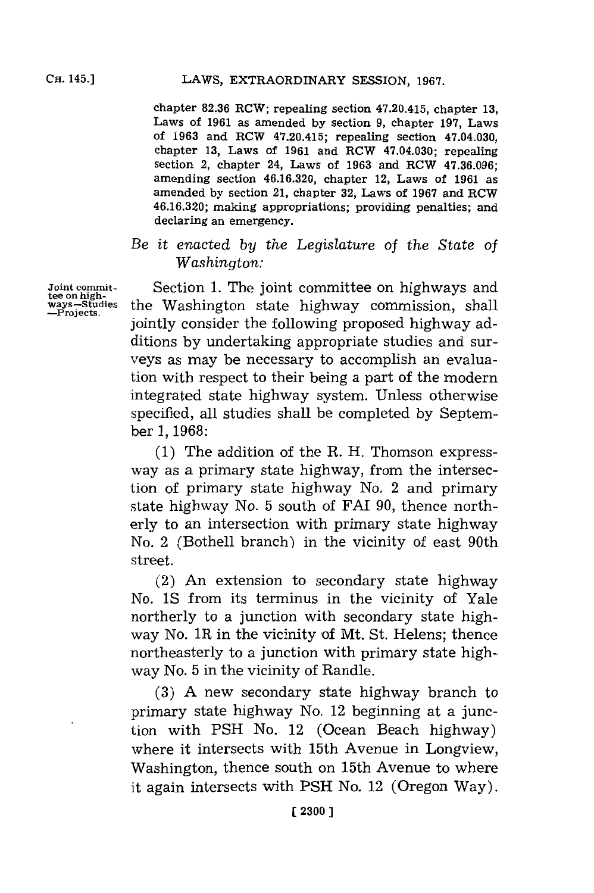chapter 82.36 RCW; repealing section 47.20.415, chapter 13, Laws of 1961 as amended by section 9, chapter 197, Laws of 1963 and RCW 47.20.415; repealing section 47.04.030, chapter 13, Laws of 1961 and RCW 47.04.030; repealing section 2, chapter 24, Laws of 1963 and RCW 47.36.096; amending section 46.16.320, chapter 12, Laws of 1961 as amended by section 21, chapter 32, Laws of 1967 and RCW 46.16.320; making appropriations; providing penalties; and declaring an emergency.

*Be it enacted by the Legislature of the State of Washington:*

Joint committee on highways—Studies—Projects.

Section 1. The joint committee on highways and the Washington state highway commission, shall jointly consider the following proposed highway additions by undertaking appropriate studies and surveys as may be necessary to accomplish an evaluation with respect to their being a part of the modern integrated state highway system. Unless otherwise specified, all studies shall be completed by September 1, 1968:

(1) The addition of the R. H. Thomson expressway as a primary state highway, from the intersection of primary state highway No. 2 and primary state highway No. 5 south of FAI 90, thence northerly to an intersection with primary state highway No. 2 (Bothell branch) in the vicinity of east 90th street.

(2) An extension to secondary state highway No. 1S from its terminus in the vicinity of Yale northerly to a junction with secondary state highway No. 1R in the vicinity of Mt. St. Helens; thence northeasterly to a junction with primary state highway No. 5 in the vicinity of Randle.

(3) A new secondary state highway branch to primary state highway No. 12 beginning at a junction with PSH No. 12 (Ocean Beach highway) where it intersects with 15th Avenue in Longview, Washington, thence south on 15th Avenue to where it again intersects with PSH No. 12 (Oregon Way).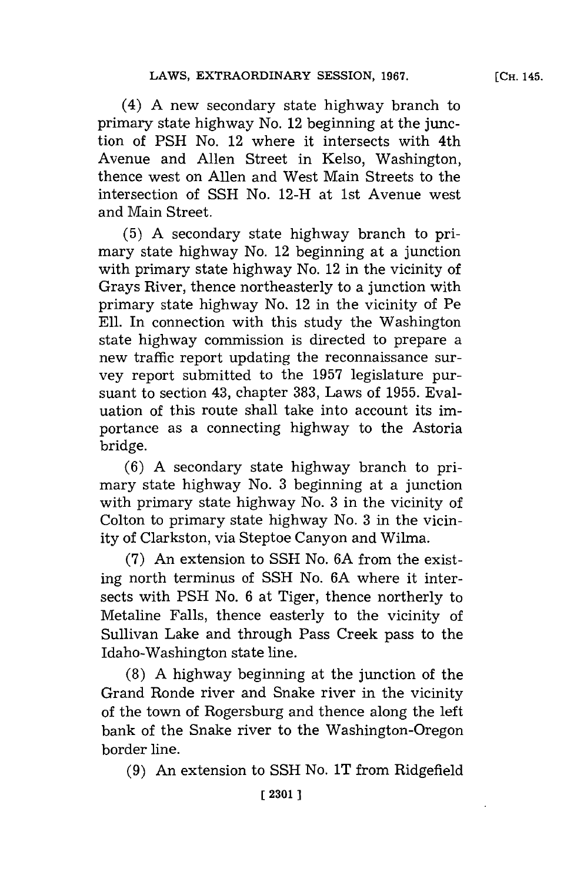(4) A new secondary state highway branch to primary state highway No. 12 beginning at the junction of PSH No. 12 where it intersects with 4th Avenue and Allen Street in Kelso, Washington, thence west on Allen and West Main Streets to the intersection of SSH No. 12-H at 1st Avenue west and Main Street.

(5) A secondary state highway branch to primary state highway No. 12 beginning at a junction with primary state highway No. 12 in the vicinity of Grays River, thence northeasterly to a junction with primary state highway No. 12 in the vicinity of Pe Ell. In connection with this study the Washington state highway commission is directed to prepare a new traffic report updating the reconnaissance survey report submitted to the 1957 legislature pursuant to section 43, chapter 383, Laws of 1955. Evaluation of this route shall take into account its importance as a connecting highway to the Astoria bridge.

(6) A secondary state highway branch to primary state highway No. 3 beginning at a junction with primary state highway No. 3 in the vicinity of Colton to primary state highway No. 3 in the vicinity of Clarkston, via Steptoe Canyon and Wilma.

(7) An extension to SSH No. 6A from the existing north terminus of SSH No. 6A where it intersects with PSH No. 6 at Tiger, thence northerly to Metaline Falls, thence easterly to the vicinity of Sullivan Lake and through Pass Creek pass to the Idaho-Washington state line.

(8) A highway beginning at the junction of the Grand Ronde river and Snake river in the vicinity of the town of Rogersburg and thence along the left bank of the Snake river to the Washington-Oregon border line.

(9) An extension to SSH No. 1T from Ridgefield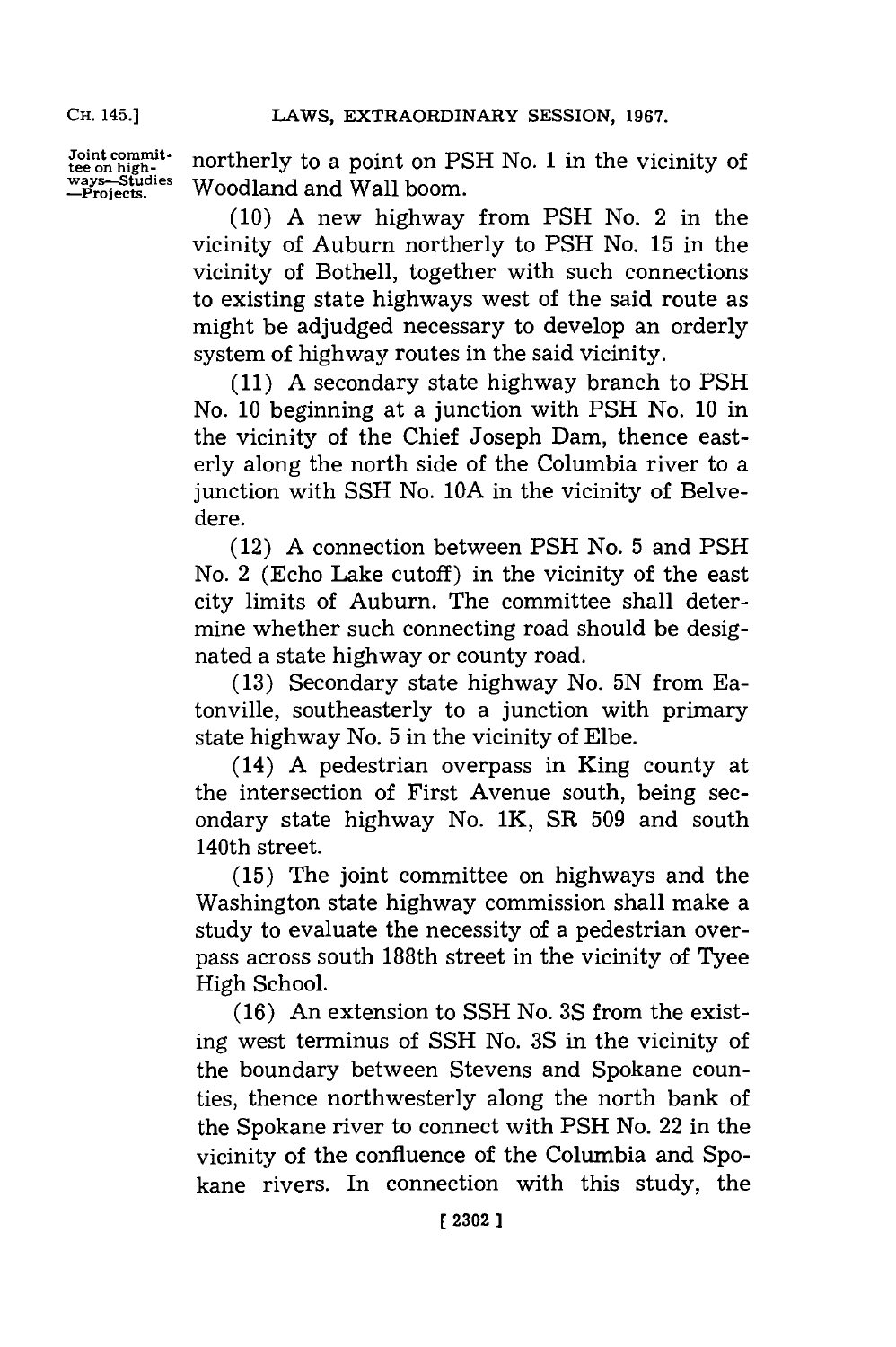northerly to a point on PSH No. 1 in the vicinity of Woodland and Wall boom.

(10) A new highway from PSH No. 2 in the vicinity of Auburn northerly to PSH No. 15 in the vicinity of Bothell, together with such connections to existing state highways west of the said route as might be adjudged necessary to develop an orderly system of highway routes in the said vicinity.

(11) A secondary state highway branch to PSH No. 10 beginning at a junction with PSH No. 10 in the vicinity of the Chief Joseph Dam, thence easterly along the north side of the Columbia river to a junction with SSH No. 10A in the vicinity of Belvedere.

(12) A connection between PSH No. 5 and PSH No. 2 (Echo Lake cutoff) in the vicinity of the east city limits of Auburn. The committee shall determine whether such connecting road should be designated a state highway or county road.

(13) Secondary state highway No. 5N from Eatonville, southeasterly to a junction with primary state highway No. 5 in the vicinity of Elbe.

(14) A pedestrian overpass in King county at the intersection of First Avenue south, being secondary state highway No. 1K, SR 509 and south 140th street.

(15) The joint committee on highways and the Washington state highway commission shall make a study to evaluate the necessity of a pedestrian overpass across south 188th street in the vicinity of Tyee High School.

(16) An extension to SSH No. 3S from the existing west terminus of SSH No. 3S in the vicinity of the boundary between Stevens and Spokane counties, thence northwesterly along the north bank of the Spokane river to connect with PSH No. 22 in the vicinity of the confluence of the Columbia and Spokane rivers. In connection with this study, the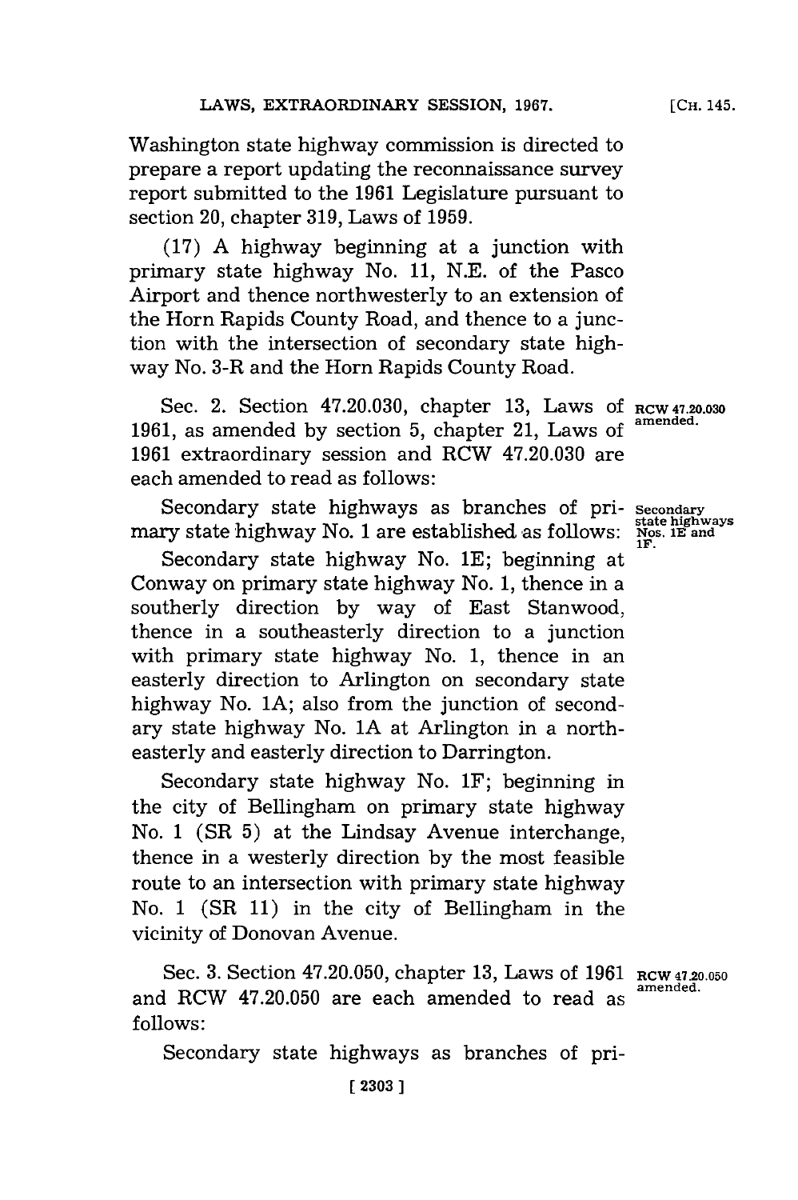Washington state highway commission is directed to prepare a report updating the reconnaissance survey report submitted to the 1961 Legislature pursuant to section 20, chapter 319, Laws of 1959.

(17) A highway beginning at a junction with primary state highway No. 11, N.E. of the Pasco Airport and thence northwesterly to an extension of the Horn Rapids County Road, and thence to a junction with the intersection of secondary state highway No. 3-R and the Horn Rapids County Road.

Sec. 2. Section 47.20.030, chapter 13, Laws of 1961, as amended by section 5, chapter 21, Laws of 1961 extraordinary session and RCW 47.20.030 are each amended to read as follows:

*RCW 47.20.030 amended.*

Secondary state highways as branches of primary state highway No. 1 are established as follows:

*Secondary state highways Nos. 1E and 1F.*

Secondary state highway No. 1E; beginning at Conway on primary state highway No. 1, thence in a southerly direction by way of East Stanwood, thence in a southeasterly direction to a junction with primary state highway No. 1, thence in an easterly direction to Arlington on secondary state highway No. 1A; also from the junction of secondary state highway No. 1A at Arlington in a northeasterly and easterly direction to Darrington.

Secondary state highway No. 1F; beginning in the city of Bellingham on primary state highway No. 1 (SR 5) at the Lindsay Avenue interchange, thence in a westerly direction by the most feasible route to an intersection with primary state highway No. 1 (SR 11) in the city of Bellingham in the vicinity of Donovan Avenue.

Sec. 3. Section 47.20.050, chapter 13, Laws of 1961 and RCW 47.20.050 are each amended to read as follows:

*RCW 47.20.050 amended.*

Secondary state highways as branches of pri-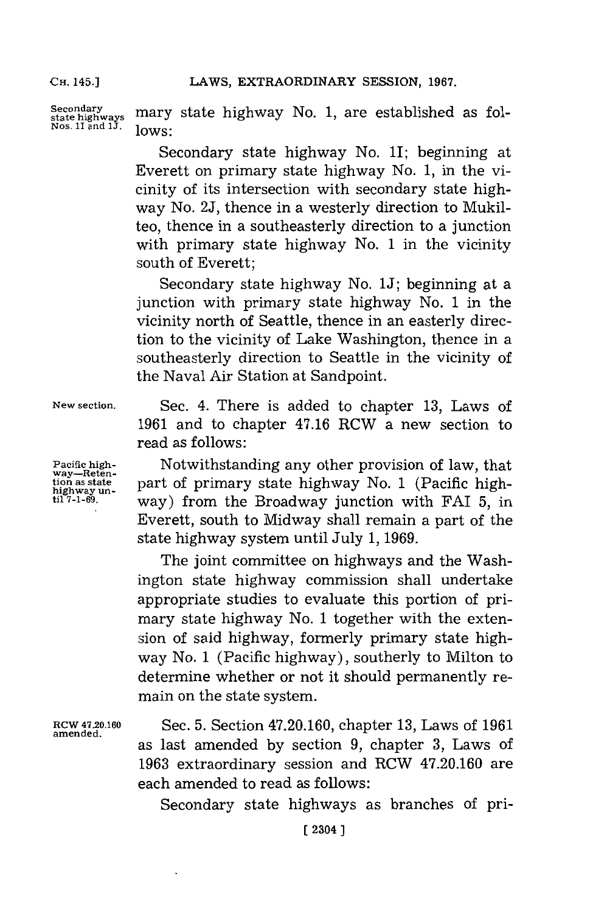Secondary state highways Nos. 1I and 1J.

mary state highway No. 1, are established as follows:

Secondary state highway No. 1I; beginning at Everett on primary state highway No. 1, in the vicinity of its intersection with secondary state highway No. 2J, thence in a westerly direction to Mukilteo, thence in a southeasterly direction to a junction with primary state highway No. 1 in the vicinity south of Everett;

Secondary state highway No. 1J; beginning at a junction with primary state highway No. 1 in the vicinity north of Seattle, thence in an easterly direction to the vicinity of Lake Washington, thence in a southeasterly direction to Seattle in the vicinity of the Naval Air Station at Sandpoint.

New section.

Sec. 4. There is added to chapter 13, Laws of 1961 and to chapter 47.16 RCW a new section to read as follows:

Pacific highway—Retention as state highway until 7-1-69.

Notwithstanding any other provision of law, that part of primary state highway No. 1 (Pacific highway) from the Broadway junction with FAI 5, in Everett, south to Midway shall remain a part of the state highway system until July 1, 1969.

The joint committee on highways and the Washington state highway commission shall undertake appropriate studies to evaluate this portion of primary state highway No. 1 together with the extension of said highway, formerly primary state highway No. 1 (Pacific highway), southerly to Milton to determine whether or not it should permanently remain on the state system.

RCW 47.20.160 amended.

Sec. 5. Section 47.20.160, chapter 13, Laws of 1961 as last amended by section 9, chapter 3, Laws of 1963 extraordinary session and RCW 47.20.160 are each amended to read as follows:

Secondary state highways as branches of pri-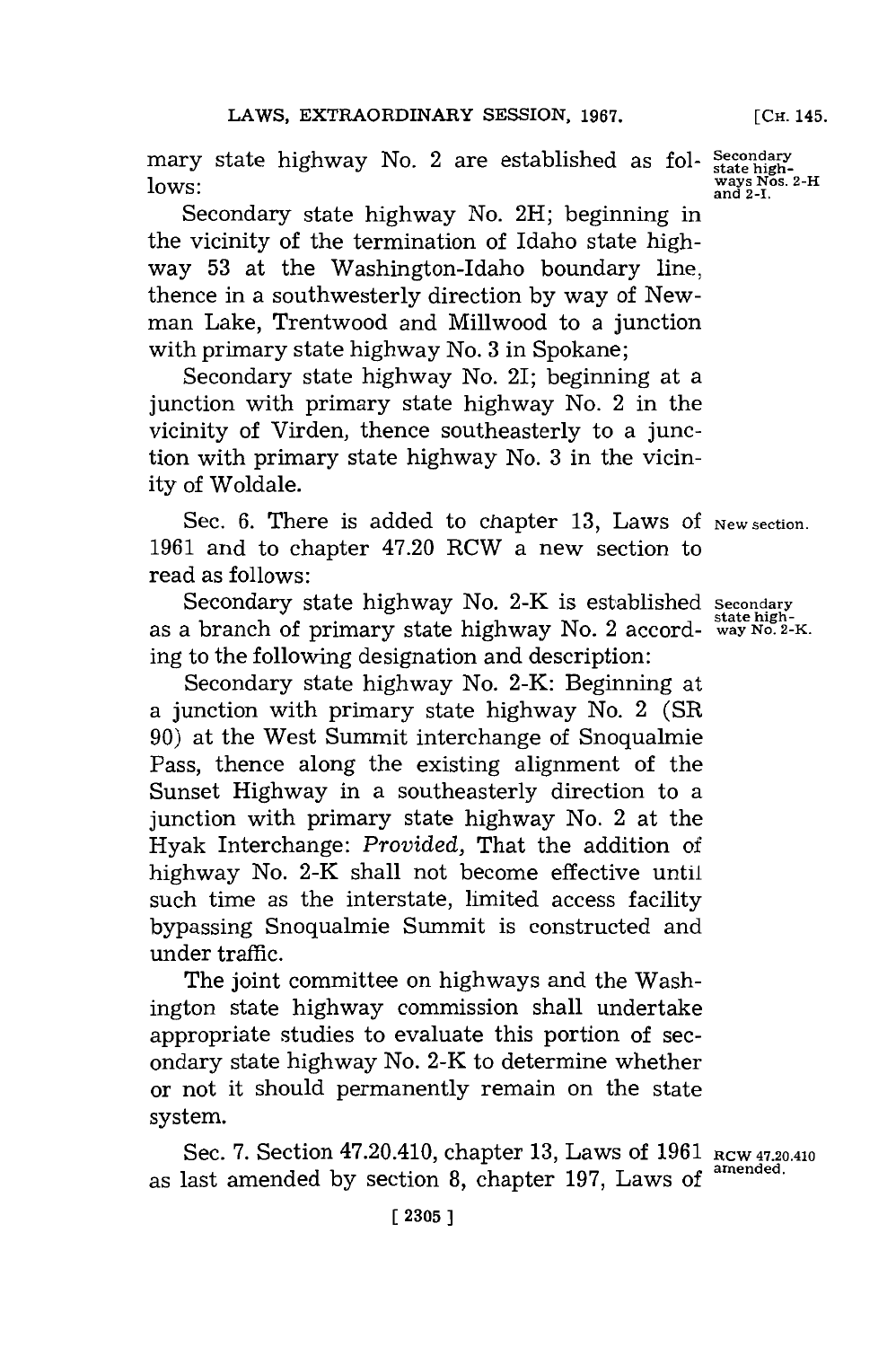mary state highway No. 2 are established as follows:

**Secondary state highways Nos. 2-H and 2-I.**

Secondary state highway No. 2H; beginning in the vicinity of the termination of Idaho state highway 53 at the Washington-Idaho boundary line, thence in a southwesterly direction by way of Newman Lake, Trentwood and Millwood to a junction with primary state highway No. 3 in Spokane;

Secondary state highway No. 2I; beginning at a junction with primary state highway No. 2 in the vicinity of Virden, thence southeasterly to a junction with primary state highway No. 3 in the vicinity of Woldale.

**New section.**

Sec. 6. There is added to chapter 13, Laws of 1961 and to chapter 47.20 RCW a new section to read as follows:

**Secondary state highway No. 2-K.**

Secondary state highway No. 2-K is established as a branch of primary state highway No. 2 according to the following designation and description:

Secondary state highway No. 2-K: Beginning at a junction with primary state highway No. 2 (SR 90) at the West Summit interchange of Snoqualmie Pass, thence along the existing alignment of the Sunset Highway in a southeasterly direction to a junction with primary state highway No. 2 at the Hyak Interchange: *Provided,* That the addition of highway No. 2-K shall not become effective until such time as the interstate, limited access facility bypassing Snoqualmie Summit is constructed and under traffic.

The joint committee on highways and the Washington state highway commission shall undertake appropriate studies to evaluate this portion of secondary state highway No. 2-K to determine whether or not it should permanently remain on the state system.

**RCW 47.20.410 amended.**

Sec. 7. Section 47.20.410, chapter 13, Laws of 1961 as last amended by section 8, chapter 197, Laws of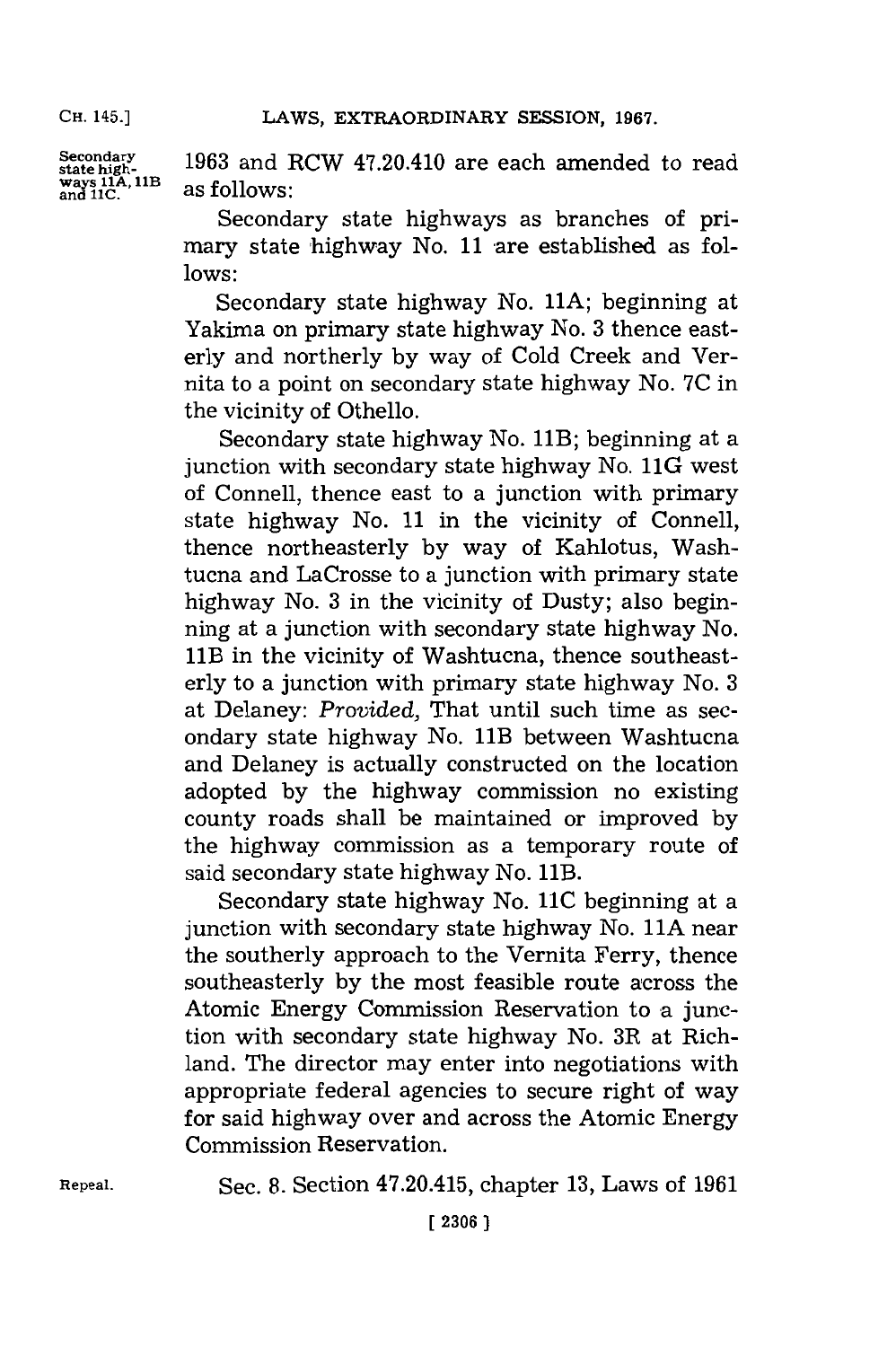Secondary state highways 11A, 11B and 11C.

1963 and RCW 47.20.410 are each amended to read as follows:

Secondary state highways as branches of primary state highway No. 11 are established as follows:

Secondary state highway No. 11A; beginning at Yakima on primary state highway No. 3 thence easterly and northerly by way of Cold Creek and Vernita to a point on secondary state highway No. 7C in the vicinity of Othello.

Secondary state highway No. 11B; beginning at a junction with secondary state highway No. 11G west of Connell, thence east to a junction with primary state highway No. 11 in the vicinity of Connell, thence northeasterly by way of Kahlotus, Washtucna and LaCrosse to a junction with primary state highway No. 3 in the vicinity of Dusty; also beginning at a junction with secondary state highway No. 11B in the vicinity of Washtucna, thence southeasterly to a junction with primary state highway No. 3 at Delaney: *Provided,* That until such time as secondary state highway No. 11B between Washtucna and Delaney is actually constructed on the location adopted by the highway commission no existing county roads shall be maintained or improved by the highway commission as a temporary route of said secondary state highway No. 11B.

Secondary state highway No. 11C beginning at a junction with secondary state highway No. 11A near the southerly approach to the Vernita Ferry, thence southeasterly by the most feasible route across the Atomic Energy Commission Reservation to a junction with secondary state highway No. 3R at Richland. The director may enter into negotiations with appropriate federal agencies to secure right of way for said highway over and across the Atomic Energy Commission Reservation.

Repeal.

Sec. 8. Section 47.20.415, chapter 13, Laws of 1961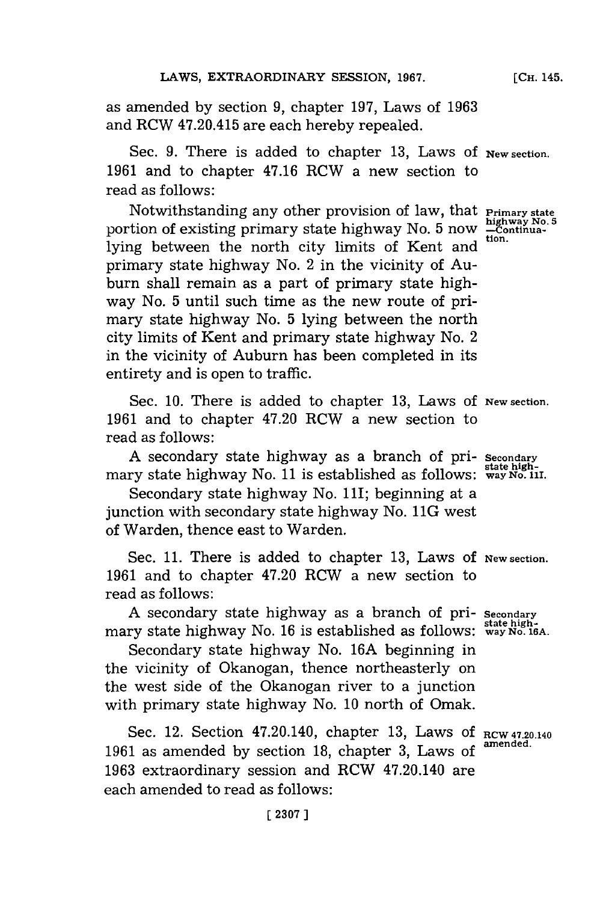as amended by section 9, chapter 197, Laws of 1963 and RCW 47.20.415 are each hereby repealed.

Sec. 9. There is added to chapter 13, Laws of 1961 and to chapter 47.16 RCW a new section to read as follows: **New section.**

**Primary state highway No. 5 —Continuation.**

Notwithstanding any other provision of law, that portion of existing primary state highway No. 5 now lying between the north city limits of Kent and primary state highway No. 2 in the vicinity of Auburn shall remain as a part of primary state highway No. 5 until such time as the new route of primary state highway No. 5 lying between the north city limits of Kent and primary state highway No. 2 in the vicinity of Auburn has been completed in its entirety and is open to traffic.

Sec. 10. There is added to chapter 13, Laws of 1961 and to chapter 47.20 RCW a new section to read as follows: **New section.**

**Secondary state highway No. 11I.**

A secondary state highway as a branch of primary state highway No. 11 is established as follows:

Secondary state highway No. 11I; beginning at a junction with secondary state highway No. 11G west of Warden, thence east to Warden.

Sec. 11. There is added to chapter 13, Laws of 1961 and to chapter 47.20 RCW a new section to read as follows: **New section.**

**Secondary state highway No. 16A.**

A secondary state highway as a branch of primary state highway No. 16 is established as follows:

Secondary state highway No. 16A beginning in the vicinity of Okanogan, thence northeasterly on the west side of the Okanogan river to a junction with primary state highway No. 10 north of Omak.

**RCW 47.20.140 amended.**

Sec. 12. Section 47.20.140, chapter 13, Laws of 1961 as amended by section 18, chapter 3, Laws of 1963 extraordinary session and RCW 47.20.140 are each amended to read as follows: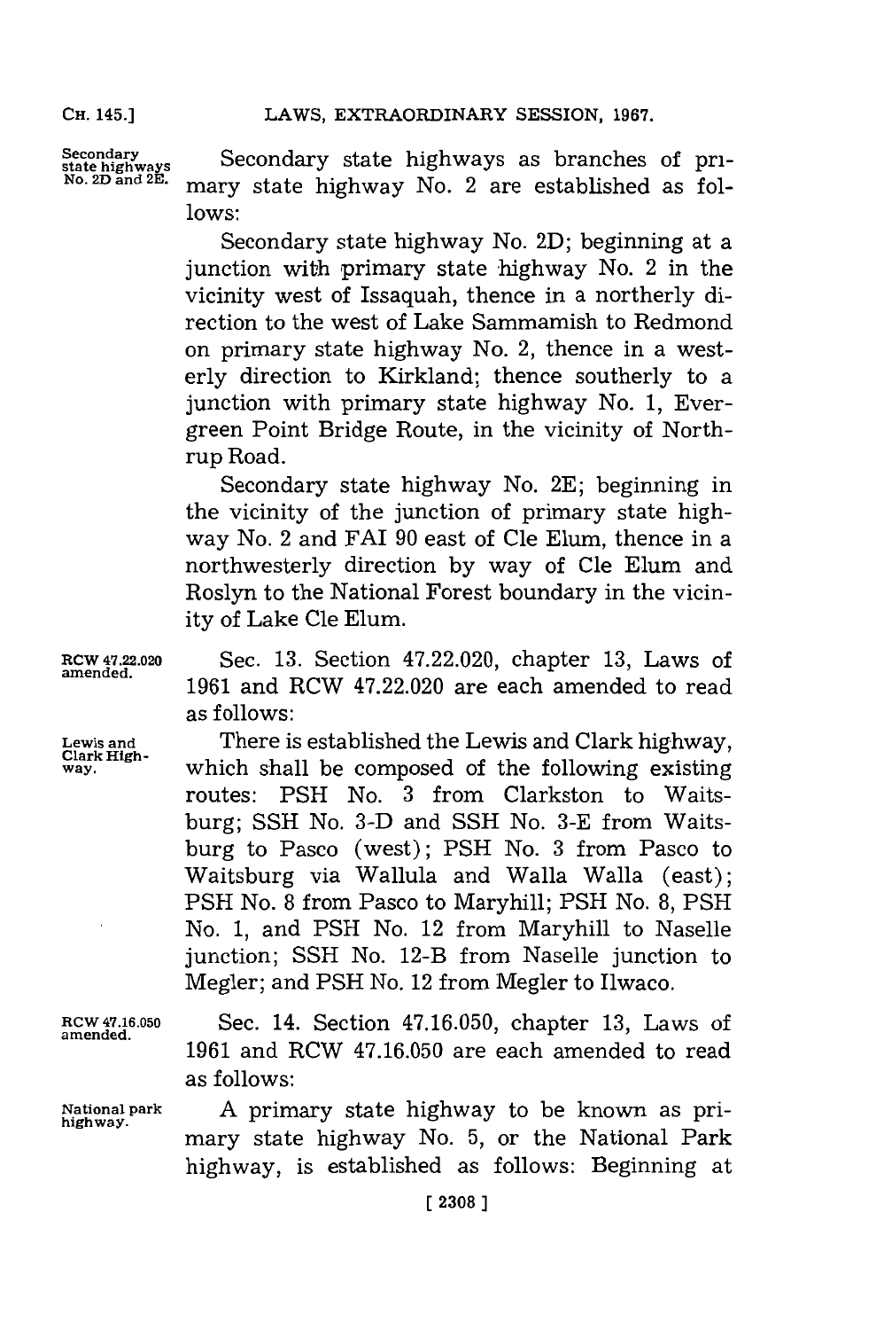**Secondary state highways No. 2D and 2E.** Secondary state highways as branches of primary state highway No. 2 are established as follows:

Secondary state highway No. 2D; beginning at a junction with primary state highway No. 2 in the vicinity west of Issaquah, thence in a northerly direction to the west of Lake Sammamish to Redmond on primary state highway No. 2, thence in a westerly direction to Kirkland; thence southerly to a junction with primary state highway No. 1, Evergreen Point Bridge Route, in the vicinity of Northrup Road.

Secondary state highway No. 2E; beginning in the vicinity of the junction of primary state highway No. 2 and FAI 90 east of Cle Elum, thence in a northwesterly direction by way of Cle Elum and Roslyn to the National Forest boundary in the vicinity of Lake Cle Elum.

**RCW 47.22.020 amended.** Sec. 13. Section 47.22.020, chapter 13, Laws of 1961 and RCW 47.22.020 are each amended to read as follows:

**Lewis and Clark Highway.** There is established the Lewis and Clark highway, which shall be composed of the following existing routes: PSH No. 3 from Clarkston to Waitsburg; SSH No. 3-D and SSH No. 3-E from Waitsburg to Pasco (west); PSH No. 3 from Pasco to Waitsburg via Wallula and Walla Walla (east); PSH No. 8 from Pasco to Maryhill; PSH No. 8, PSH No. 1, and PSH No. 12 from Maryhill to Naselle junction; SSH No. 12-B from Naselle junction to Megler; and PSH No. 12 from Megler to Ilwaco.

**RCW 47.16.050 amended.** Sec. 14. Section 47.16.050, chapter 13, Laws of 1961 and RCW 47.16.050 are each amended to read as follows:

**National park highway.** A primary state highway to be known as primary state highway No. 5, or the National Park highway, is established as follows: Beginning at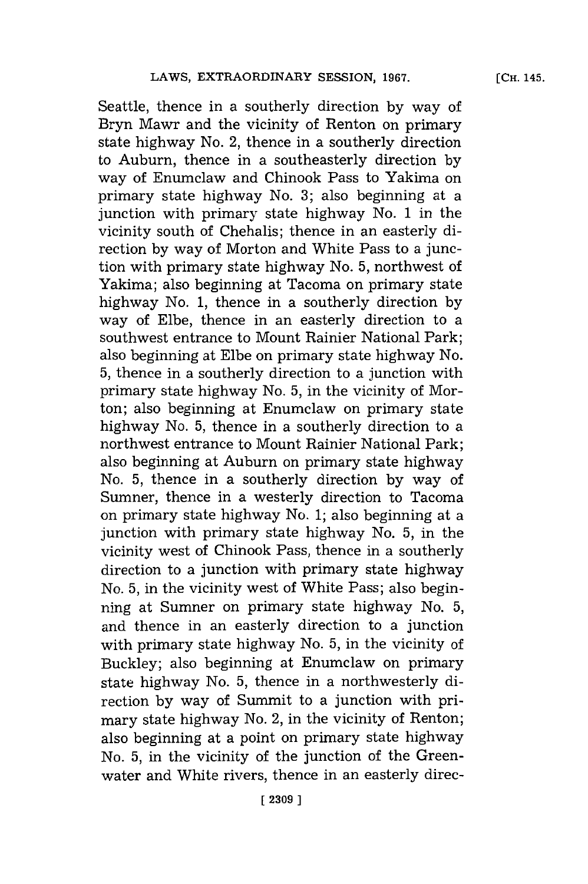Seattle, thence in a southerly direction by way of Bryn Mawr and the vicinity of Renton on primary state highway No. 2, thence in a southerly direction to Auburn, thence in a southeasterly direction by way of Enumclaw and Chinook Pass to Yakima on primary state highway No. 3; also beginning at a junction with primary state highway No. 1 in the vicinity south of Chehalis; thence in an easterly direction by way of Morton and White Pass to a junction with primary state highway No. 5, northwest of Yakima; also beginning at Tacoma on primary state highway No. 1, thence in a southerly direction by way of Elbe, thence in an easterly direction to a southwest entrance to Mount Rainier National Park; also beginning at Elbe on primary state highway No. 5, thence in a southerly direction to a junction with primary state highway No. 5, in the vicinity of Morton; also beginning at Enumclaw on primary state highway No. 5, thence in a southerly direction to a northwest entrance to Mount Rainier National Park; also beginning at Auburn on primary state highway No. 5, thence in a southerly direction by way of Sumner, thence in a westerly direction to Tacoma on primary state highway No. 1; also beginning at a junction with primary state highway No. 5, in the vicinity west of Chinook Pass, thence in a southerly direction to a junction with primary state highway No. 5, in the vicinity west of White Pass; also beginning at Sumner on primary state highway No. 5, and thence in an easterly direction to a junction with primary state highway No. 5, in the vicinity of Buckley; also beginning at Enumclaw on primary state highway No. 5, thence in a northwesterly direction by way of Summit to a junction with primary state highway No. 2, in the vicinity of Renton; also beginning at a point on primary state highway No. 5, in the vicinity of the junction of the Greenwater and White rivers, thence in an easterly direc-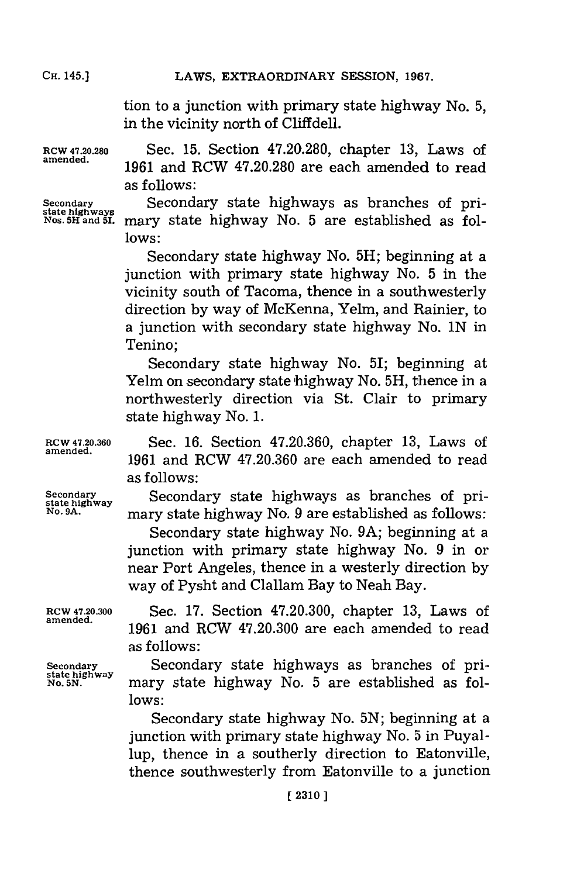tion to a junction with primary state highway No. 5, in the vicinity north of Cliffdell.

RCW 47.20.280 amended.

Sec. 15. Section 47.20.280, chapter 13, Laws of 1961 and RCW 47.20.280 are each amended to read as follows:

Secondary state highways Nos. 5H and 5I.

Secondary state highways as branches of primary state highway No. 5 are established as follows:

Secondary state highway No. 5H; beginning at a junction with primary state highway No. 5 in the vicinity south of Tacoma, thence in a southwesterly direction by way of McKenna, Yelm, and Rainier, to a junction with secondary state highway No. 1N in Tenino;

Secondary state highway No. 5I; beginning at Yelm on secondary state highway No. 5H, thence in a northwesterly direction via St. Clair to primary state highway No. 1.

RCW 47.20.360 amended.

Sec. 16. Section 47.20.360, chapter 13, Laws of 1961 and RCW 47.20.360 are each amended to read as follows:

Secondary state highway No. 9A.

Secondary state highways as branches of primary state highway No. 9 are established as follows:

Secondary state highway No. 9A; beginning at a junction with primary state highway No. 9 in or near Port Angeles, thence in a westerly direction by way of Pysht and Clallam Bay to Neah Bay.

RCW 47.20.300 amended.

Sec. 17. Section 47.20.300, chapter 13, Laws of 1961 and RCW 47.20.300 are each amended to read as follows:

Secondary state highway No. 5N.

Secondary state highways as branches of primary state highway No. 5 are established as follows:

Secondary state highway No. 5N; beginning at a junction with primary state highway No. 5 in Puyallup, thence in a southerly direction to Eatonville, thence southwesterly from Eatonville to a junction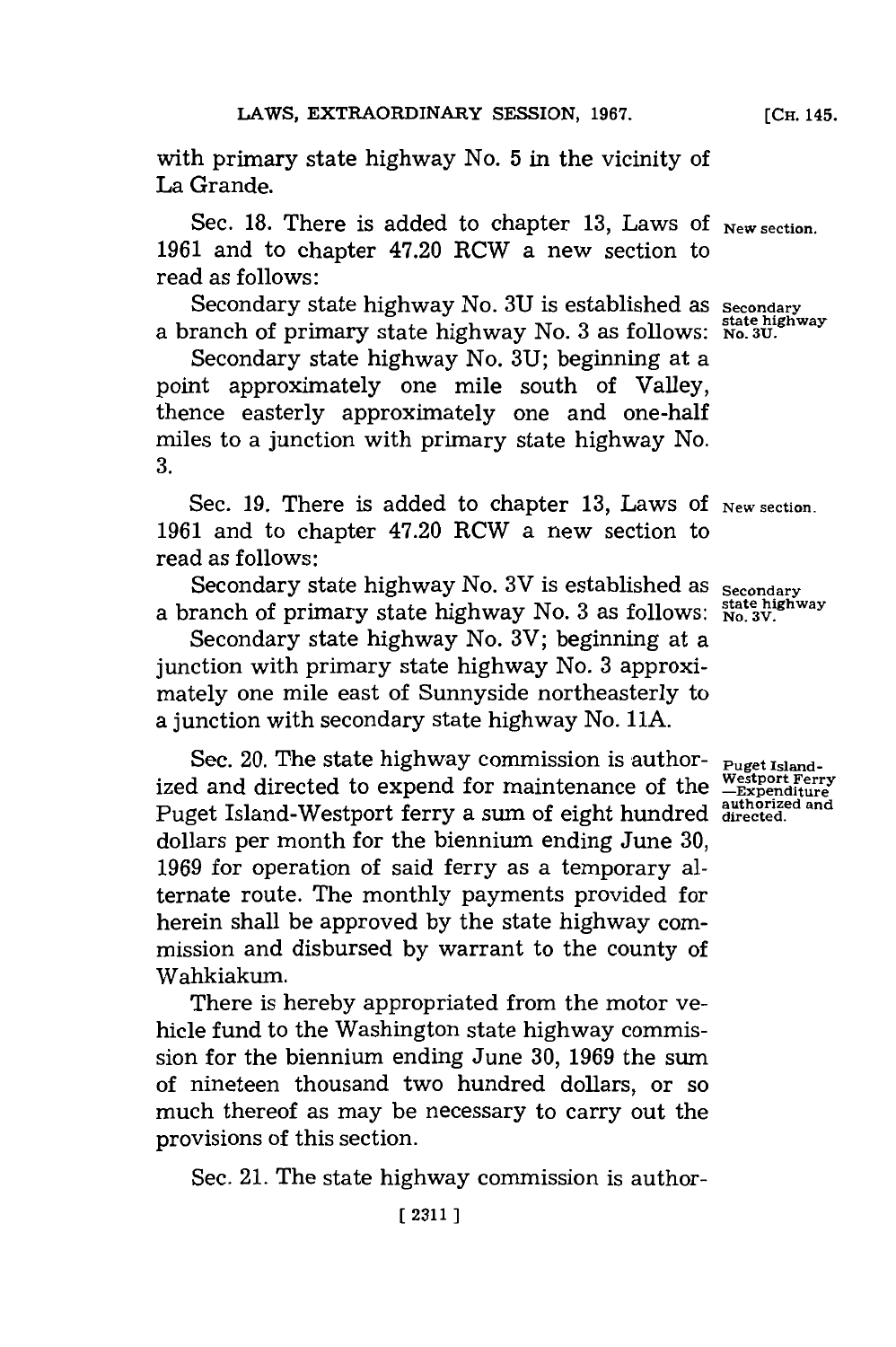with primary state highway No. 5 in the vicinity of La Grande.

Sec. 18. There is added to chapter 13, Laws of 1961 and to chapter 47.20 RCW a new section to read as follows: **New section.**

Secondary state highway No. 3U is established as a branch of primary state highway No. 3 as follows: **Secondary state highway No. 3U.**

Secondary state highway No. 3U; beginning at a point approximately one mile south of Valley, thence easterly approximately one and one-half miles to a junction with primary state highway No. 3.

Sec. 19. There is added to chapter 13, Laws of 1961 and to chapter 47.20 RCW a new section to read as follows: **New section.**

Secondary state highway No. 3V is established as a branch of primary state highway No. 3 as follows: **Secondary state highway No. 3V.**

Secondary state highway No. 3V; beginning at a junction with primary state highway No. 3 approximately one mile east of Sunnyside northeasterly to a junction with secondary state highway No. 11A.

Sec. 20. The state highway commission is authorized and directed to expend for maintenance of the Puget Island-Westport ferry a sum of eight hundred dollars per month for the biennium ending June 30, 1969 for operation of said ferry as a temporary alternate route. The monthly payments provided for herein shall be approved by the state highway commission and disbursed by warrant to the county of Wahkiakum. **Puget Island-Westport Ferry —Expenditure authorized and directed.**

There is hereby appropriated from the motor vehicle fund to the Washington state highway commission for the biennium ending June 30, 1969 the sum of nineteen thousand two hundred dollars, or so much thereof as may be necessary to carry out the provisions of this section.

Sec. 21. The state highway commission is author-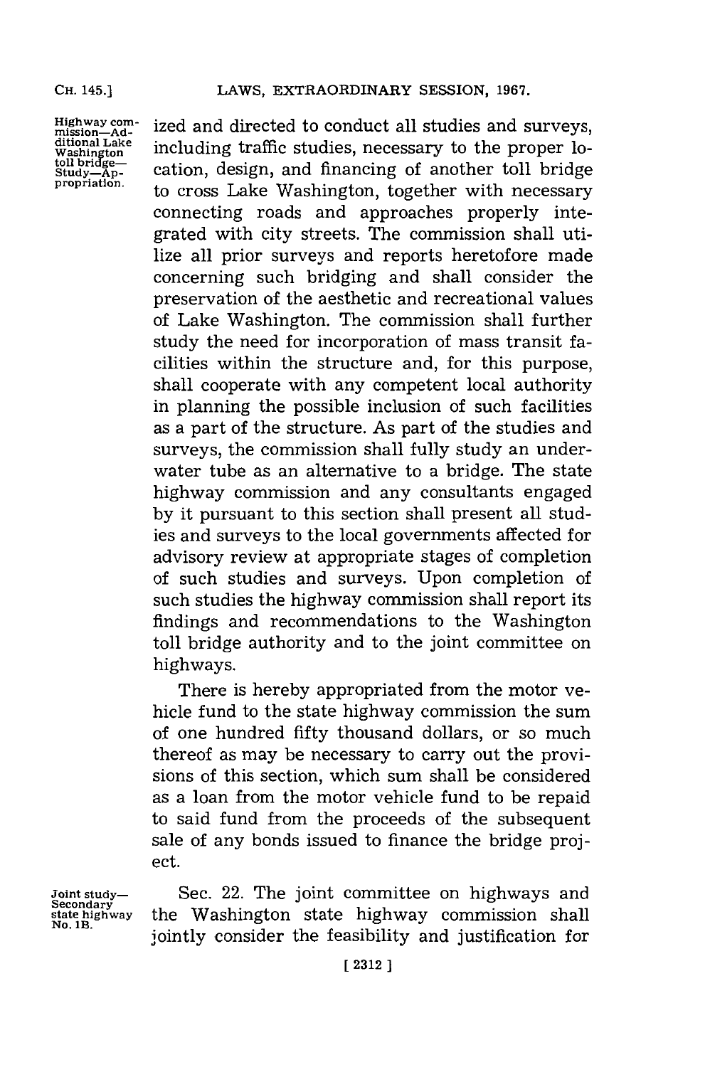Highway commission—Additional Lake Washington toll bridge—Study—Appropriation.

ized and directed to conduct all studies and surveys, including traffic studies, necessary to the proper location, design, and financing of another toll bridge to cross Lake Washington, together with necessary connecting roads and approaches properly integrated with city streets. The commission shall utilize all prior surveys and reports heretofore made concerning such bridging and shall consider the preservation of the aesthetic and recreational values of Lake Washington. The commission shall further study the need for incorporation of mass transit facilities within the structure and, for this purpose, shall cooperate with any competent local authority in planning the possible inclusion of such facilities as a part of the structure. As part of the studies and surveys, the commission shall fully study an underwater tube as an alternative to a bridge. The state highway commission and any consultants engaged by it pursuant to this section shall present all studies and surveys to the local governments affected for advisory review at appropriate stages of completion of such studies and surveys. Upon completion of such studies the highway commission shall report its findings and recommendations to the Washington toll bridge authority and to the joint committee on highways.

There is hereby appropriated from the motor vehicle fund to the state highway commission the sum of one hundred fifty thousand dollars, or so much thereof as may be necessary to carry out the provisions of this section, which sum shall be considered as a loan from the motor vehicle fund to be repaid to said fund from the proceeds of the subsequent sale of any bonds issued to finance the bridge project.

Joint study—Secondary state highway No. 1B.

Sec. 22. The joint committee on highways and the Washington state highway commission shall jointly consider the feasibility and justification for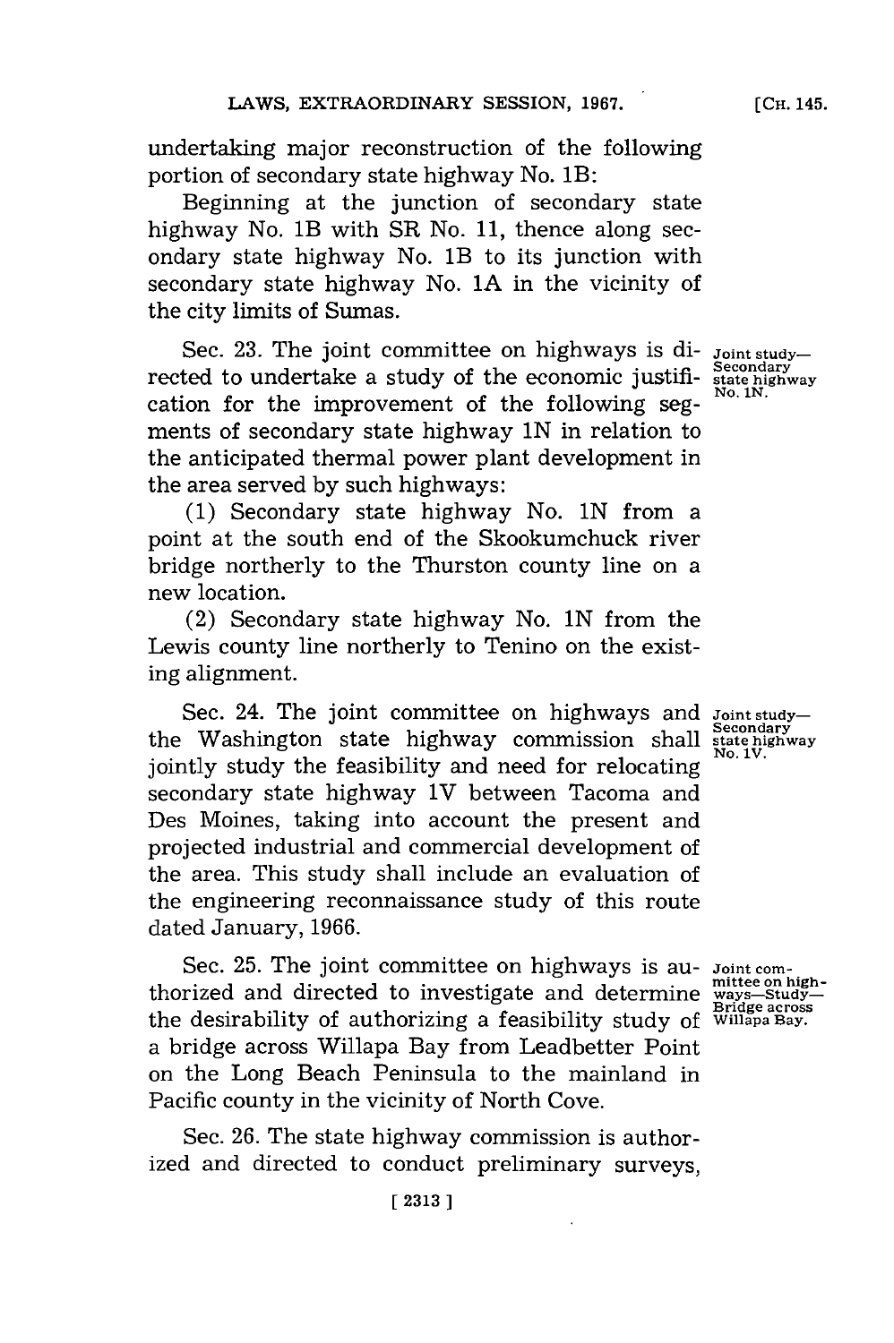undertaking major reconstruction of the following portion of secondary state highway No. 1B:

Beginning at the junction of secondary state highway No. 1B with SR No. 11, thence along secondary state highway No. 1B to its junction with secondary state highway No. 1A in the vicinity of the city limits of Sumas.

Joint study—Secondary state highway No. 1N.

Sec. 23. The joint committee on highways is directed to undertake a study of the economic justification for the improvement of the following segments of secondary state highway 1N in relation to the anticipated thermal power plant development in the area served by such highways:

(1) Secondary state highway No. 1N from a point at the south end of the Skookumchuck river bridge northerly to the Thurston county line on a new location.

(2) Secondary state highway No. 1N from the Lewis county line northerly to Tenino on the existing alignment.

Joint study—Secondary state highway No. 1V.

Sec. 24. The joint committee on highways and the Washington state highway commission shall jointly study the feasibility and need for relocating secondary state highway 1V between Tacoma and Des Moines, taking into account the present and projected industrial and commercial development of the area. This study shall include an evaluation of the engineering reconnaissance study of this route dated January, 1966.

Joint committee on highways—Study—Bridge across Willapa Bay.

Sec. 25. The joint committee on highways is authorized and directed to investigate and determine the desirability of authorizing a feasibility study of a bridge across Willapa Bay from Leadbetter Point on the Long Beach Peninsula to the mainland in Pacific county in the vicinity of North Cove.

Sec. 26. The state highway commission is authorized and directed to conduct preliminary surveys,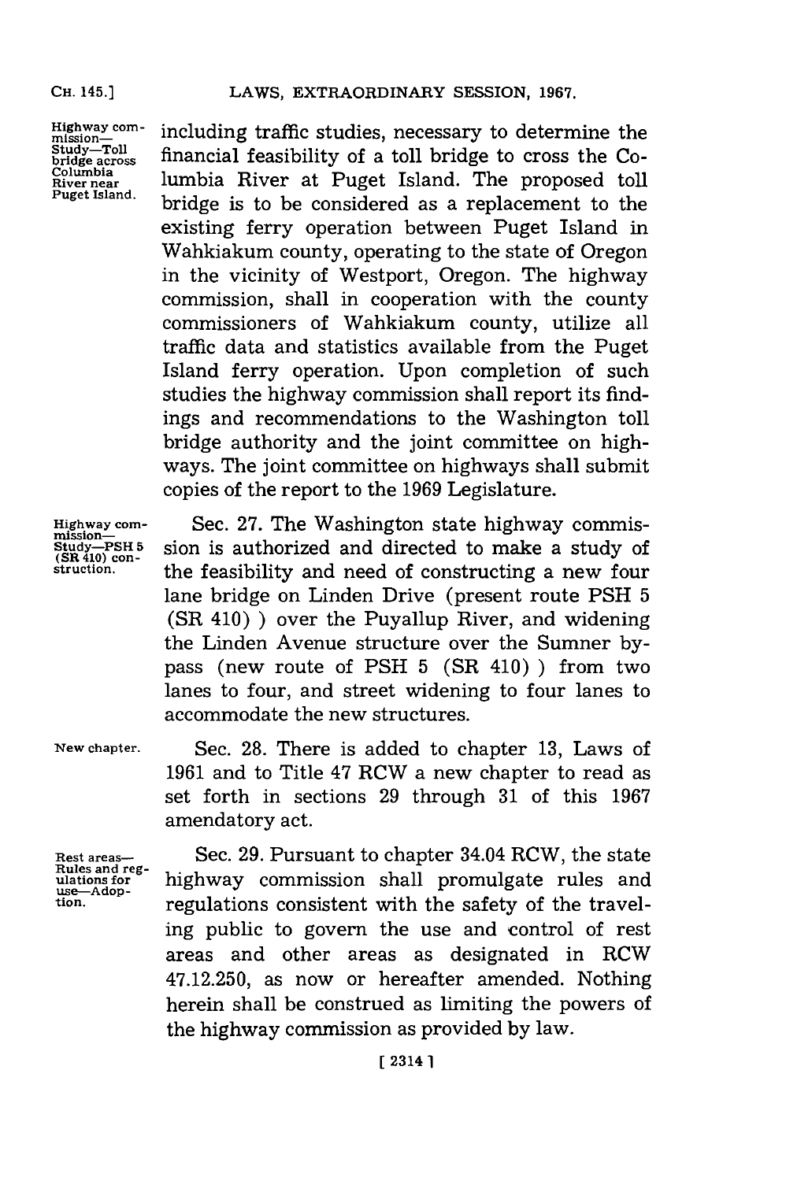Highway commission—Study—Toll bridge across Columbia River near Puget Island.

including traffic studies, necessary to determine the financial feasibility of a toll bridge to cross the Columbia River at Puget Island. The proposed toll bridge is to be considered as a replacement to the existing ferry operation between Puget Island in Wahkiakum county, operating to the state of Oregon in the vicinity of Westport, Oregon. The highway commission, shall in cooperation with the county commissioners of Wahkiakum county, utilize all traffic data and statistics available from the Puget Island ferry operation. Upon completion of such studies the highway commission shall report its findings and recommendations to the Washington toll bridge authority and the joint committee on highways. The joint committee on highways shall submit copies of the report to the 1969 Legislature.

Highway commission—Study—PSH 5 (SR 410) construction.

Sec. 27. The Washington state highway commission is authorized and directed to make a study of the feasibility and need of constructing a new four lane bridge on Linden Drive (present route PSH 5 (SR 410) ) over the Puyallup River, and widening the Linden Avenue structure over the Sumner bypass (new route of PSH 5 (SR 410) ) from two lanes to four, and street widening to four lanes to accommodate the new structures.

New chapter.

Sec. 28. There is added to chapter 13, Laws of 1961 and to Title 47 RCW a new chapter to read as set forth in sections 29 through 31 of this 1967 amendatory act.

Rest areas—Rules and regulations for use—Adoption.

Sec. 29. Pursuant to chapter 34.04 RCW, the state highway commission shall promulgate rules and regulations consistent with the safety of the traveling public to govern the use and control of rest areas and other areas as designated in RCW 47.12.250, as now or hereafter amended. Nothing herein shall be construed as limiting the powers of the highway commission as provided by law.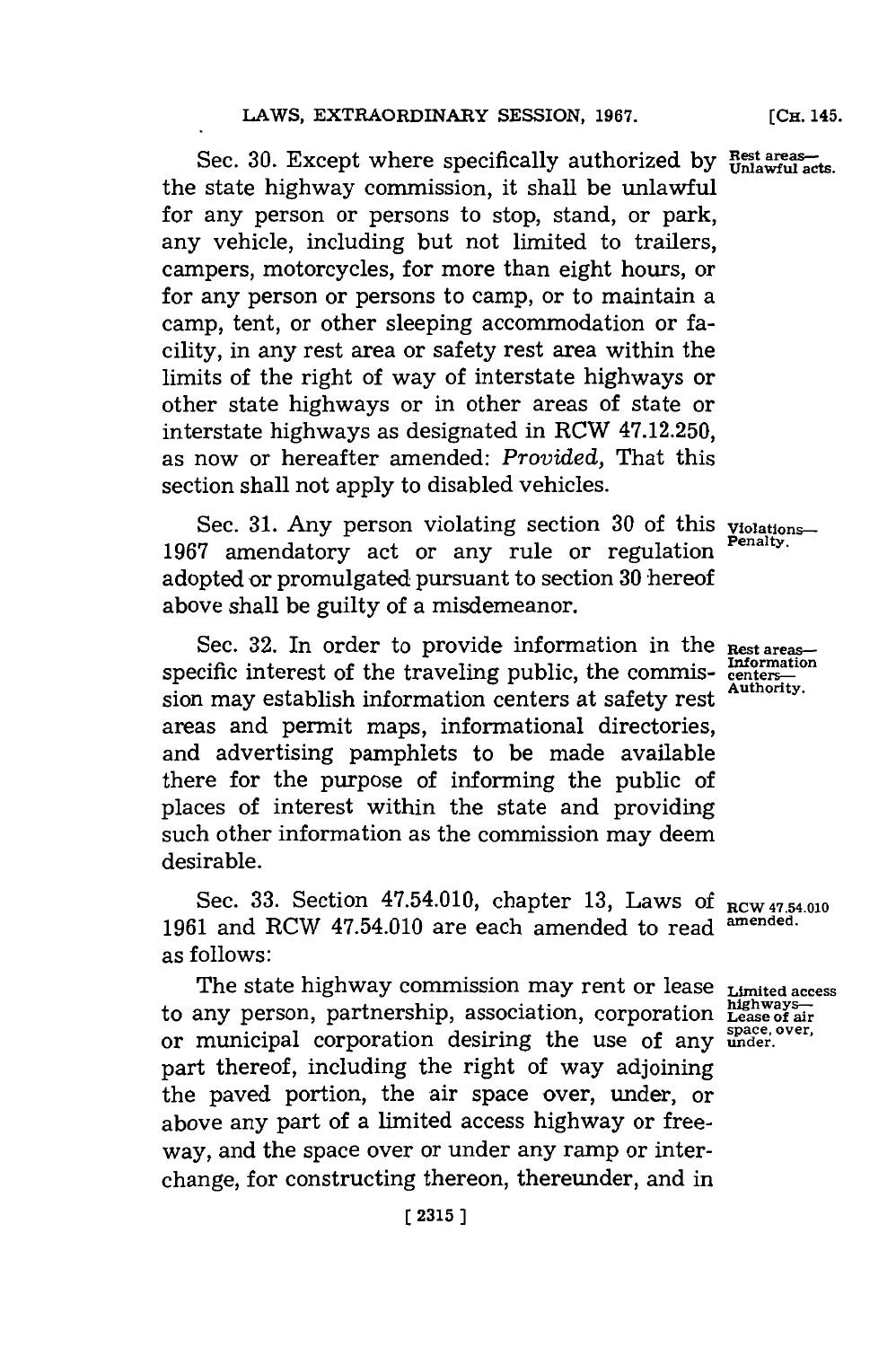Sec. 30. Except where specifically authorized by the state highway commission, it shall be unlawful for any person or persons to stop, stand, or park, any vehicle, including but not limited to trailers, campers, motorcycles, for more than eight hours, or for any person or persons to camp, or to maintain a camp, tent, or other sleeping accommodation or facility, in any rest area or safety rest area within the limits of the right of way of interstate highways or other state highways or in other areas of state or interstate highways as designated in RCW 47.12.250, as now or hereafter amended: *Provided*, That this section shall not apply to disabled vehicles.

Rest areas—Unlawful acts.

Sec. 31. Any person violating section 30 of this 1967 amendatory act or any rule or regulation adopted or promulgated pursuant to section 30 hereof above shall be guilty of a misdemeanor.

Violations—Penalty.

Sec. 32. In order to provide information in the specific interest of the traveling public, the commission may establish information centers at safety rest areas and permit maps, informational directories, and advertising pamphlets to be made available there for the purpose of informing the public of places of interest within the state and providing such other information as the commission may deem desirable.

Rest areas—Information centers—Authority.

Sec. 33. Section 47.54.010, chapter 13, Laws of 1961 and RCW 47.54.010 are each amended to read as follows:

RCW 47.54.010 amended.

The state highway commission may rent or lease to any person, partnership, association, corporation or municipal corporation desiring the use of any part thereof, including the right of way adjoining the paved portion, the air space over, under, or above any part of a limited access highway or freeway, and the space over or under any ramp or interchange, for constructing thereon, thereunder, and in

Limited access highways—Lease of air space, over, under.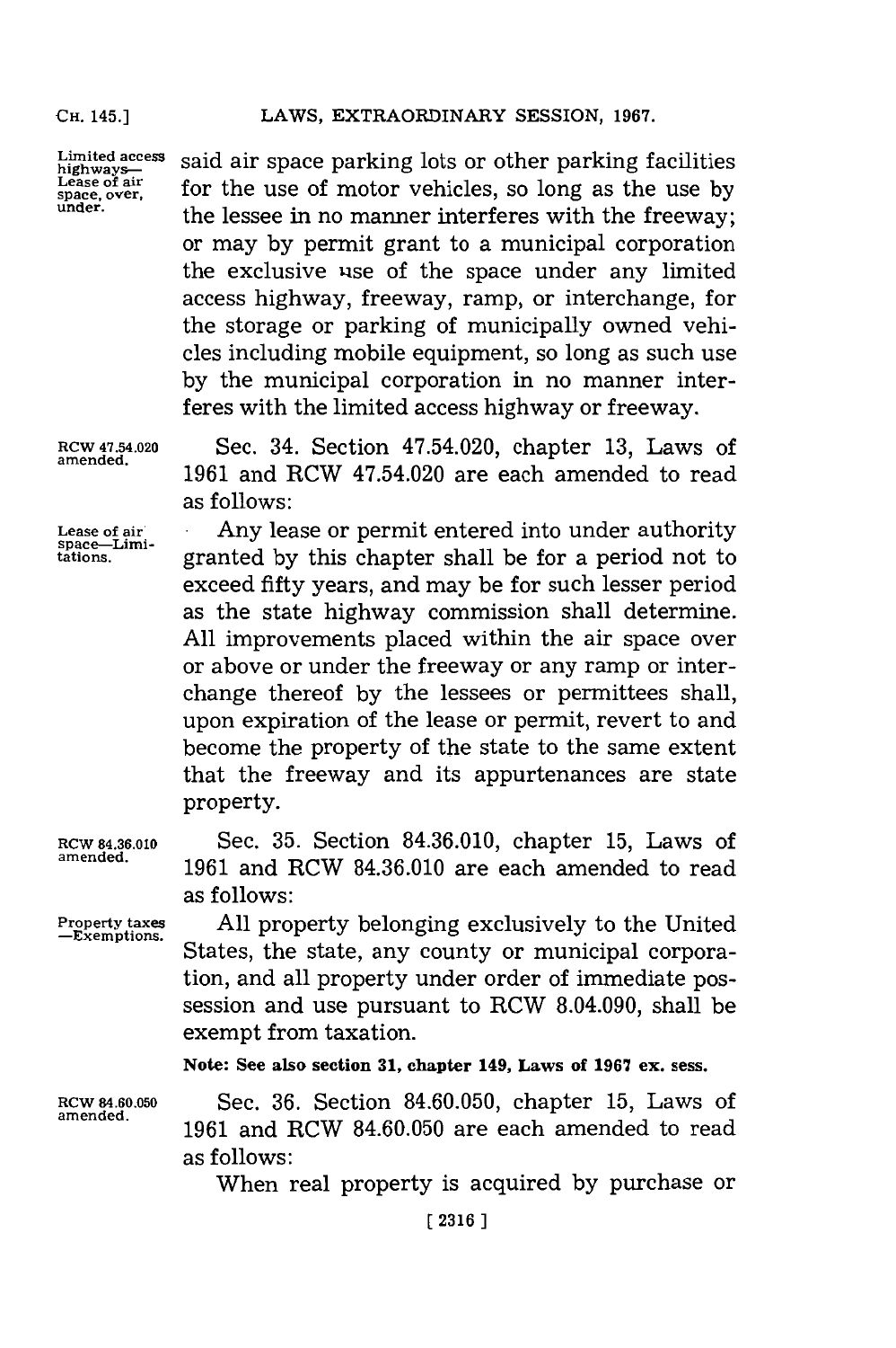said air space parking lots or other parking facilities for the use of motor vehicles, so long as the use by the lessee in no manner interferes with the freeway; or may by permit grant to a municipal corporation the exclusive use of the space under any limited access highway, freeway, ramp, or interchange, for the storage or parking of municipally owned vehicles including mobile equipment, so long as such use by the municipal corporation in no manner interferes with the limited access highway or freeway.

Limited access highways—Lease of air space, over, under.

RCW 47.54.020 amended.

Sec. 34. Section 47.54.020, chapter 13, Laws of 1961 and RCW 47.54.020 are each amended to read as follows:

Lease of air space—Limitations.

Any lease or permit entered into under authority granted by this chapter shall be for a period not to exceed fifty years, and may be for such lesser period as the state highway commission shall determine. All improvements placed within the air space over or above or under the freeway or any ramp or interchange thereof by the lessees or permittees shall, upon expiration of the lease or permit, revert to and become the property of the state to the same extent that the freeway and its appurtenances are state property.

RCW 84.36.010 amended.

Sec. 35. Section 84.36.010, chapter 15, Laws of 1961 and RCW 84.36.010 are each amended to read as follows:

Property taxes—Exemptions.

All property belonging exclusively to the United States, the state, any county or municipal corporation, and all property under order of immediate possession and use pursuant to RCW 8.04.090, shall be exempt from taxation.

**Note: See also section 31, chapter 149, Laws of 1967 ex. sess.**

RCW 84.60.050 amended.

Sec. 36. Section 84.60.050, chapter 15, Laws of 1961 and RCW 84.60.050 are each amended to read as follows:

When real property is acquired by purchase or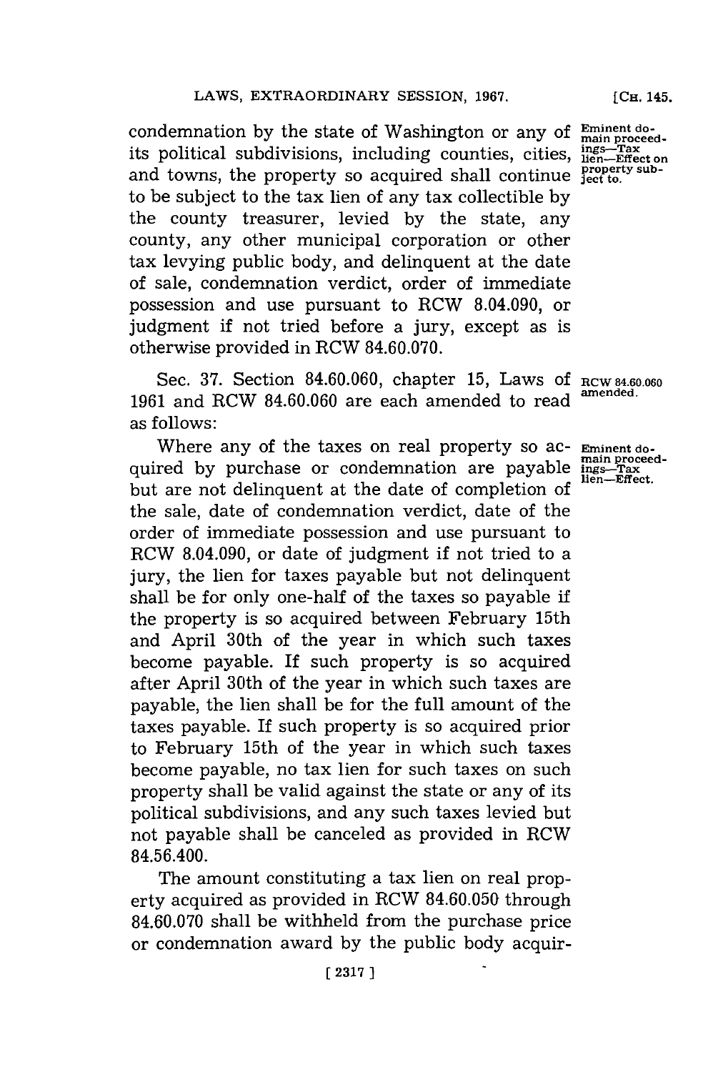condemnation by the state of Washington or any of its political subdivisions, including counties, cities, and towns, the property so acquired shall continue to be subject to the tax lien of any tax collectible by the county treasurer, levied by the state, any county, any other municipal corporation or other tax levying public body, and delinquent at the date of sale, condemnation verdict, order of immediate possession and use pursuant to RCW 8.04.090, or judgment if not tried before a jury, except as is otherwise provided in RCW 84.60.070.

Eminent domain proceedings—Tax lien—Effect on property subject to.

Sec. 37. Section 84.60.060, chapter 15, Laws of 1961 and RCW 84.60.060 are each amended to read as follows:

RCW 84.60.060 amended.

Where any of the taxes on real property so acquired by purchase or condemnation are payable but are not delinquent at the date of completion of the sale, date of condemnation verdict, date of the order of immediate possession and use pursuant to RCW 8.04.090, or date of judgment if not tried to a jury, the lien for taxes payable but not delinquent shall be for only one-half of the taxes so payable if the property is so acquired between February 15th and April 30th of the year in which such taxes become payable. If such property is so acquired after April 30th of the year in which such taxes are payable, the lien shall be for the full amount of the taxes payable. If such property is so acquired prior to February 15th of the year in which such taxes become payable, no tax lien for such taxes on such property shall be valid against the state or any of its political subdivisions, and any such taxes levied but not payable shall be canceled as provided in RCW 84.56.400.

Eminent domain proceedings—Tax lien—Effect.

The amount constituting a tax lien on real property acquired as provided in RCW 84.60.050 through 84.60.070 shall be withheld from the purchase price or condemnation award by the public body acquir-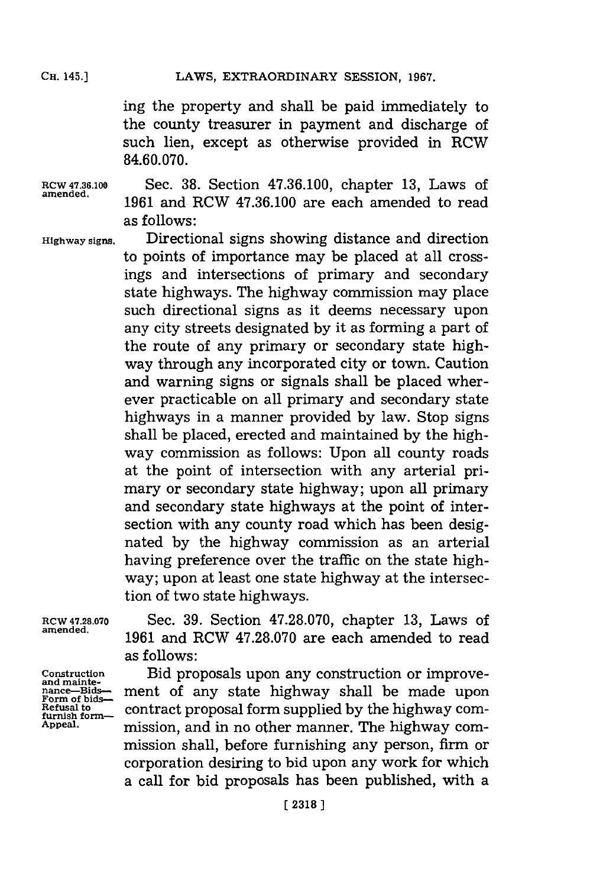ing the property and shall be paid immediately to the county treasurer in payment and discharge of such lien, except as otherwise provided in RCW 84.60.070.

RCW 47.36.100 amended.

Sec. 38. Section 47.36.100, chapter 13, Laws of 1961 and RCW 47.36.100 are each amended to read as follows:

Highway signs.

Directional signs showing distance and direction to points of importance may be placed at all crossings and intersections of primary and secondary state highways. The highway commission may place such directional signs as it deems necessary upon any city streets designated by it as forming a part of the route of any primary or secondary state highway through any incorporated city or town. Caution and warning signs or signals shall be placed wherever practicable on all primary and secondary state highways in a manner provided by law. Stop signs shall be placed, erected and maintained by the highway commission as follows: Upon all county roads at the point of intersection with any arterial primary or secondary state highway; upon all primary and secondary state highways at the point of intersection with any county road which has been designated by the highway commission as an arterial having preference over the traffic on the state highway; upon at least one state highway at the intersection of two state highways.

RCW 47.28.070 amended.

Sec. 39. Section 47.28.070, chapter 13, Laws of 1961 and RCW 47.28.070 are each amended to read as follows:

Construction and maintenance—Bids—Form of bids—Refusal to furnish form—Appeal.

Bid proposals upon any construction or improvement of any state highway shall be made upon contract proposal form supplied by the highway commission, and in no other manner. The highway commission shall, before furnishing any person, firm or corporation desiring to bid upon any work for which a call for bid proposals has been published, with a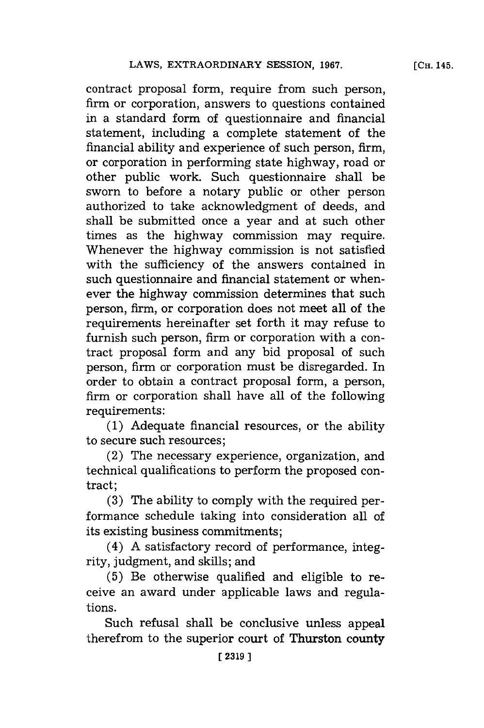contract proposal form, require from such person, firm or corporation, answers to questions contained in a standard form of questionnaire and financial statement, including a complete statement of the financial ability and experience of such person, firm, or corporation in performing state highway, road or other public work. Such questionnaire shall be sworn to before a notary public or other person authorized to take acknowledgment of deeds, and shall be submitted once a year and at such other times as the highway commission may require. Whenever the highway commission is not satisfied with the sufficiency of the answers contained in such questionnaire and financial statement or whenever the highway commission determines that such person, firm, or corporation does not meet all of the requirements hereinafter set forth it may refuse to furnish such person, firm or corporation with a contract proposal form and any bid proposal of such person, firm or corporation must be disregarded. In order to obtain a contract proposal form, a person, firm or corporation shall have all of the following requirements:

(1) Adequate financial resources, or the ability to secure such resources;

(2) The necessary experience, organization, and technical qualifications to perform the proposed contract;

(3) The ability to comply with the required performance schedule taking into consideration all of its existing business commitments;

(4) A satisfactory record of performance, integrity, judgment, and skills; and

(5) Be otherwise qualified and eligible to receive an award under applicable laws and regulations.

Such refusal shall be conclusive unless appeal therefrom to the superior court of Thurston county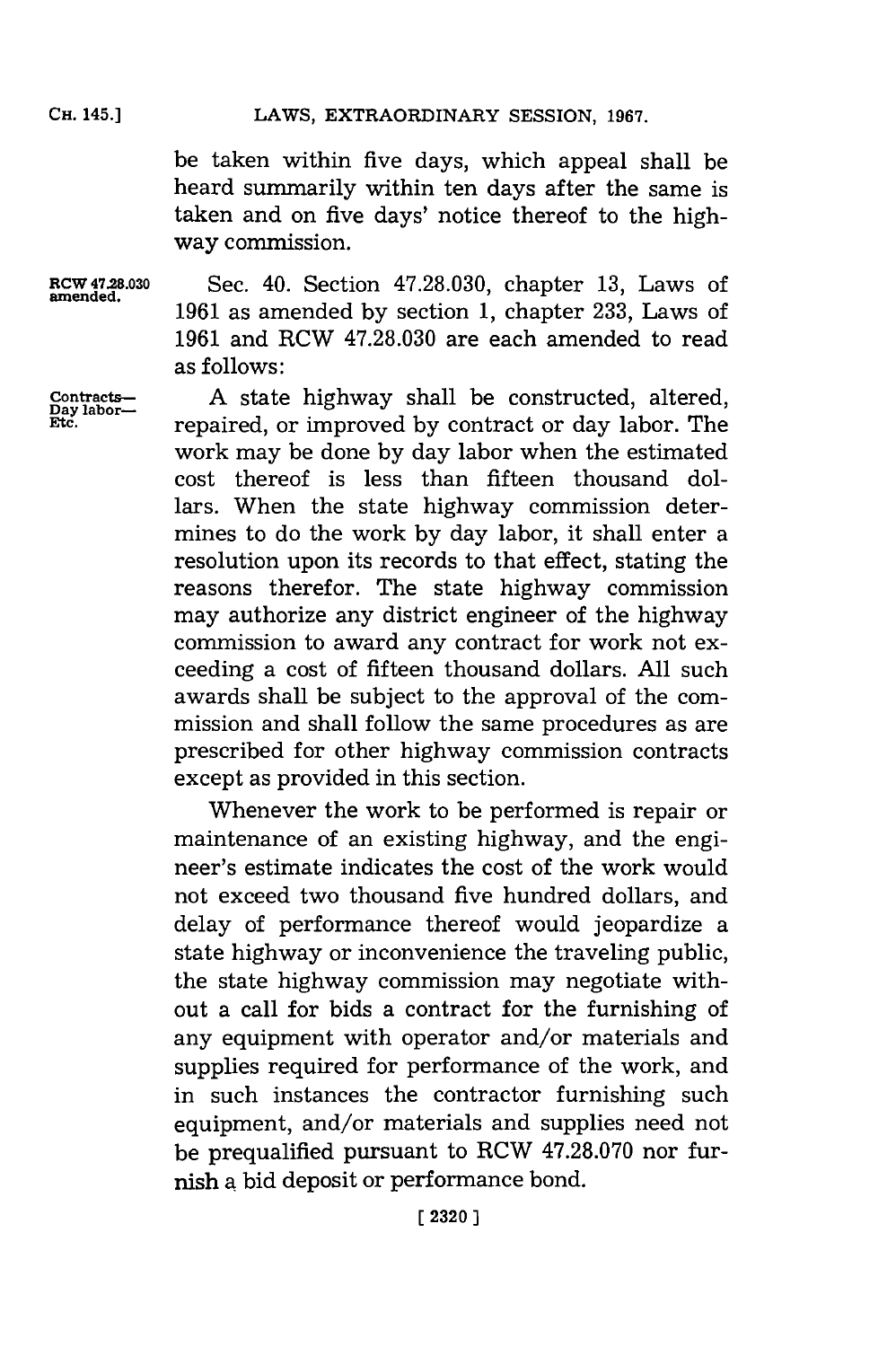be taken within five days, which appeal shall be heard summarily within ten days after the same is taken and on five days' notice thereof to the highway commission.

RCW 47.28.030 amended.

Sec. 40. Section 47.28.030, chapter 13, Laws of 1961 as amended by section 1, chapter 233, Laws of 1961 and RCW 47.28.030 are each amended to read as follows:

Contracts—Day labor—Etc.

A state highway shall be constructed, altered, repaired, or improved by contract or day labor. The work may be done by day labor when the estimated cost thereof is less than fifteen thousand dollars. When the state highway commission determines to do the work by day labor, it shall enter a resolution upon its records to that effect, stating the reasons therefor. The state highway commission may authorize any district engineer of the highway commission to award any contract for work not exceeding a cost of fifteen thousand dollars. All such awards shall be subject to the approval of the commission and shall follow the same procedures as are prescribed for other highway commission contracts except as provided in this section.

Whenever the work to be performed is repair or maintenance of an existing highway, and the engineer's estimate indicates the cost of the work would not exceed two thousand five hundred dollars, and delay of performance thereof would jeopardize a state highway or inconvenience the traveling public, the state highway commission may negotiate without a call for bids a contract for the furnishing of any equipment with operator and/or materials and supplies required for performance of the work, and in such instances the contractor furnishing such equipment, and/or materials and supplies need not be prequalified pursuant to RCW 47.28.070 nor furnish a bid deposit or performance bond.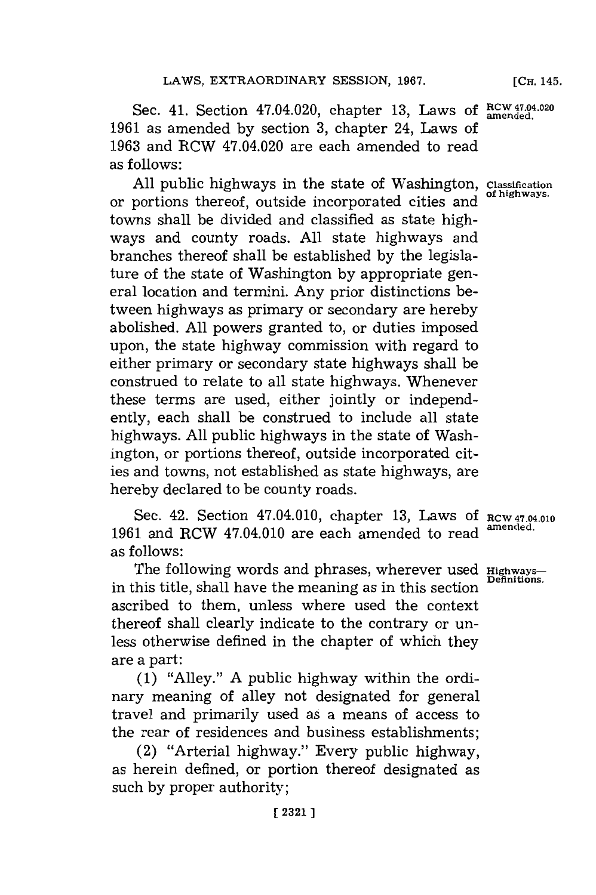Sec. 41. Section 47.04.020, chapter 13, Laws of 1961 as amended by section 3, chapter 24, Laws of 1963 and RCW 47.04.020 are each amended to read as follows:

RCW 47.04.020 amended.

Classification of highways.

All public highways in the state of Washington, or portions thereof, outside incorporated cities and towns shall be divided and classified as state highways and county roads. All state highways and branches thereof shall be established by the legislature of the state of Washington by appropriate general location and termini. Any prior distinctions between highways as primary or secondary are hereby abolished. All powers granted to, or duties imposed upon, the state highway commission with regard to either primary or secondary state highways shall be construed to relate to all state highways. Whenever these terms are used, either jointly or independently, each shall be construed to include all state highways. All public highways in the state of Washington, or portions thereof, outside incorporated cities and towns, not established as state highways, are hereby declared to be county roads.

Sec. 42. Section 47.04.010, chapter 13, Laws of 1961 and RCW 47.04.010 are each amended to read as follows:

RCW 47.04.010 amended.

Highways—Definitions.

The following words and phrases, wherever used in this title, shall have the meaning as in this section ascribed to them, unless where used the context thereof shall clearly indicate to the contrary or unless otherwise defined in the chapter of which they are a part:

(1) "Alley." A public highway within the ordinary meaning of alley not designated for general travel and primarily used as a means of access to the rear of residences and business establishments;

(2) "Arterial highway." Every public highway, as herein defined, or portion thereof designated as such by proper authority;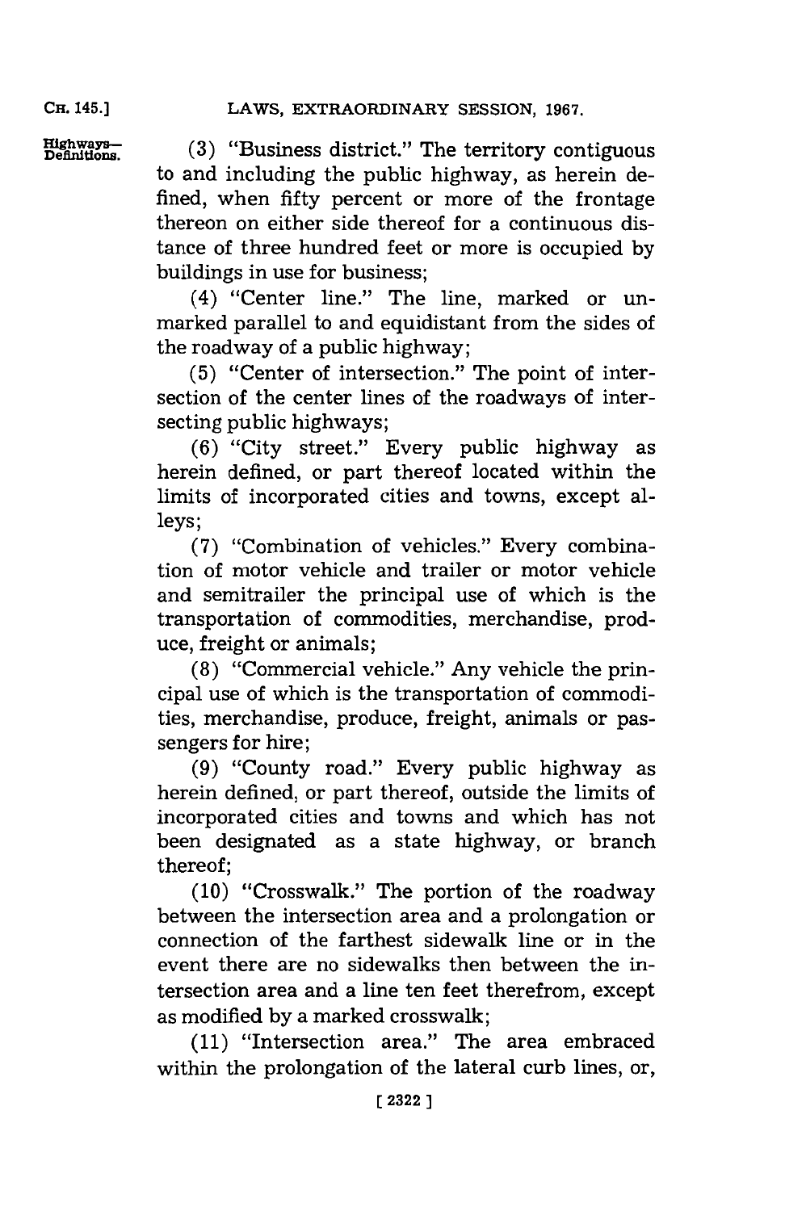Highways—Definitions.

(3) "Business district." The territory contiguous to and including the public highway, as herein defined, when fifty percent or more of the frontage thereon on either side thereof for a continuous distance of three hundred feet or more is occupied by buildings in use for business;

(4) "Center line." The line, marked or unmarked parallel to and equidistant from the sides of the roadway of a public highway;

(5) "Center of intersection." The point of intersection of the center lines of the roadways of intersecting public highways;

(6) "City street." Every public highway as herein defined, or part thereof located within the limits of incorporated cities and towns, except alleys;

(7) "Combination of vehicles." Every combination of motor vehicle and trailer or motor vehicle and semitrailer the principal use of which is the transportation of commodities, merchandise, produce, freight or animals;

(8) "Commercial vehicle." Any vehicle the principal use of which is the transportation of commodities, merchandise, produce, freight, animals or passengers for hire;

(9) "County road." Every public highway as herein defined, or part thereof, outside the limits of incorporated cities and towns and which has not been designated as a state highway, or branch thereof;

(10) "Crosswalk." The portion of the roadway between the intersection area and a prolongation or connection of the farthest sidewalk line or in the event there are no sidewalks then between the intersection area and a line ten feet therefrom, except as modified by a marked crosswalk;

(11) "Intersection area." The area embraced within the prolongation of the lateral curb lines, or,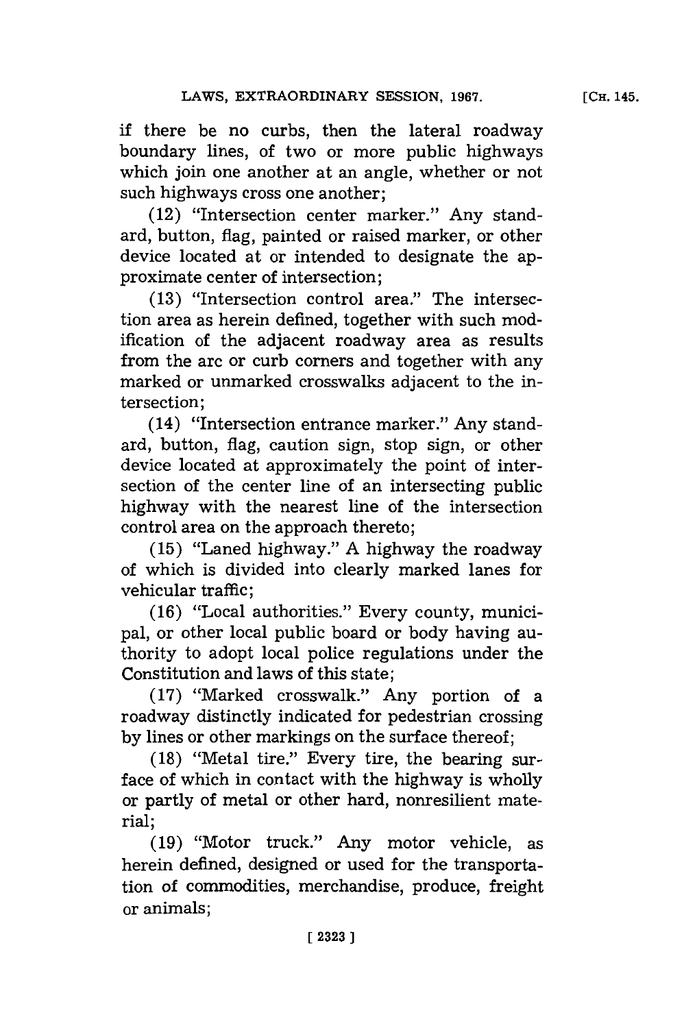if there be no curbs, then the lateral roadway boundary lines, of two or more public highways which join one another at an angle, whether or not such highways cross one another;

(12) "Intersection center marker." Any standard, button, flag, painted or raised marker, or other device located at or intended to designate the approximate center of intersection;

(13) "Intersection control area." The intersection area as herein defined, together with such modification of the adjacent roadway area as results from the arc or curb corners and together with any marked or unmarked crosswalks adjacent to the intersection;

(14) "Intersection entrance marker." Any standard, button, flag, caution sign, stop sign, or other device located at approximately the point of intersection of the center line of an intersecting public highway with the nearest line of the intersection control area on the approach thereto;

(15) "Laned highway." A highway the roadway of which is divided into clearly marked lanes for vehicular traffic;

(16) "Local authorities." Every county, municipal, or other local public board or body having authority to adopt local police regulations under the Constitution and laws of this state;

(17) "Marked crosswalk." Any portion of a roadway distinctly indicated for pedestrian crossing by lines or other markings on the surface thereof;

(18) "Metal tire." Every tire, the bearing surface of which in contact with the highway is wholly or partly of metal or other hard, nonresilient material;

(19) "Motor truck." Any motor vehicle, as herein defined, designed or used for the transportation of commodities, merchandise, produce, freight or animals;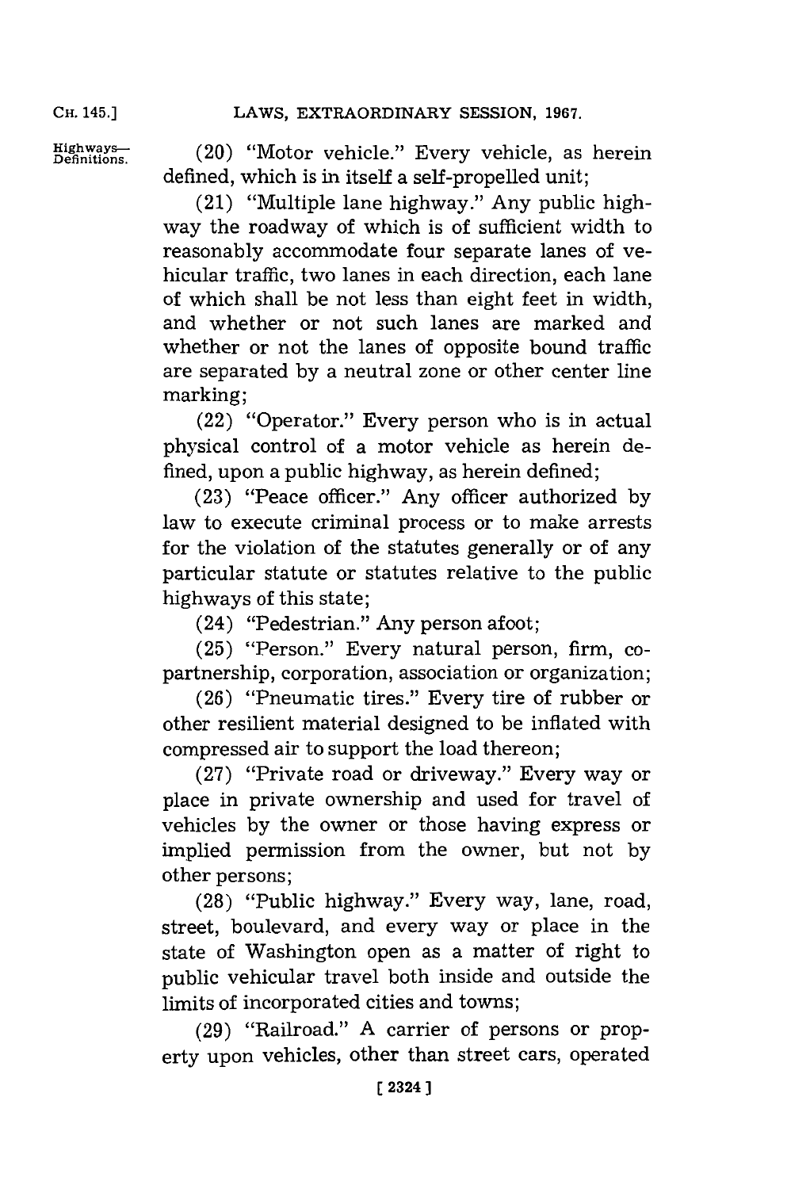Highways—Definitions.

(20) "Motor vehicle." Every vehicle, as herein defined, which is in itself a self-propelled unit;

(21) "Multiple lane highway." Any public highway the roadway of which is of sufficient width to reasonably accommodate four separate lanes of vehicular traffic, two lanes in each direction, each lane of which shall be not less than eight feet in width, and whether or not such lanes are marked and whether or not the lanes of opposite bound traffic are separated by a neutral zone or other center line marking;

(22) "Operator." Every person who is in actual physical control of a motor vehicle as herein defined, upon a public highway, as herein defined;

(23) "Peace officer." Any officer authorized by law to execute criminal process or to make arrests for the violation of the statutes generally or of any particular statute or statutes relative to the public highways of this state;

(24) "Pedestrian." Any person afoot;

(25) "Person." Every natural person, firm, copartnership, corporation, association or organization;

(26) "Pneumatic tires." Every tire of rubber or other resilient material designed to be inflated with compressed air to support the load thereon;

(27) "Private road or driveway." Every way or place in private ownership and used for travel of vehicles by the owner or those having express or implied permission from the owner, but not by other persons;

(28) "Public highway." Every way, lane, road, street, boulevard, and every way or place in the state of Washington open as a matter of right to public vehicular travel both inside and outside the limits of incorporated cities and towns;

(29) "Railroad." A carrier of persons or property upon vehicles, other than street cars, operated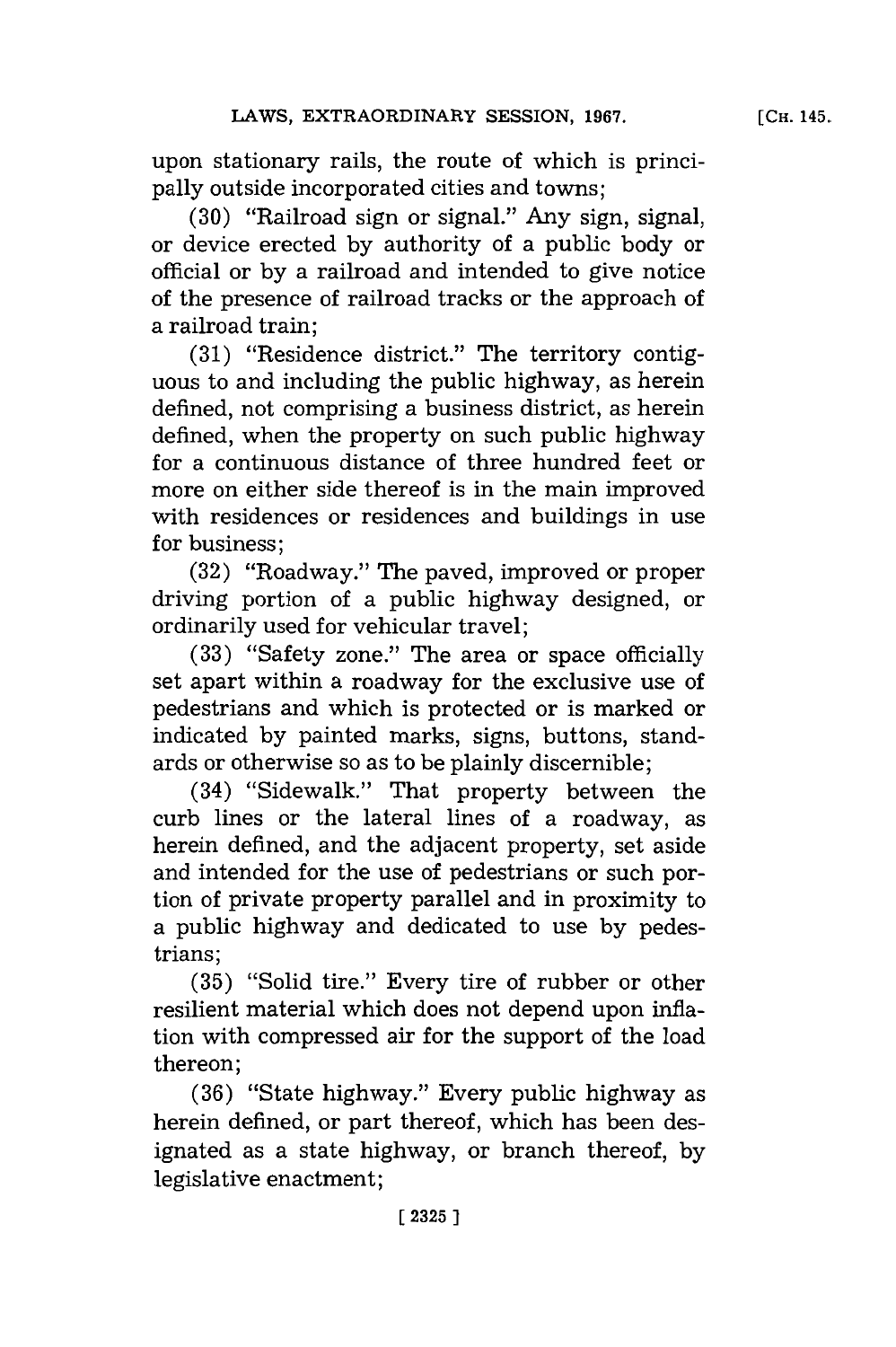upon stationary rails, the route of which is principally outside incorporated cities and towns;

(30) "Railroad sign or signal." Any sign, signal, or device erected by authority of a public body or official or by a railroad and intended to give notice of the presence of railroad tracks or the approach of a railroad train;

(31) "Residence district." The territory contiguous to and including the public highway, as herein defined, not comprising a business district, as herein defined, when the property on such public highway for a continuous distance of three hundred feet or more on either side thereof is in the main improved with residences or residences and buildings in use for business;

(32) "Roadway." The paved, improved or proper driving portion of a public highway designed, or ordinarily used for vehicular travel;

(33) "Safety zone." The area or space officially set apart within a roadway for the exclusive use of pedestrians and which is protected or is marked or indicated by painted marks, signs, buttons, standards or otherwise so as to be plainly discernible;

(34) "Sidewalk." That property between the curb lines or the lateral lines of a roadway, as herein defined, and the adjacent property, set aside and intended for the use of pedestrians or such portion of private property parallel and in proximity to a public highway and dedicated to use by pedestrians;

(35) "Solid tire." Every tire of rubber or other resilient material which does not depend upon inflation with compressed air for the support of the load thereon;

(36) "State highway." Every public highway as herein defined, or part thereof, which has been designated as a state highway, or branch thereof, by legislative enactment;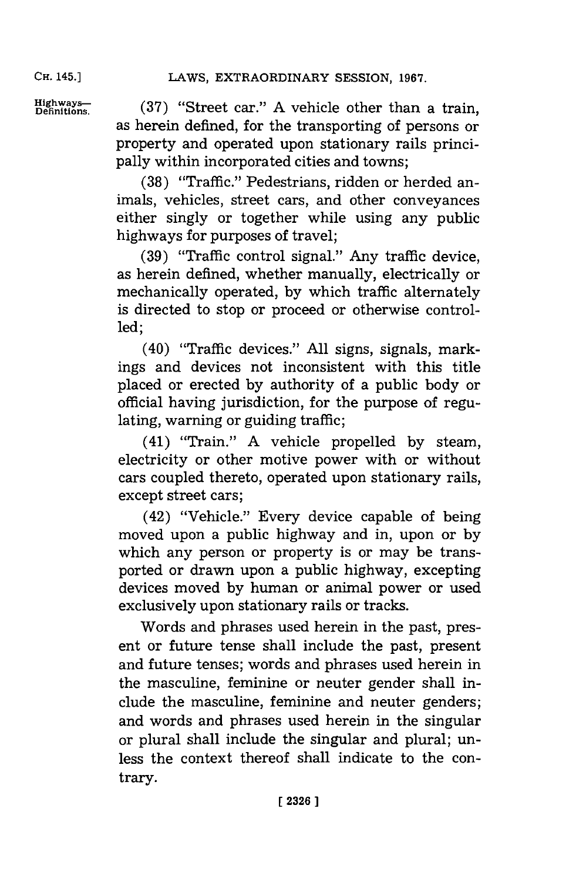Highways—Definitions.

(37) "Street car." A vehicle other than a train, as herein defined, for the transporting of persons or property and operated upon stationary rails principally within incorporated cities and towns;

(38) "Traffic." Pedestrians, ridden or herded animals, vehicles, street cars, and other conveyances either singly or together while using any public highways for purposes of travel;

(39) "Traffic control signal." Any traffic device, as herein defined, whether manually, electrically or mechanically operated, by which traffic alternately is directed to stop or proceed or otherwise controlled;

(40) "Traffic devices." All signs, signals, markings and devices not inconsistent with this title placed or erected by authority of a public body or official having jurisdiction, for the purpose of regulating, warning or guiding traffic;

(41) "Train." A vehicle propelled by steam, electricity or other motive power with or without cars coupled thereto, operated upon stationary rails, except street cars;

(42) "Vehicle." Every device capable of being moved upon a public highway and in, upon or by which any person or property is or may be transported or drawn upon a public highway, excepting devices moved by human or animal power or used exclusively upon stationary rails or tracks.

Words and phrases used herein in the past, present or future tense shall include the past, present and future tenses; words and phrases used herein in the masculine, feminine or neuter gender shall include the masculine, feminine and neuter genders; and words and phrases used herein in the singular or plural shall include the singular and plural; unless the context thereof shall indicate to the contrary.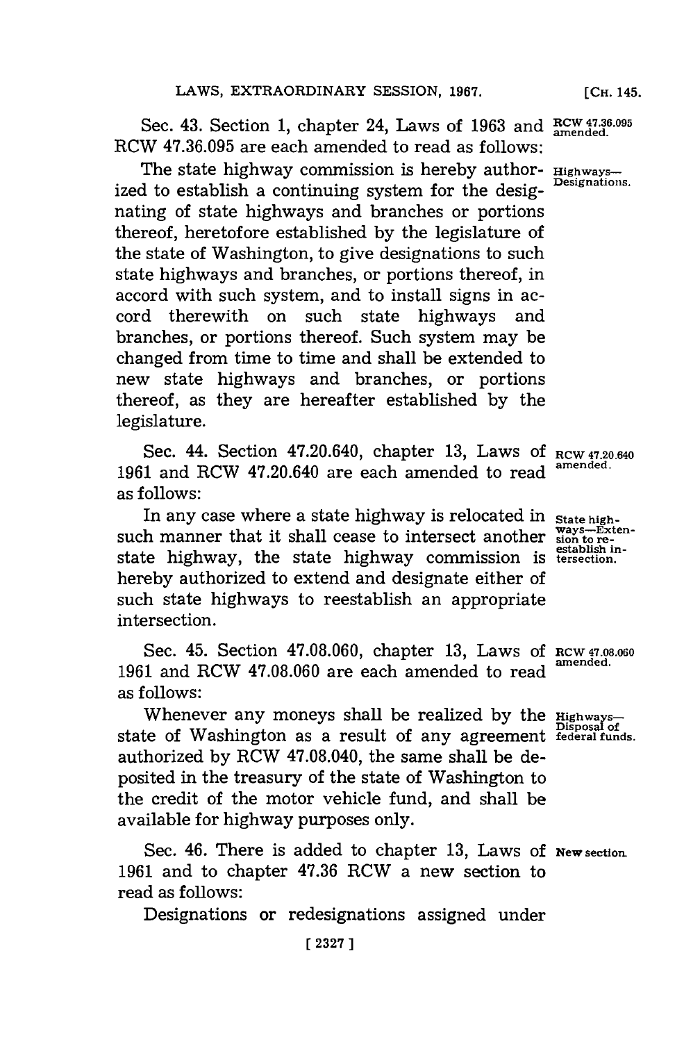Sec. 43. Section 1, chapter 24, Laws of 1963 and RCW 47.36.095 are each amended to read as follows:

*RCW 47.36.095 amended.*

*Highways—Designations.*

The state highway commission is hereby authorized to establish a continuing system for the designating of state highways and branches or portions thereof, heretofore established by the legislature of the state of Washington, to give designations to such state highways and branches, or portions thereof, in accord with such system, and to install signs in accord therewith on such state highways and branches, or portions thereof. Such system may be changed from time to time and shall be extended to new state highways and branches, or portions thereof, as they are hereafter established by the legislature.

Sec. 44. Section 47.20.640, chapter 13, Laws of 1961 and RCW 47.20.640 are each amended to read as follows:

*RCW 47.20.640 amended.*

*State highways—Extension to reestablish intersection.*

In any case where a state highway is relocated in such manner that it shall cease to intersect another state highway, the state highway commission is hereby authorized to extend and designate either of such state highways to reestablish an appropriate intersection.

Sec. 45. Section 47.08.060, chapter 13, Laws of 1961 and RCW 47.08.060 are each amended to read as follows:

*RCW 47.08.060 amended.*

*Highways—Disposal of federal funds.*

Whenever any moneys shall be realized by the state of Washington as a result of any agreement authorized by RCW 47.08.040, the same shall be deposited in the treasury of the state of Washington to the credit of the motor vehicle fund, and shall be available for highway purposes only.

Sec. 46. There is added to chapter 13, Laws of 1961 and to chapter 47.36 RCW a new section to read as follows:

*New section.*

Designations or redesignations assigned under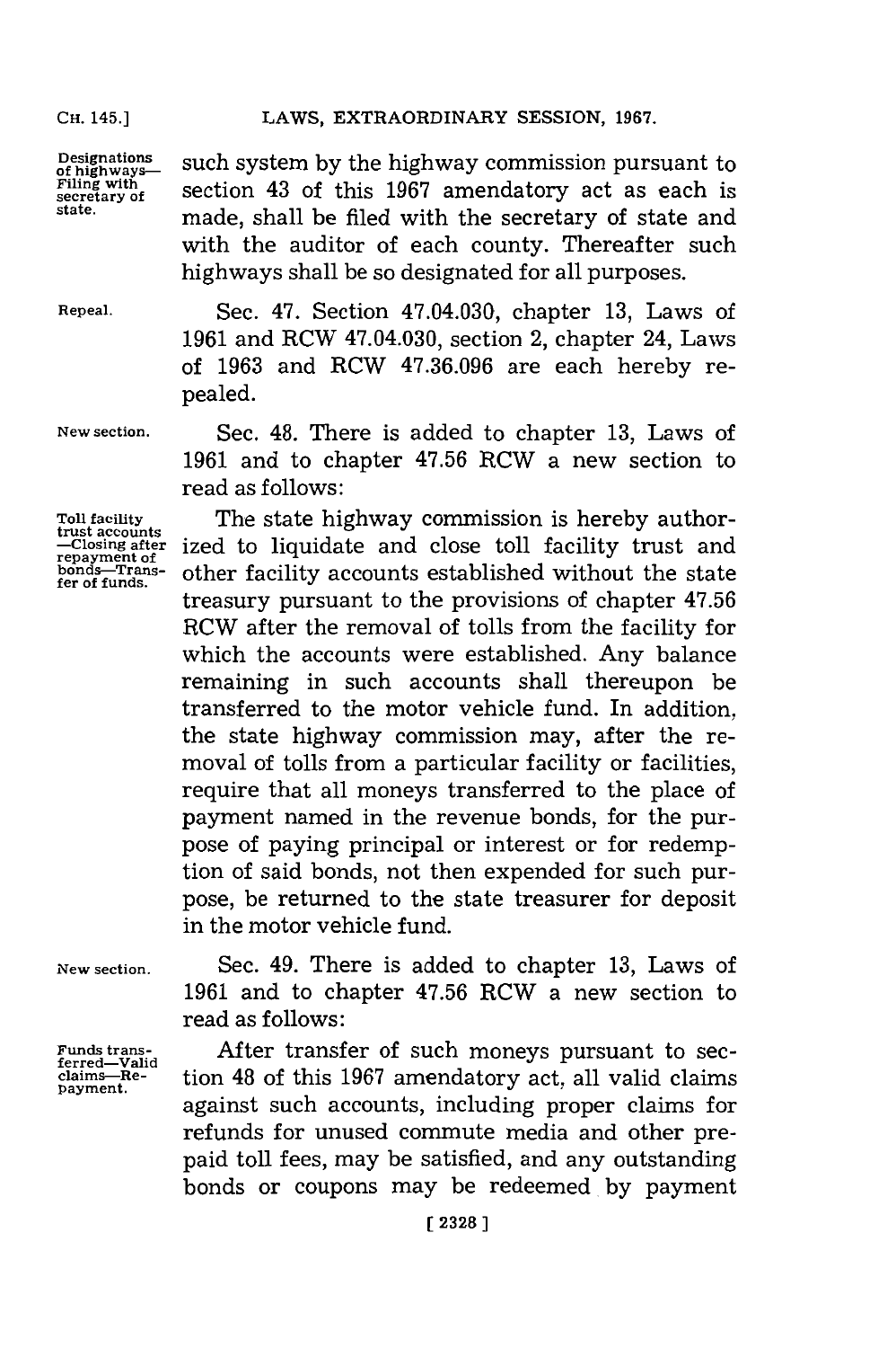**Designations of highways—Filing with secretary of state.** such system by the highway commission pursuant to section 43 of this 1967 amendatory act as each is made, shall be filed with the secretary of state and with the auditor of each county. Thereafter such highways shall be so designated for all purposes.

**Repeal.** Sec. 47. Section 47.04.030, chapter 13, Laws of 1961 and RCW 47.04.030, section 2, chapter 24, Laws of 1963 and RCW 47.36.096 are each hereby repealed.

**New section.** Sec. 48. There is added to chapter 13, Laws of 1961 and to chapter 47.56 RCW a new section to read as follows:

**Toll facility trust accounts —Closing after repayment of bonds—Transfer of funds.** The state highway commission is hereby authorized to liquidate and close toll facility trust and other facility accounts established without the state treasury pursuant to the provisions of chapter 47.56 RCW after the removal of tolls from the facility for which the accounts were established. Any balance remaining in such accounts shall thereupon be transferred to the motor vehicle fund. In addition, the state highway commission may, after the removal of tolls from a particular facility or facilities, require that all moneys transferred to the place of payment named in the revenue bonds, for the purpose of paying principal or interest or for redemption of said bonds, not then expended for such purpose, be returned to the state treasurer for deposit in the motor vehicle fund.

**New section.** Sec. 49. There is added to chapter 13, Laws of 1961 and to chapter 47.56 RCW a new section to read as follows:

**Funds transferred—Valid claims—Repayment.** After transfer of such moneys pursuant to section 48 of this 1967 amendatory act, all valid claims against such accounts, including proper claims for refunds for unused commute media and other prepaid toll fees, may be satisfied, and any outstanding bonds or coupons may be redeemed by payment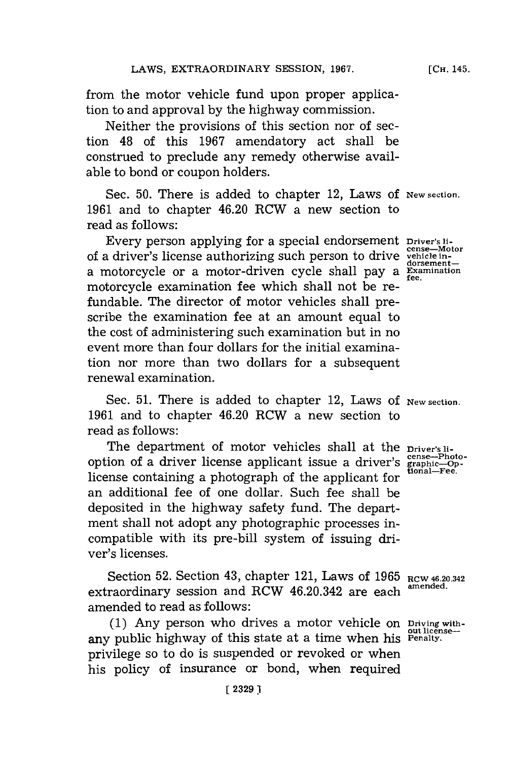from the motor vehicle fund upon proper application to and approval by the highway commission.

Neither the provisions of this section nor of section 48 of this 1967 amendatory act shall be construed to preclude any remedy otherwise available to bond or coupon holders.

Sec. 50. There is added to chapter 12, Laws of 1961 and to chapter 46.20 RCW a new section to read as follows:

New section.

Driver's license—Motor vehicle indorsement—Examination fee.

Every person applying for a special endorsement of a driver's license authorizing such person to drive a motorcycle or a motor-driven cycle shall pay a motorcycle examination fee which shall not be refundable. The director of motor vehicles shall prescribe the examination fee at an amount equal to the cost of administering such examination but in no event more than four dollars for the initial examination nor more than two dollars for a subsequent renewal examination.

Sec. 51. There is added to chapter 12, Laws of 1961 and to chapter 46.20 RCW a new section to read as follows:

New section.

Driver's license—Photographic—Optional—Fee.

The department of motor vehicles shall at the option of a driver license applicant issue a driver's license containing a photograph of the applicant for an additional fee of one dollar. Such fee shall be deposited in the highway safety fund. The department shall not adopt any photographic processes incompatible with its pre-bill system of issuing driver's licenses.

Section 52. Section 43, chapter 121, Laws of 1965 extraordinary session and RCW 46.20.342 are each amended to read as follows:

RCW 46.20.342 amended.

Driving without license—Penalty.

(1) Any person who drives a motor vehicle on any public highway of this state at a time when his privilege so to do is suspended or revoked or when his policy of insurance or bond, when required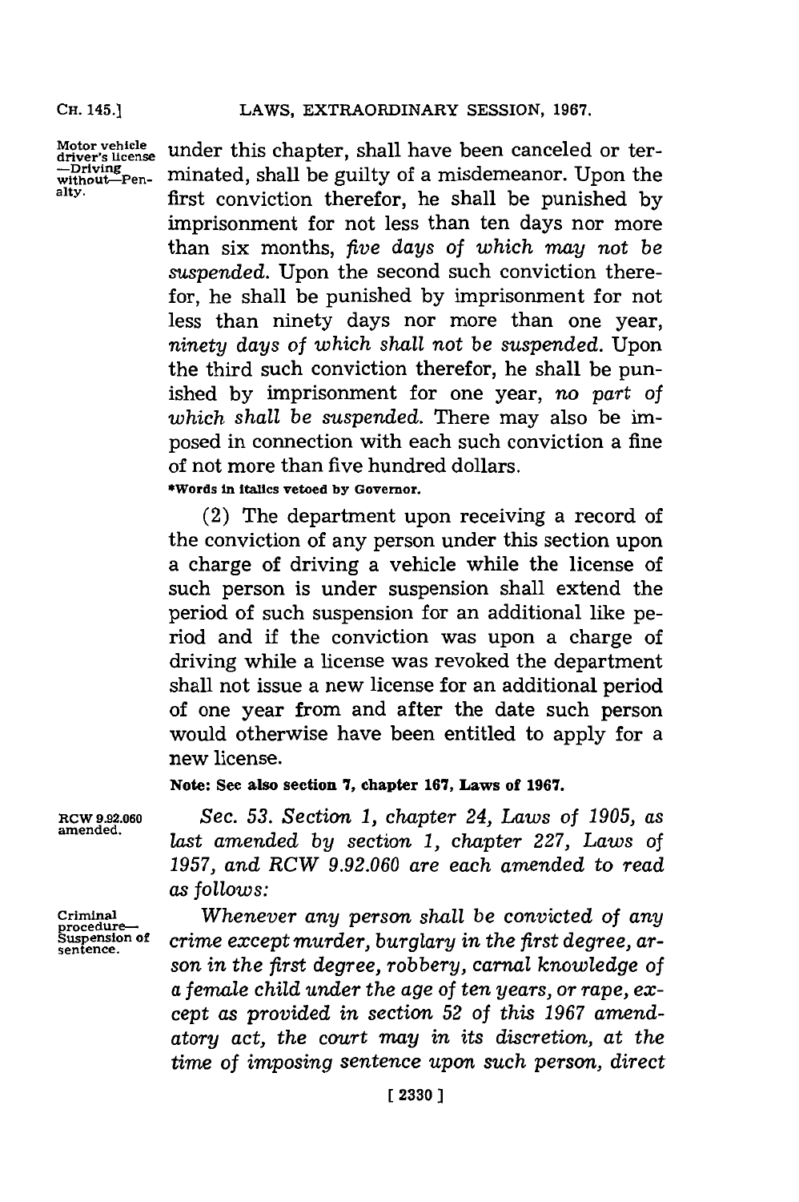under this chapter, shall have been canceled or terminated, shall be guilty of a misdemeanor. Upon the first conviction therefor, he shall be punished by imprisonment for not less than ten days nor more than six months, *five days of which may not be suspended.* Upon the second such conviction therefor, he shall be punished by imprisonment for not less than ninety days nor more than one year, *ninety days of which shall not be suspended.* Upon the third such conviction therefor, he shall be punished by imprisonment for one year, *no part of which shall be suspended.* There may also be imposed in connection with each such conviction a fine of not more than five hundred dollars.

**\*Words in italics vetoed by Governor.**

Motor vehicle driver's license —Driving without—Penalty.

(2) The department upon receiving a record of the conviction of any person under this section upon a charge of driving a vehicle while the license of such person is under suspension shall extend the period of such suspension for an additional like period and if the conviction was upon a charge of driving while a license was revoked the department shall not issue a new license for an additional period of one year from and after the date such person would otherwise have been entitled to apply for a new license.

**Note: See also section 7, chapter 167, Laws of 1967.**

RCW 9.92.060 amended.

*Sec. 53. Section 1, chapter 24, Laws of 1905, as last amended by section 1, chapter 227, Laws of 1957, and RCW 9.92.060 are each amended to read as follows:*

Criminal procedure— Suspension of sentence.

*Whenever any person shall be convicted of any crime except murder, burglary in the first degree, arson in the first degree, robbery, carnal knowledge of a female child under the age of ten years, or rape, except as provided in section 52 of this 1967 amendatory act, the court may in its discretion, at the time of imposing sentence upon such person, direct*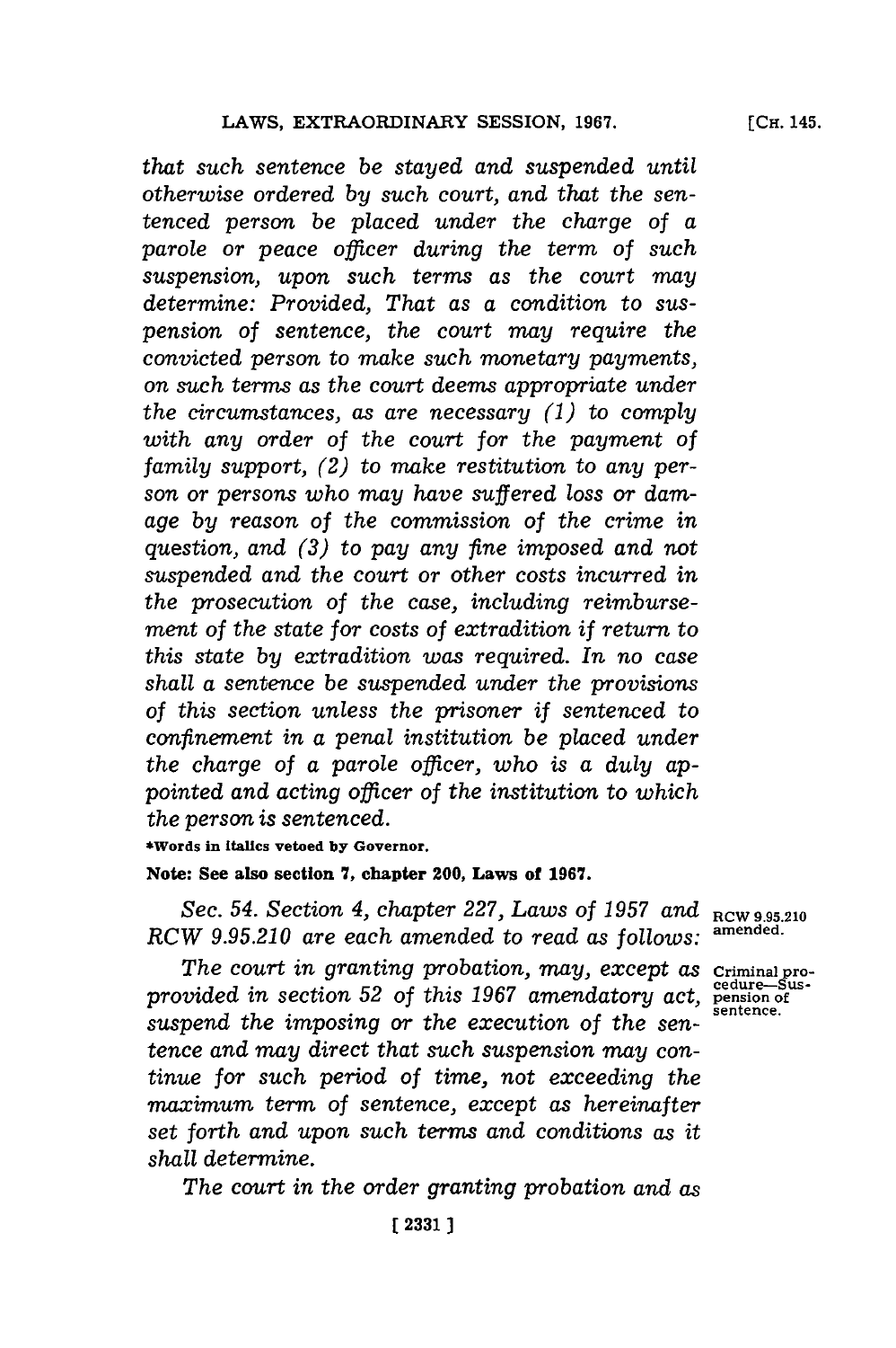*that such sentence be stayed and suspended until otherwise ordered by such court, and that the sentenced person be placed under the charge of a parole or peace officer during the term of such suspension, upon such terms as the court may determine: Provided, That as a condition to suspension of sentence, the court may require the convicted person to make such monetary payments, on such terms as the court deems appropriate under the circumstances, as are necessary (1) to comply with any order of the court for the payment of family support, (2) to make restitution to any person or persons who may have suffered loss or damage by reason of the commission of the crime in question, and (3) to pay any fine imposed and not suspended and the court or other costs incurred in the prosecution of the case, including reimbursement of the state for costs of extradition if return to this state by extradition was required. In no case shall a sentence be suspended under the provisions of this section unless the prisoner if sentenced to confinement in a penal institution be placed under the charge of a parole officer, who is a duly appointed and acting officer of the institution to which the person is sentenced.*

**\*Words in italics vetoed by Governor.**

**Note: See also section 7, chapter 200, Laws of 1967.**

RCW 9.95.210 amended.

*Sec. 54. Section 4, chapter 227, Laws of 1957 and RCW 9.95.210 are each amended to read as follows:*

Criminal procedure—Suspension of sentence.

*The court in granting probation, may, except as provided in section 52 of this 1967 amendatory act, suspend the imposing or the execution of the sentence and may direct that such suspension may continue for such period of time, not exceeding the maximum term of sentence, except as hereinafter set forth and upon such terms and conditions as it shall determine.*

*The court in the order granting probation and as*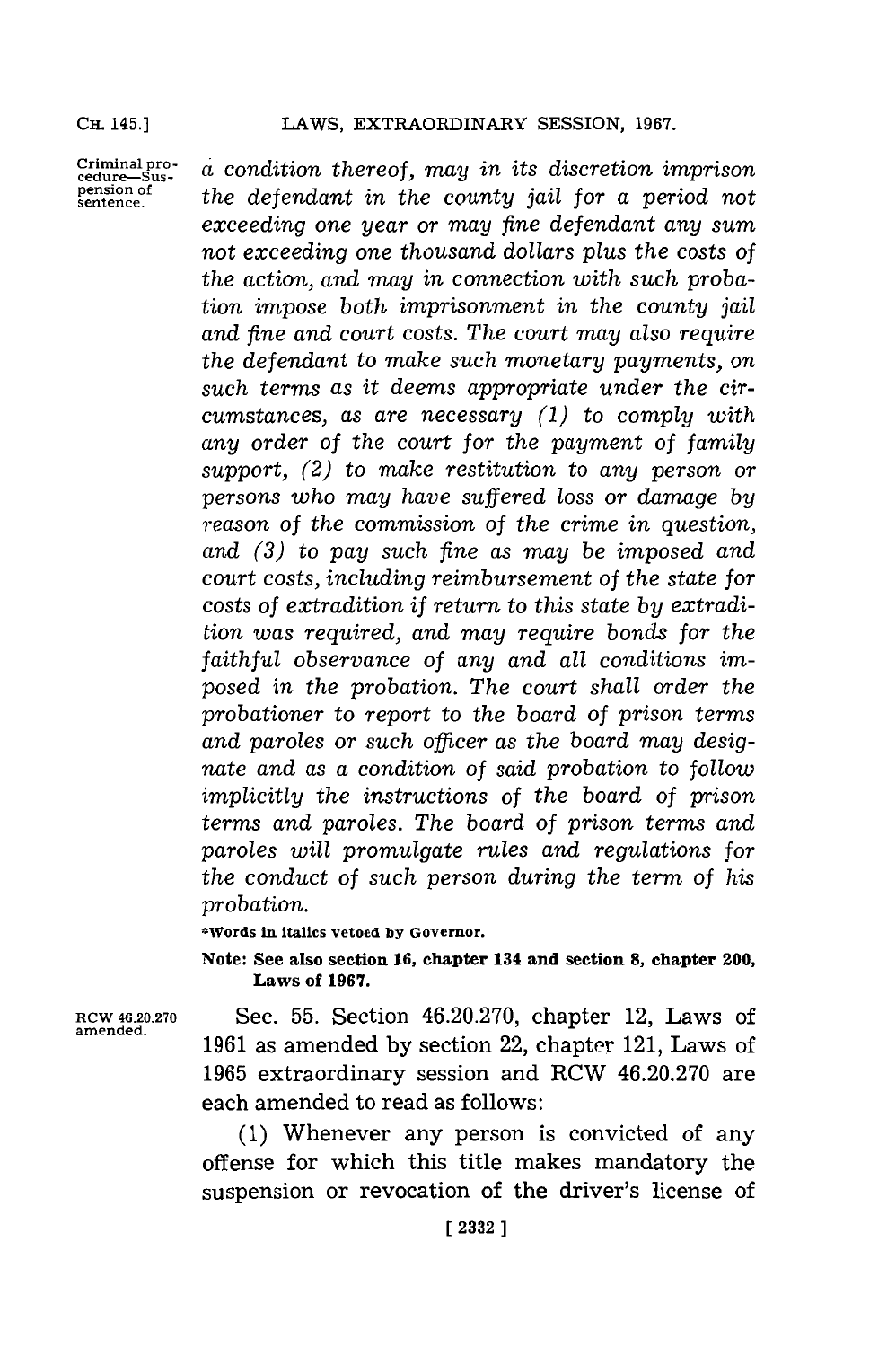*a condition thereof, may in its discretion imprison the defendant in the county jail for a period not exceeding one year or may fine defendant any sum not exceeding one thousand dollars plus the costs of the action, and may in connection with such probation impose both imprisonment in the county jail and fine and court costs. The court may also require the defendant to make such monetary payments, on such terms as it deems appropriate under the circumstances, as are necessary (1) to comply with any order of the court for the payment of family support, (2) to make restitution to any person or persons who may have suffered loss or damage by reason of the commission of the crime in question, and (3) to pay such fine as may be imposed and court costs, including reimbursement of the state for costs of extradition if return to this state by extradition was required, and may require bonds for the faithful observance of any and all conditions imposed in the probation. The court shall order the probationer to report to the board of prison terms and paroles or such officer as the board may designate and as a condition of said probation to follow implicitly the instructions of the board of prison terms and paroles. The board of prison terms and paroles will promulgate rules and regulations for the conduct of such person during the term of his probation.*

*Words in italics vetoed by Governor.

**Note: See also section 16, chapter 134 and section 8, chapter 200, Laws of 1967.**

Sec. 55. Section 46.20.270, chapter 12, Laws of 1961 as amended by section 22, chapter 121, Laws of 1965 extraordinary session and RCW 46.20.270 are each amended to read as follows:

(1) Whenever any person is convicted of any offense for which this title makes mandatory the suspension or revocation of the driver's license of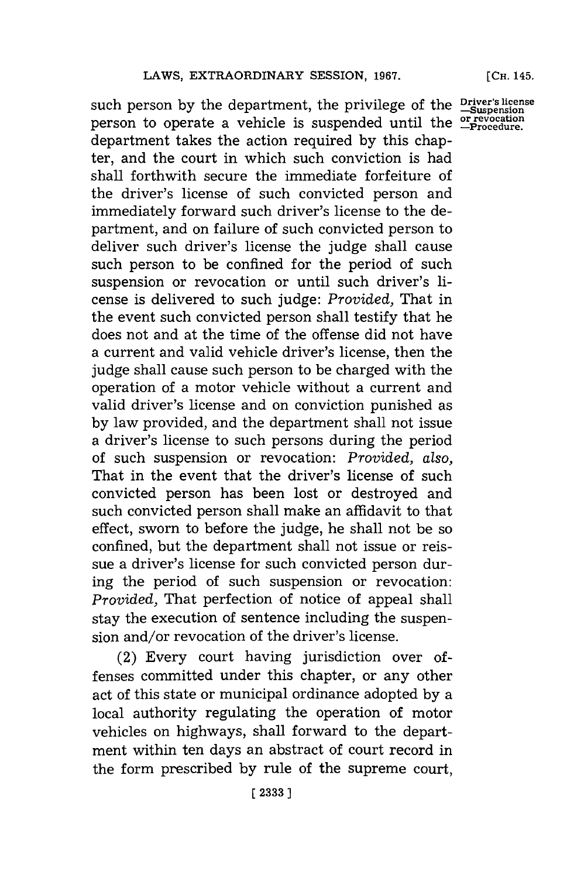such person by the department, the privilege of the person to operate a vehicle is suspended until the department takes the action required by this chapter, and the court in which such conviction is had shall forthwith secure the immediate forfeiture of the driver's license of such convicted person and immediately forward such driver's license to the department, and on failure of such convicted person to deliver such driver's license the judge shall cause such person to be confined for the period of such suspension or revocation or until such driver's license is delivered to such judge: *Provided,* That in the event such convicted person shall testify that he does not and at the time of the offense did not have a current and valid vehicle driver's license, then the judge shall cause such person to be charged with the operation of a motor vehicle without a current and valid driver's license and on conviction punished as by law provided, and the department shall not issue a driver's license to such persons during the period of such suspension or revocation: *Provided, also,* That in the event that the driver's license of such convicted person has been lost or destroyed and such convicted person shall make an affidavit to that effect, sworn to before the judge, he shall not be so confined, but the department shall not issue or reissue a driver's license for such convicted person during the period of such suspension or revocation: *Provided,* That perfection of notice of appeal shall stay the execution of sentence including the suspension and/or revocation of the driver's license.

Driver's license —Suspension or revocation —Procedure.

(2) Every court having jurisdiction over offenses committed under this chapter, or any other act of this state or municipal ordinance adopted by a local authority regulating the operation of motor vehicles on highways, shall forward to the department within ten days an abstract of court record in the form prescribed by rule of the supreme court,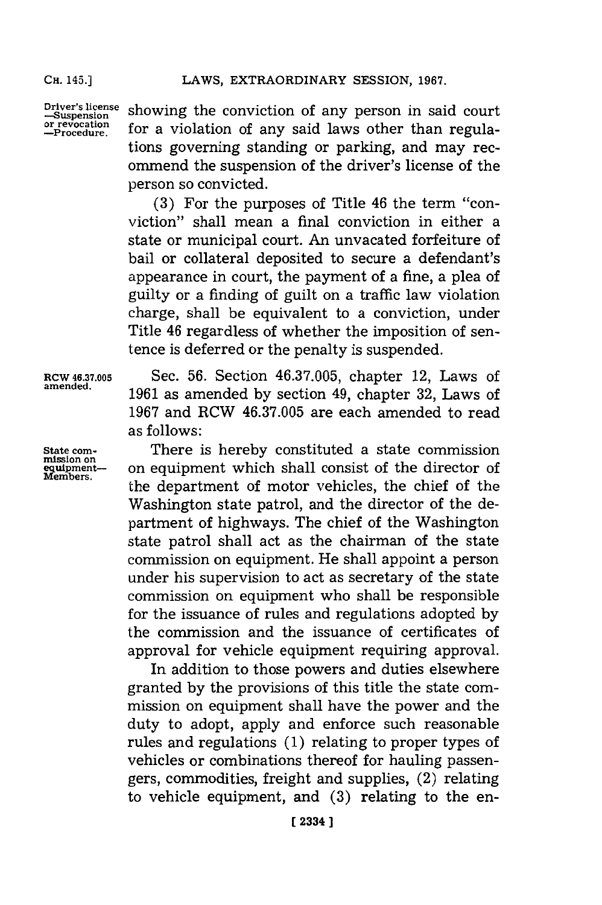Driver's license —Suspension or revocation —Procedure.

showing the conviction of any person in said court for a violation of any said laws other than regulations governing standing or parking, and may recommend the suspension of the driver's license of the person so convicted.

(3) For the purposes of Title 46 the term "conviction" shall mean a final conviction in either a state or municipal court. An unvacated forfeiture of bail or collateral deposited to secure a defendant's appearance in court, the payment of a fine, a plea of guilty or a finding of guilt on a traffic law violation charge, shall be equivalent to a conviction, under Title 46 regardless of whether the imposition of sentence is deferred or the penalty is suspended.

RCW 46.37.005 amended.

Sec. 56. Section 46.37.005, chapter 12, Laws of 1961 as amended by section 49, chapter 32, Laws of 1967 and RCW 46.37.005 are each amended to read as follows:

State commission on equipment—Members.

There is hereby constituted a state commission on equipment which shall consist of the director of the department of motor vehicles, the chief of the Washington state patrol, and the director of the department of highways. The chief of the Washington state patrol shall act as the chairman of the state commission on equipment. He shall appoint a person under his supervision to act as secretary of the state commission on equipment who shall be responsible for the issuance of rules and regulations adopted by the commission and the issuance of certificates of approval for vehicle equipment requiring approval.

In addition to those powers and duties elsewhere granted by the provisions of this title the state commission on equipment shall have the power and the duty to adopt, apply and enforce such reasonable rules and regulations (1) relating to proper types of vehicles or combinations thereof for hauling passengers, commodities, freight and supplies, (2) relating to vehicle equipment, and (3) relating to the en-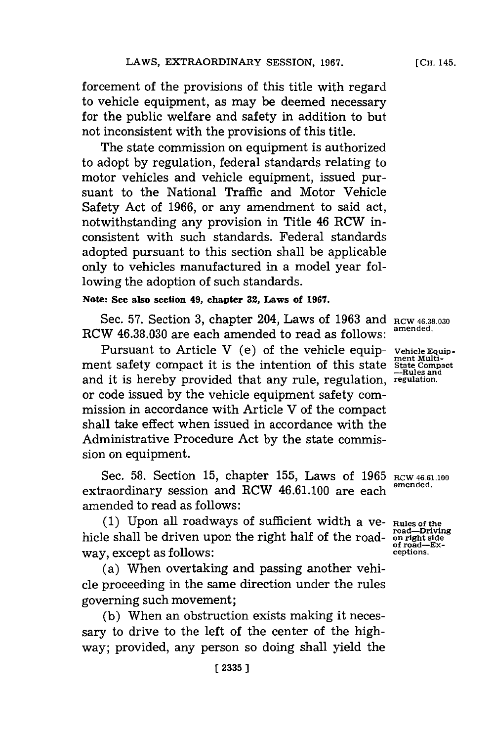forcement of the provisions of this title with regard to vehicle equipment, as may be deemed necessary for the public welfare and safety in addition to but not inconsistent with the provisions of this title.

The state commission on equipment is authorized to adopt by regulation, federal standards relating to motor vehicles and vehicle equipment, issued pursuant to the National Traffic and Motor Vehicle Safety Act of 1966, or any amendment to said act, notwithstanding any provision in Title 46 RCW inconsistent with such standards. Federal standards adopted pursuant to this section shall be applicable only to vehicles manufactured in a model year following the adoption of such standards.

**Note: See also section 49, chapter 32, Laws of 1967.**

Sec. 57. Section 3, chapter 204, Laws of 1963 and RCW 46.38.030 are each amended to read as follows:

RCW 46.38.030 amended.

Vehicle Equipment Multi-State Compact —Rules and regulation.

Pursuant to Article V (e) of the vehicle equipment safety compact it is the intention of this state and it is hereby provided that any rule, regulation, or code issued by the vehicle equipment safety commission in accordance with Article V of the compact shall take effect when issued in accordance with the Administrative Procedure Act by the state commission on equipment.

Sec. 58. Section 15, chapter 155, Laws of 1965 extraordinary session and RCW 46.61.100 are each amended to read as follows:

RCW 46.61.100 amended.

Rules of the road—Driving on right side of road—Exceptions.

(1) Upon all roadways of sufficient width a vehicle shall be driven upon the right half of the roadway, except as follows:

(a) When overtaking and passing another vehicle proceeding in the same direction under the rules governing such movement;

(b) When an obstruction exists making it necessary to drive to the left of the center of the highway; provided, any person so doing shall yield the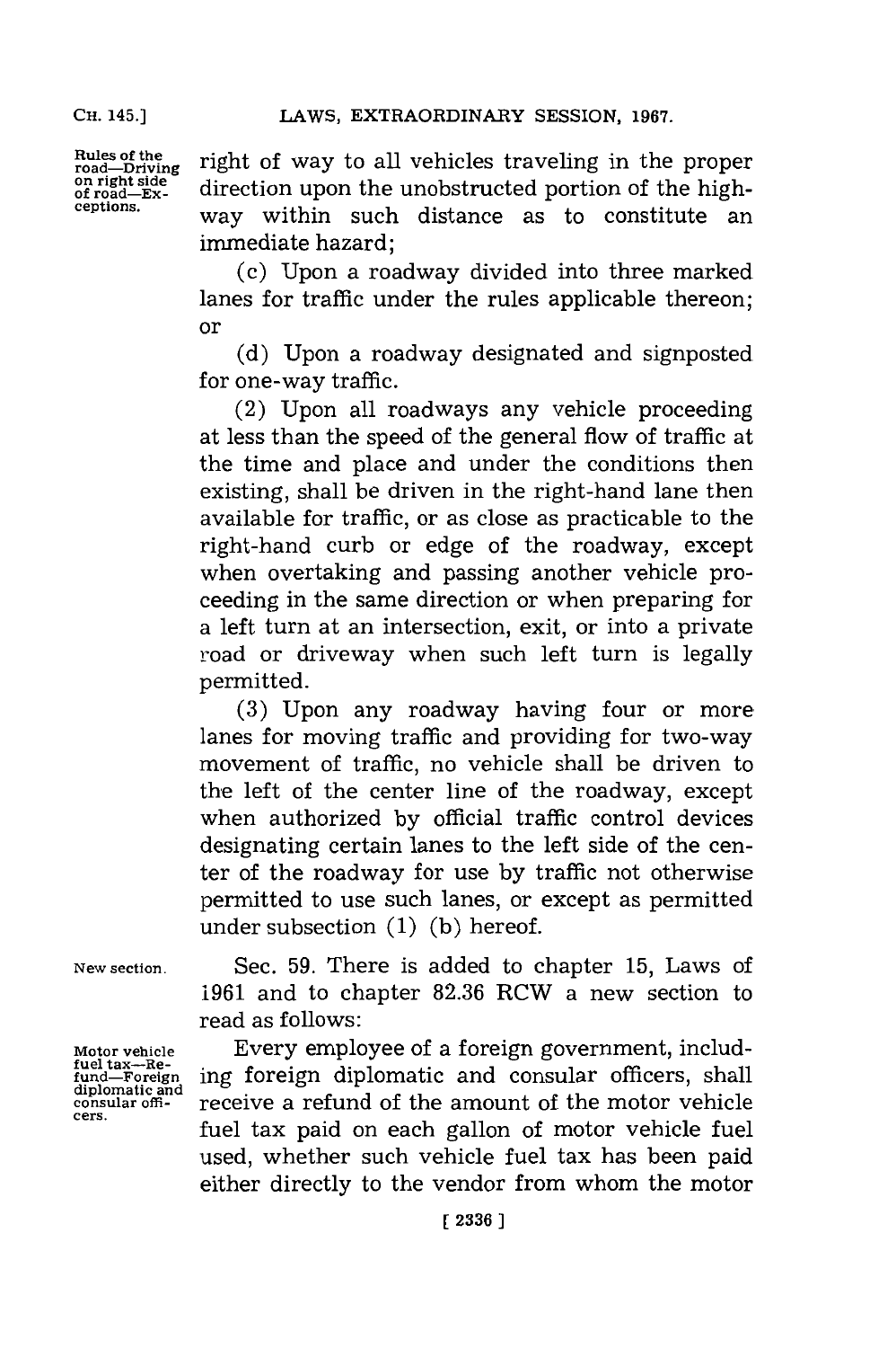Rules of the road—Driving on right side of road—Exceptions.

right of way to all vehicles traveling in the proper direction upon the unobstructed portion of the highway within such distance as to constitute an immediate hazard;

(c) Upon a roadway divided into three marked lanes for traffic under the rules applicable thereon; or

(d) Upon a roadway designated and signposted for one-way traffic.

(2) Upon all roadways any vehicle proceeding at less than the speed of the general flow of traffic at the time and place and under the conditions then existing, shall be driven in the right-hand lane then available for traffic, or as close as practicable to the right-hand curb or edge of the roadway, except when overtaking and passing another vehicle proceeding in the same direction or when preparing for a left turn at an intersection, exit, or into a private road or driveway when such left turn is legally permitted.

(3) Upon any roadway having four or more lanes for moving traffic and providing for two-way movement of traffic, no vehicle shall be driven to the left of the center line of the roadway, except when authorized by official traffic control devices designating certain lanes to the left side of the center of the roadway for use by traffic not otherwise permitted to use such lanes, or except as permitted under subsection (1) (b) hereof.

New section.

Sec. 59. There is added to chapter 15, Laws of 1961 and to chapter 82.36 RCW a new section to read as follows:

Motor vehicle fuel tax—Refund—Foreign diplomatic and consular officers.

Every employee of a foreign government, including foreign diplomatic and consular officers, shall receive a refund of the amount of the motor vehicle fuel tax paid on each gallon of motor vehicle fuel used, whether such vehicle fuel tax has been paid either directly to the vendor from whom the motor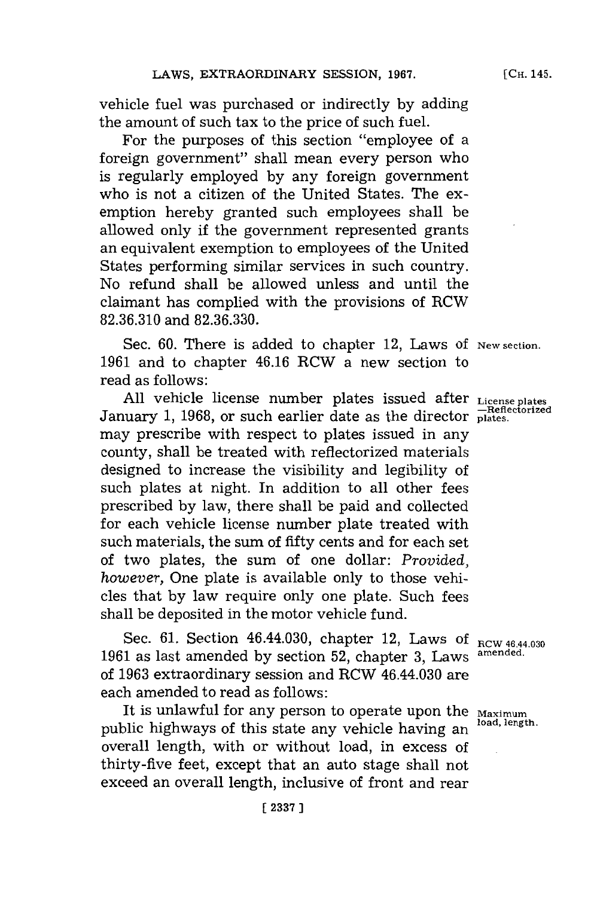vehicle fuel was purchased or indirectly by adding the amount of such tax to the price of such fuel.

For the purposes of this section "employee of a foreign government" shall mean every person who is regularly employed by any foreign government who is not a citizen of the United States. The exemption hereby granted such employees shall be allowed only if the government represented grants an equivalent exemption to employees of the United States performing similar services in such country. No refund shall be allowed unless and until the claimant has complied with the provisions of RCW 82.36.310 and 82.36.330.

Sec. 60. There is added to chapter 12, Laws of 1961 and to chapter 46.16 RCW a new section to read as follows:

New section.

License plates —Reflectorized plates.

All vehicle license number plates issued after January 1, 1968, or such earlier date as the director may prescribe with respect to plates issued in any county, shall be treated with reflectorized materials designed to increase the visibility and legibility of such plates at night. In addition to all other fees prescribed by law, there shall be paid and collected for each vehicle license number plate treated with such materials, the sum of fifty cents and for each set of two plates, the sum of one dollar: *Provided, however,* One plate is available only to those vehicles that by law require only one plate. Such fees shall be deposited in the motor vehicle fund.

Sec. 61. Section 46.44.030, chapter 12, Laws of 1961 as last amended by section 52, chapter 3, Laws of 1963 extraordinary session and RCW 46.44.030 are each amended to read as follows:

RCW 46.44.030 amended.

Maximum load, length.

It is unlawful for any person to operate upon the public highways of this state any vehicle having an overall length, with or without load, in excess of thirty-five feet, except that an auto stage shall not exceed an overall length, inclusive of front and rear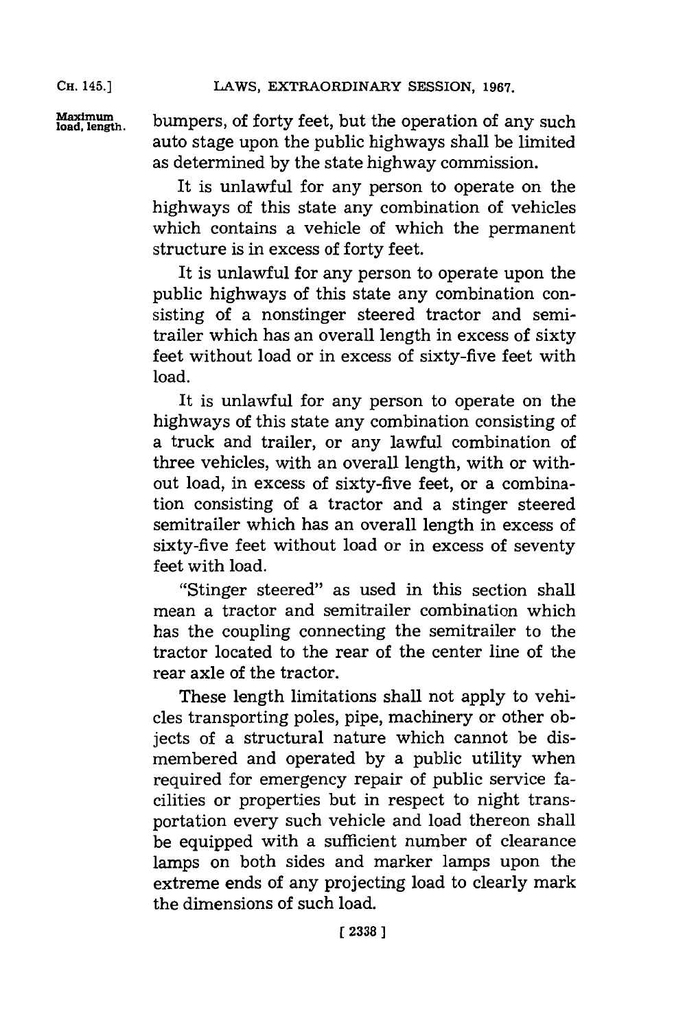Maximum load, length.

bumpers, of forty feet, but the operation of any such auto stage upon the public highways shall be limited as determined by the state highway commission.

It is unlawful for any person to operate on the highways of this state any combination of vehicles which contains a vehicle of which the permanent structure is in excess of forty feet.

It is unlawful for any person to operate upon the public highways of this state any combination consisting of a nonstinger steered tractor and semitrailer which has an overall length in excess of sixty feet without load or in excess of sixty-five feet with load.

It is unlawful for any person to operate on the highways of this state any combination consisting of a truck and trailer, or any lawful combination of three vehicles, with an overall length, with or without load, in excess of sixty-five feet, or a combination consisting of a tractor and a stinger steered semitrailer which has an overall length in excess of sixty-five feet without load or in excess of seventy feet with load.

"Stinger steered" as used in this section shall mean a tractor and semitrailer combination which has the coupling connecting the semitrailer to the tractor located to the rear of the center line of the rear axle of the tractor.

These length limitations shall not apply to vehicles transporting poles, pipe, machinery or other objects of a structural nature which cannot be dismembered and operated by a public utility when required for emergency repair of public service facilities or properties but in respect to night transportation every such vehicle and load thereon shall be equipped with a sufficient number of clearance lamps on both sides and marker lamps upon the extreme ends of any projecting load to clearly mark the dimensions of such load.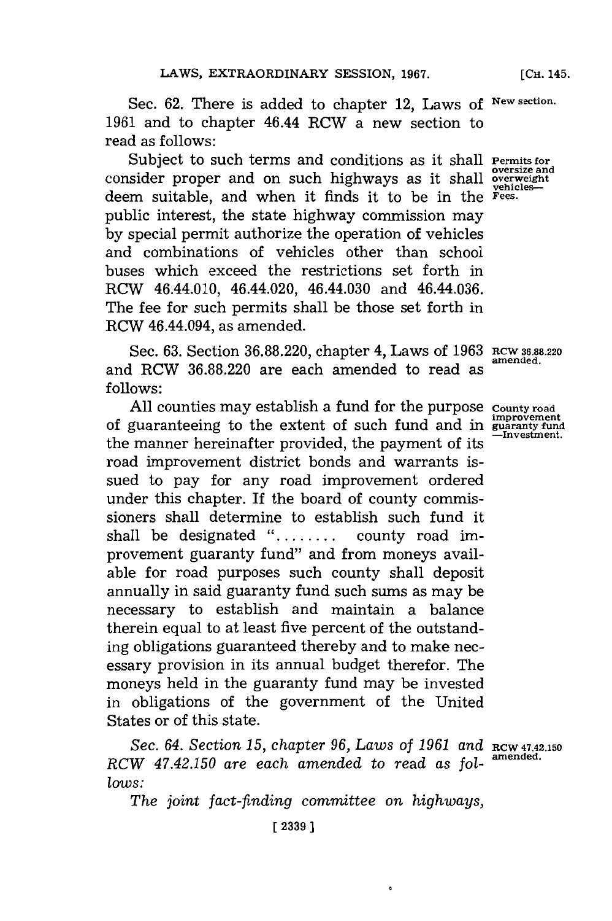Sec. 62. There is added to chapter 12, Laws of 1961 and to chapter 46.44 RCW a new section to read as follows:

**New section.**

Subject to such terms and conditions as it shall consider proper and on such highways as it shall deem suitable, and when it finds it to be in the public interest, the state highway commission may by special permit authorize the operation of vehicles and combinations of vehicles other than school buses which exceed the restrictions set forth in RCW 46.44.010, 46.44.020, 46.44.030 and 46.44.036. The fee for such permits shall be those set forth in RCW 46.44.094, as amended.

**Permits for oversize and overweight vehicles—Fees.**

Sec. 63. Section 36.88.220, chapter 4, Laws of 1963 and RCW 36.88.220 are each amended to read as follows:

**RCW 36.88.220 amended.**

All counties may establish a fund for the purpose of guaranteeing to the extent of such fund and in the manner hereinafter provided, the payment of its road improvement district bonds and warrants issued to pay for any road improvement ordered under this chapter. If the board of county commissioners shall determine to establish such fund it shall be designated "........ county road improvement guaranty fund" and from moneys available for road purposes such county shall deposit annually in said guaranty fund such sums as may be necessary to establish and maintain a balance therein equal to at least five percent of the outstanding obligations guaranteed thereby and to make necessary provision in its annual budget therefor. The moneys held in the guaranty fund may be invested in obligations of the government of the United States or of this state.

**County road improvement guaranty fund—Investment.**

*Sec. 64. Section 15, chapter 96, Laws of 1961 and RCW 47.42.150 are each amended to read as follows:*

**RCW 47.42.150 amended.**

*The joint fact-finding committee on highways,*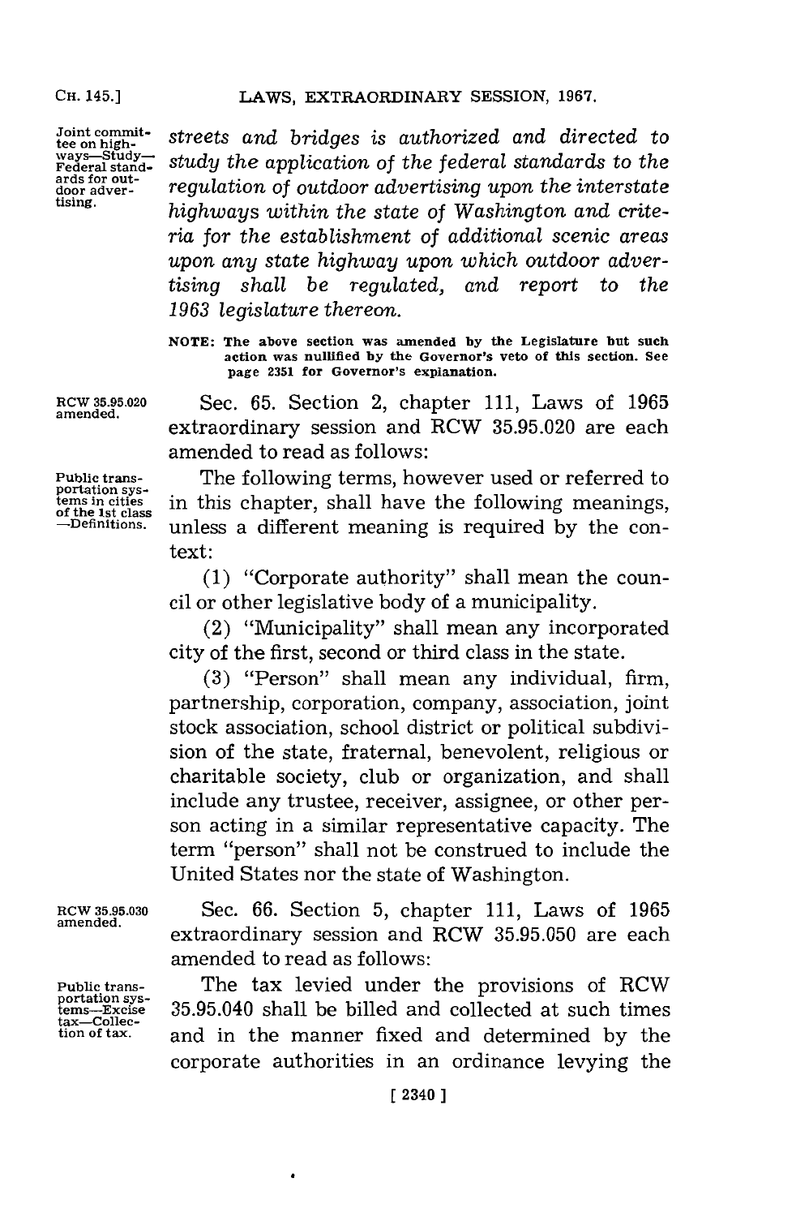*streets and bridges is authorized and directed to study the application of the federal standards to the regulation of outdoor advertising upon the interstate highways within the state of Washington and criteria for the establishment of additional scenic areas upon any state highway upon which outdoor advertising shall be regulated, and report to the 1963 legislature thereon.*

Joint committee on highways—Study—Federal standards for outdoor advertising.

**NOTE: The above section was amended by the Legislature but such action was nullified by the Governor's veto of this section. See page 2351 for Governor's explanation.**

RCW 35.95.020 amended.

Sec. 65. Section 2, chapter 111, Laws of 1965 extraordinary session and RCW 35.95.020 are each amended to read as follows:

Public transportation systems in cities of the 1st class —Definitions.

The following terms, however used or referred to in this chapter, shall have the following meanings, unless a different meaning is required by the context:

(1) "Corporate authority" shall mean the council or other legislative body of a municipality.

(2) "Municipality" shall mean any incorporated city of the first, second or third class in the state.

(3) "Person" shall mean any individual, firm, partnership, corporation, company, association, joint stock association, school district or political subdivision of the state, fraternal, benevolent, religious or charitable society, club or organization, and shall include any trustee, receiver, assignee, or other person acting in a similar representative capacity. The term "person" shall not be construed to include the United States nor the state of Washington.

RCW 35.95.030 amended.

Sec. 66. Section 5, chapter 111, Laws of 1965 extraordinary session and RCW 35.95.050 are each amended to read as follows:

Public transportation systems—Excise tax—Collection of tax.

The tax levied under the provisions of RCW 35.95.040 shall be billed and collected at such times and in the manner fixed and determined by the corporate authorities in an ordinance levying the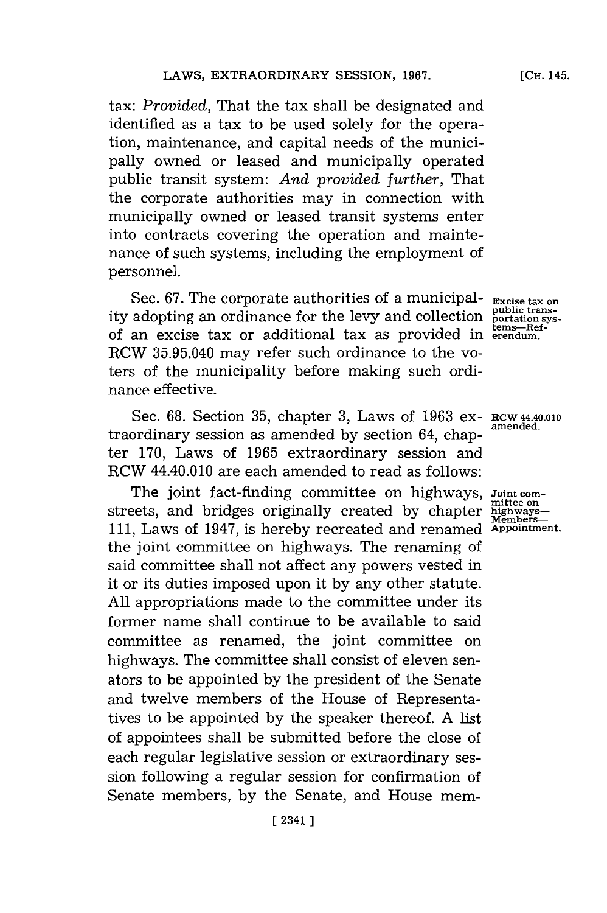tax: *Provided,* That the tax shall be designated and identified as a tax to be used solely for the operation, maintenance, and capital needs of the municipally owned or leased and municipally operated public transit system: *And provided further,* That the corporate authorities may in connection with municipally owned or leased transit systems enter into contracts covering the operation and maintenance of such systems, including the employment of personnel.

Excise tax on public transportation systems—Referendum.

Sec. 67. The corporate authorities of a municipality adopting an ordinance for the levy and collection of an excise tax or additional tax as provided in RCW 35.95.040 may refer such ordinance to the voters of the municipality before making such ordinance effective.

RCW 44.40.010 amended.

Sec. 68. Section 35, chapter 3, Laws of 1963 extraordinary session as amended by section 64, chapter 170, Laws of 1965 extraordinary session and RCW 44.40.010 are each amended to read as follows:

Joint committee on highways—Members—Appointment.

The joint fact-finding committee on highways, streets, and bridges originally created by chapter 111, Laws of 1947, is hereby recreated and renamed the joint committee on highways. The renaming of said committee shall not affect any powers vested in it or its duties imposed upon it by any other statute. All appropriations made to the committee under its former name shall continue to be available to said committee as renamed, the joint committee on highways. The committee shall consist of eleven senators to be appointed by the president of the Senate and twelve members of the House of Representatives to be appointed by the speaker thereof. A list of appointees shall be submitted before the close of each regular legislative session or extraordinary session following a regular session for confirmation of Senate members, by the Senate, and House mem-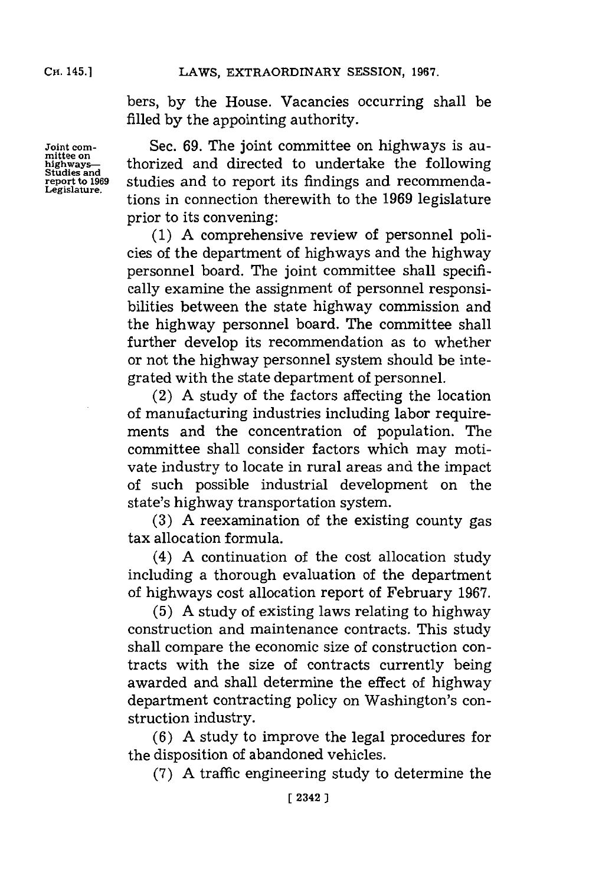bers, by the House. Vacancies occurring shall be filled by the appointing authority.

Joint committee on highways—Studies and report to 1969 Legislature.

Sec. 69. The joint committee on highways is authorized and directed to undertake the following studies and to report its findings and recommendations in connection therewith to the 1969 legislature prior to its convening:

(1) A comprehensive review of personnel policies of the department of highways and the highway personnel board. The joint committee shall specifically examine the assignment of personnel responsibilities between the state highway commission and the highway personnel board. The committee shall further develop its recommendation as to whether or not the highway personnel system should be integrated with the state department of personnel.

(2) A study of the factors affecting the location of manufacturing industries including labor requirements and the concentration of population. The committee shall consider factors which may motivate industry to locate in rural areas and the impact of such possible industrial development on the state's highway transportation system.

(3) A reexamination of the existing county gas tax allocation formula.

(4) A continuation of the cost allocation study including a thorough evaluation of the department of highways cost allocation report of February 1967.

(5) A study of existing laws relating to highway construction and maintenance contracts. This study shall compare the economic size of construction contracts with the size of contracts currently being awarded and shall determine the effect of highway department contracting policy on Washington's construction industry.

(6) A study to improve the legal procedures for the disposition of abandoned vehicles.

(7) A traffic engineering study to determine the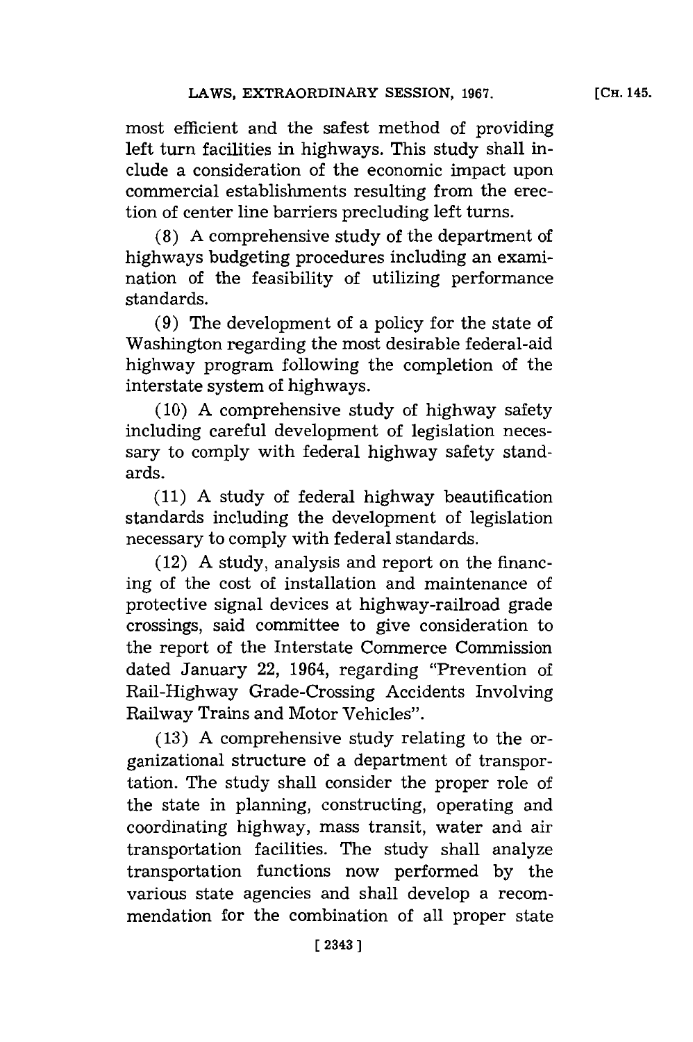most efficient and the safest method of providing left turn facilities in highways. This study shall include a consideration of the economic impact upon commercial establishments resulting from the erection of center line barriers precluding left turns.

(8) A comprehensive study of the department of highways budgeting procedures including an examination of the feasibility of utilizing performance standards.

(9) The development of a policy for the state of Washington regarding the most desirable federal-aid highway program following the completion of the interstate system of highways.

(10) A comprehensive study of highway safety including careful development of legislation necessary to comply with federal highway safety standards.

(11) A study of federal highway beautification standards including the development of legislation necessary to comply with federal standards.

(12) A study, analysis and report on the financing of the cost of installation and maintenance of protective signal devices at highway-railroad grade crossings, said committee to give consideration to the report of the Interstate Commerce Commission dated January 22, 1964, regarding "Prevention of Rail-Highway Grade-Crossing Accidents Involving Railway Trains and Motor Vehicles".

(13) A comprehensive study relating to the organizational structure of a department of transportation. The study shall consider the proper role of the state in planning, constructing, operating and coordinating highway, mass transit, water and air transportation facilities. The study shall analyze transportation functions now performed by the various state agencies and shall develop a recommendation for the combination of all proper state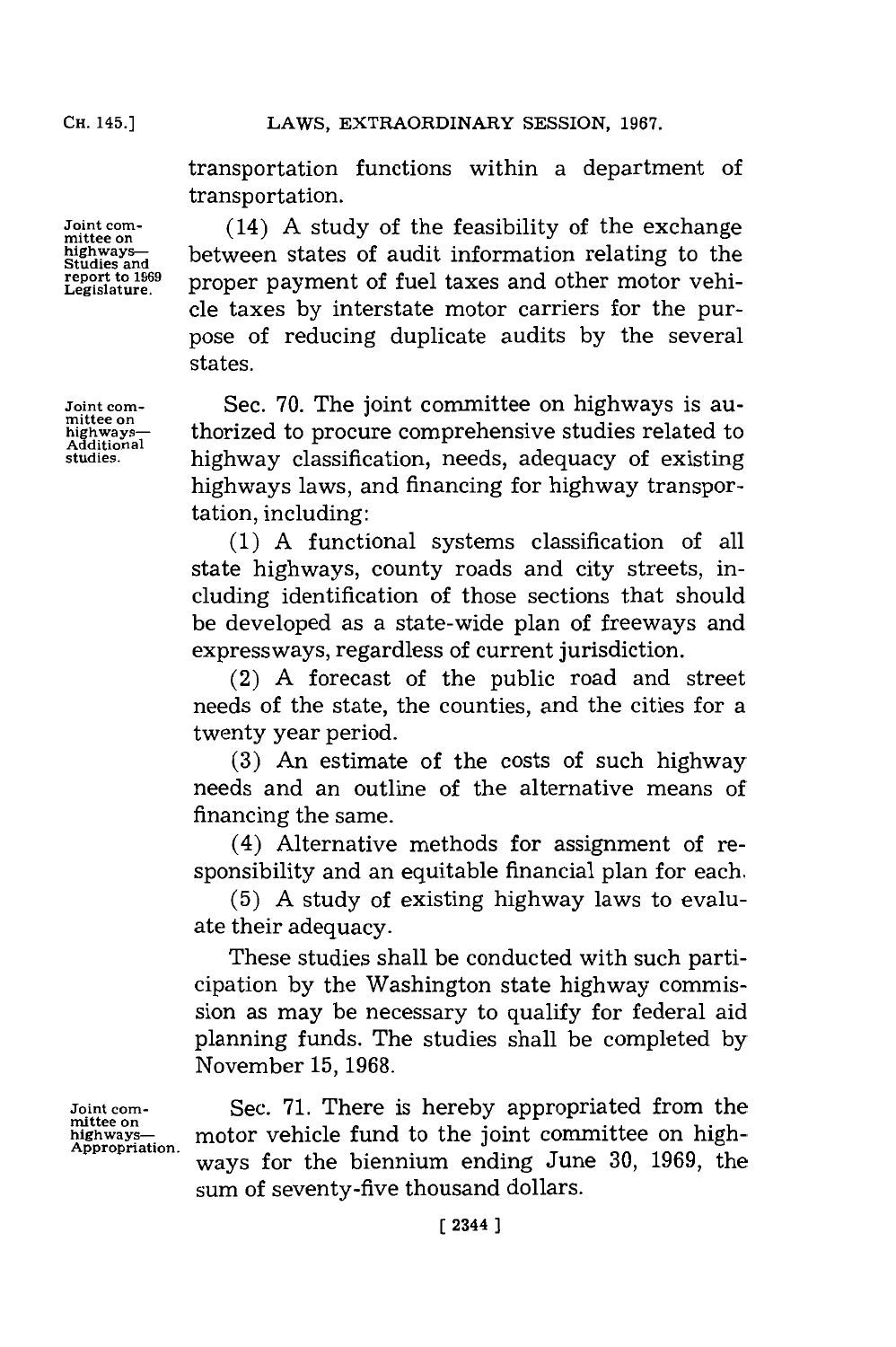transportation functions within a department of transportation.

Joint committee on highways—Studies and report to 1969 Legislature.

(14) A study of the feasibility of the exchange between states of audit information relating to the proper payment of fuel taxes and other motor vehicle taxes by interstate motor carriers for the purpose of reducing duplicate audits by the several states.

Joint committee on highways—Additional studies.

Sec. 70. The joint committee on highways is authorized to procure comprehensive studies related to highway classification, needs, adequacy of existing highways laws, and financing for highway transportation, including:

(1) A functional systems classification of all state highways, county roads and city streets, including identification of those sections that should be developed as a state-wide plan of freeways and expressways, regardless of current jurisdiction.

(2) A forecast of the public road and street needs of the state, the counties, and the cities for a twenty year period.

(3) An estimate of the costs of such highway needs and an outline of the alternative means of financing the same.

(4) Alternative methods for assignment of responsibility and an equitable financial plan for each.

(5) A study of existing highway laws to evaluate their adequacy.

These studies shall be conducted with such participation by the Washington state highway commission as may be necessary to qualify for federal aid planning funds. The studies shall be completed by November 15, 1968.

Joint committee on highways—Appropriation.

Sec. 71. There is hereby appropriated from the motor vehicle fund to the joint committee on highways for the biennium ending June 30, 1969, the sum of seventy-five thousand dollars.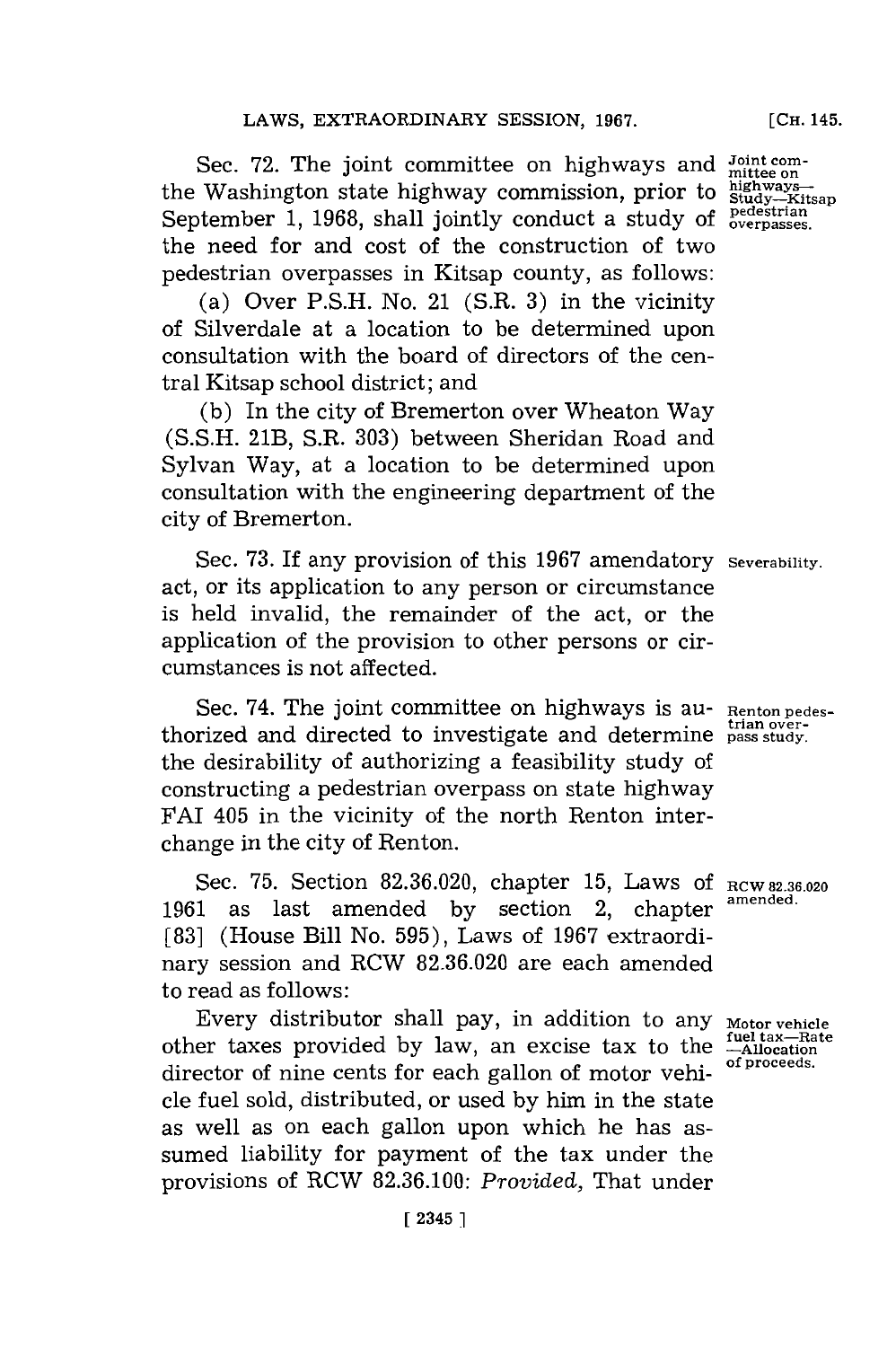Sec. 72. The joint committee on highways and the Washington state highway commission, prior to September 1, 1968, shall jointly conduct a study of the need for and cost of the construction of two pedestrian overpasses in Kitsap county, as follows:

Joint committee on highways—Study—Kitsap pedestrian overpasses.

(a) Over P.S.H. No. 21 (S.R. 3) in the vicinity of Silverdale at a location to be determined upon consultation with the board of directors of the central Kitsap school district; and

(b) In the city of Bremerton over Wheaton Way (S.S.H. 21B, S.R. 303) between Sheridan Road and Sylvan Way, at a location to be determined upon consultation with the engineering department of the city of Bremerton.

Sec. 73. If any provision of this 1967 amendatory act, or its application to any person or circumstance is held invalid, the remainder of the act, or the application of the provision to other persons or circumstances is not affected.

Severability.

Sec. 74. The joint committee on highways is authorized and directed to investigate and determine the desirability of authorizing a feasibility study of constructing a pedestrian overpass on state highway FAI 405 in the vicinity of the north Renton interchange in the city of Renton.

Renton pedestrian overpass study.

Sec. 75. Section 82.36.020, chapter 15, Laws of 1961 as last amended by section 2, chapter [83] (House Bill No. 595), Laws of 1967 extraordinary session and RCW 82.36.020 are each amended to read as follows:

RCW 82.36.020 amended.

Every distributor shall pay, in addition to any other taxes provided by law, an excise tax to the director of nine cents for each gallon of motor vehicle fuel sold, distributed, or used by him in the state as well as on each gallon upon which he has assumed liability for payment of the tax under the provisions of RCW 82.36.100: *Provided,* That under

Motor vehicle fuel tax—Rate—Allocation of proceeds.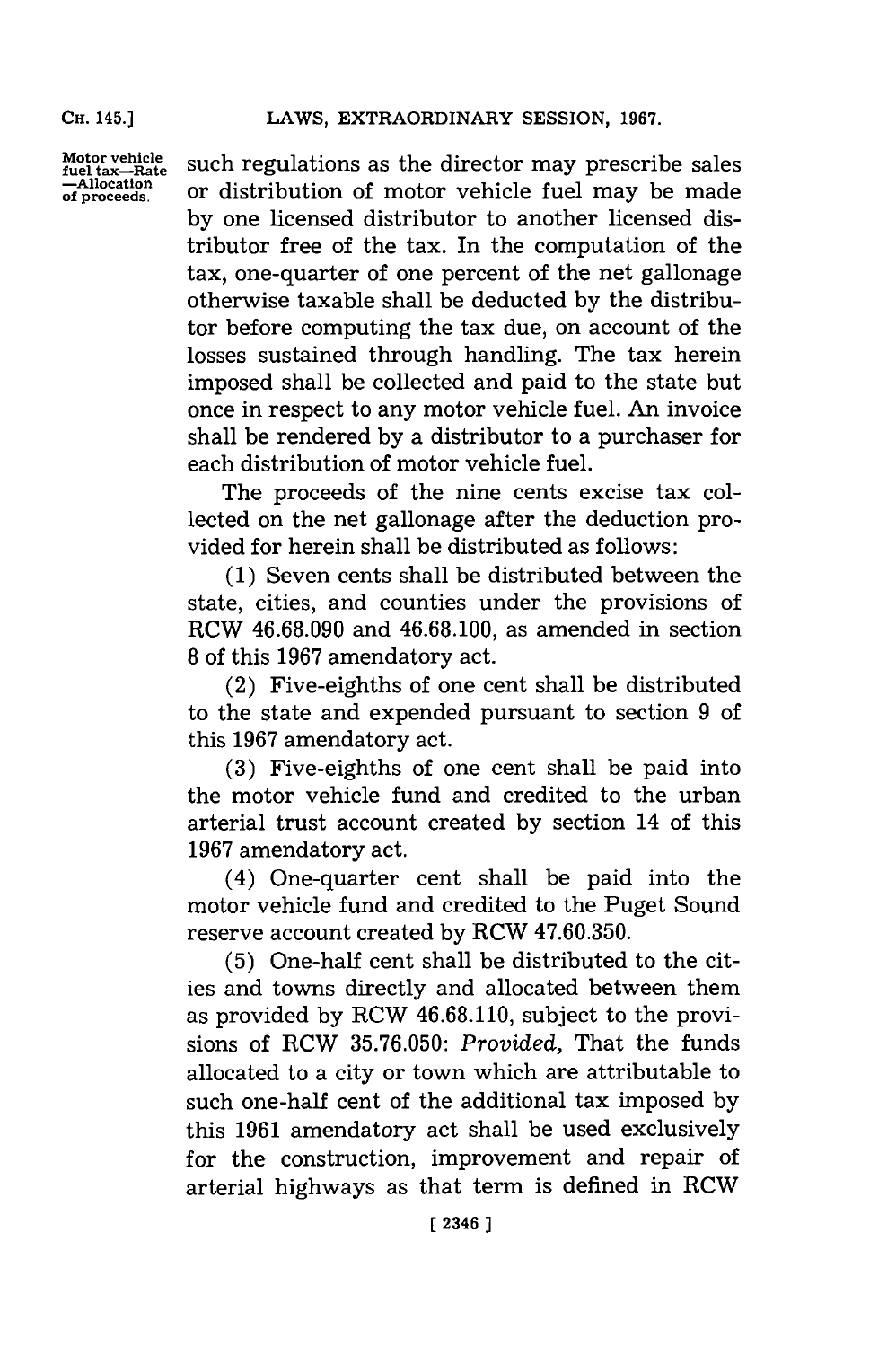such regulations as the director may prescribe sales or distribution of motor vehicle fuel may be made by one licensed distributor to another licensed distributor free of the tax. In the computation of the tax, one-quarter of one percent of the net gallonage otherwise taxable shall be deducted by the distributor before computing the tax due, on account of the losses sustained through handling. The tax herein imposed shall be collected and paid to the state but once in respect to any motor vehicle fuel. An invoice shall be rendered by a distributor to a purchaser for each distribution of motor vehicle fuel.

The proceeds of the nine cents excise tax collected on the net gallonage after the deduction provided for herein shall be distributed as follows:

(1) Seven cents shall be distributed between the state, cities, and counties under the provisions of RCW 46.68.090 and 46.68.100, as amended in section 8 of this 1967 amendatory act.

(2) Five-eighths of one cent shall be distributed to the state and expended pursuant to section 9 of this 1967 amendatory act.

(3) Five-eighths of one cent shall be paid into the motor vehicle fund and credited to the urban arterial trust account created by section 14 of this 1967 amendatory act.

(4) One-quarter cent shall be paid into the motor vehicle fund and credited to the Puget Sound reserve account created by RCW 47.60.350.

(5) One-half cent shall be distributed to the cities and towns directly and allocated between them as provided by RCW 46.68.110, subject to the provisions of RCW 35.76.050: *Provided,* That the funds allocated to a city or town which are attributable to such one-half cent of the additional tax imposed by this 1961 amendatory act shall be used exclusively for the construction, improvement and repair of arterial highways as that term is defined in RCW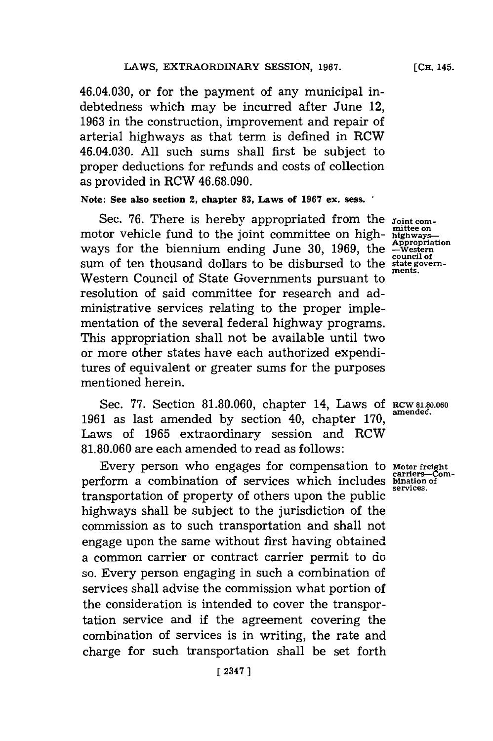46.04.030, or for the payment of any municipal indebtedness which may be incurred after June 12, 1963 in the construction, improvement and repair of arterial highways as that term is defined in RCW 46.04.030. All such sums shall first be subject to proper deductions for refunds and costs of collection as provided in RCW 46.68.090.

**Note: See also section 2, chapter 83, Laws of 1967 ex. sess.**

Joint committee on highways—Appropriation—Western council of state governments.

Sec. 76. There is hereby appropriated from the motor vehicle fund to the joint committee on highways for the biennium ending June 30, 1969, the sum of ten thousand dollars to be disbursed to the Western Council of State Governments pursuant to resolution of said committee for research and administrative services relating to the proper implementation of the several federal highway programs. This appropriation shall not be available until two or more other states have each authorized expenditures of equivalent or greater sums for the purposes mentioned herein.

RCW 81.80.060 amended.

Sec. 77. Section 81.80.060, chapter 14, Laws of 1961 as last amended by section 40, chapter 170, Laws of 1965 extraordinary session and RCW 81.80.060 are each amended to read as follows:

Motor freight carriers—Combination of services.

Every person who engages for compensation to perform a combination of services which includes transportation of property of others upon the public highways shall be subject to the jurisdiction of the commission as to such transportation and shall not engage upon the same without first having obtained a common carrier or contract carrier permit to do so. Every person engaging in such a combination of services shall advise the commission what portion of the consideration is intended to cover the transportation service and if the agreement covering the combination of services is in writing, the rate and charge for such transportation shall be set forth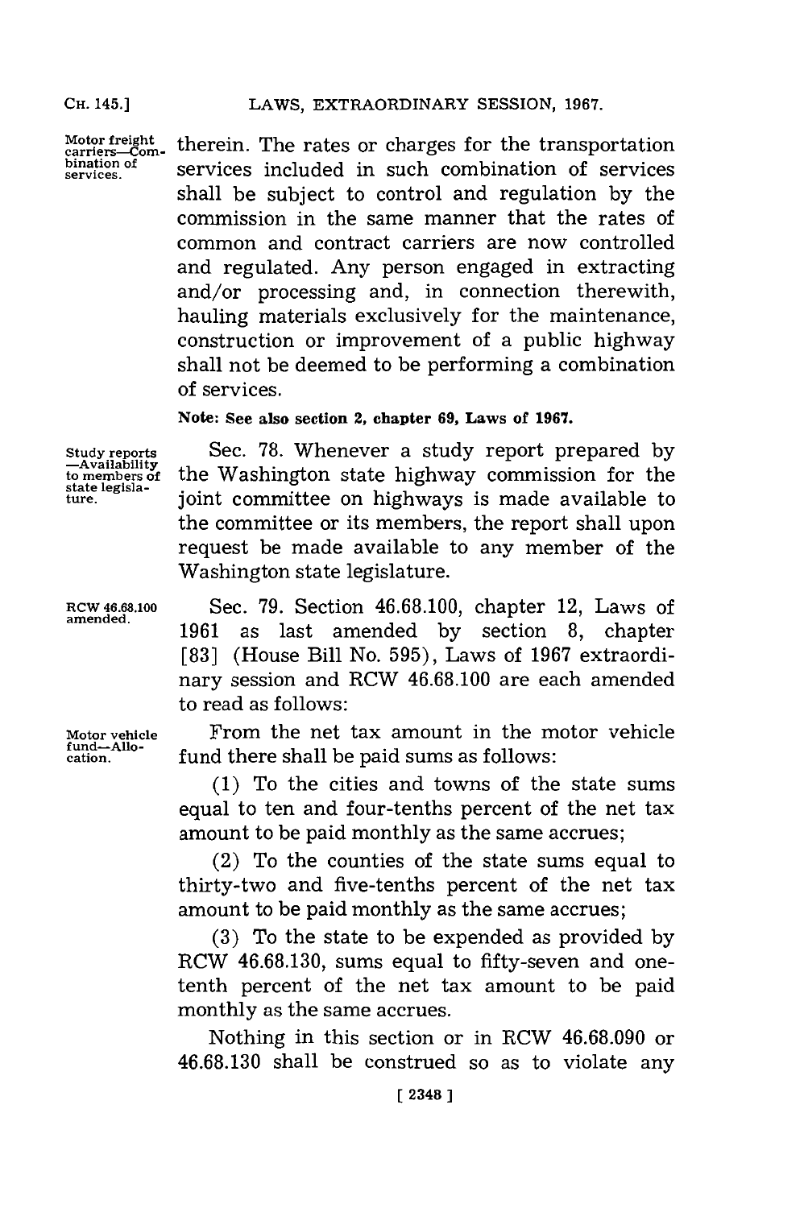**Motor freight carriers—Combination of services.**

therein. The rates or charges for the transportation services included in such combination of services shall be subject to control and regulation by the commission in the same manner that the rates of common and contract carriers are now controlled and regulated. Any person engaged in extracting and/or processing and, in connection therewith, hauling materials exclusively for the maintenance, construction or improvement of a public highway shall not be deemed to be performing a combination of services.

**Note: See also section 2, chapter 69, Laws of 1967.**

**Study reports —Availability to members of state legislature.**

Sec. 78. Whenever a study report prepared by the Washington state highway commission for the joint committee on highways is made available to the committee or its members, the report shall upon request be made available to any member of the Washington state legislature.

**RCW 46.68.100 amended.**

Sec. 79. Section 46.68.100, chapter 12, Laws of 1961 as last amended by section 8, chapter [83] (House Bill No. 595), Laws of 1967 extraordinary session and RCW 46.68.100 are each amended to read as follows:

**Motor vehicle fund—Allocation.**

From the net tax amount in the motor vehicle fund there shall be paid sums as follows:

(1) To the cities and towns of the state sums equal to ten and four-tenths percent of the net tax amount to be paid monthly as the same accrues;

(2) To the counties of the state sums equal to thirty-two and five-tenths percent of the net tax amount to be paid monthly as the same accrues;

(3) To the state to be expended as provided by RCW 46.68.130, sums equal to fifty-seven and one-tenth percent of the net tax amount to be paid monthly as the same accrues.

Nothing in this section or in RCW 46.68.090 or 46.68.130 shall be construed so as to violate any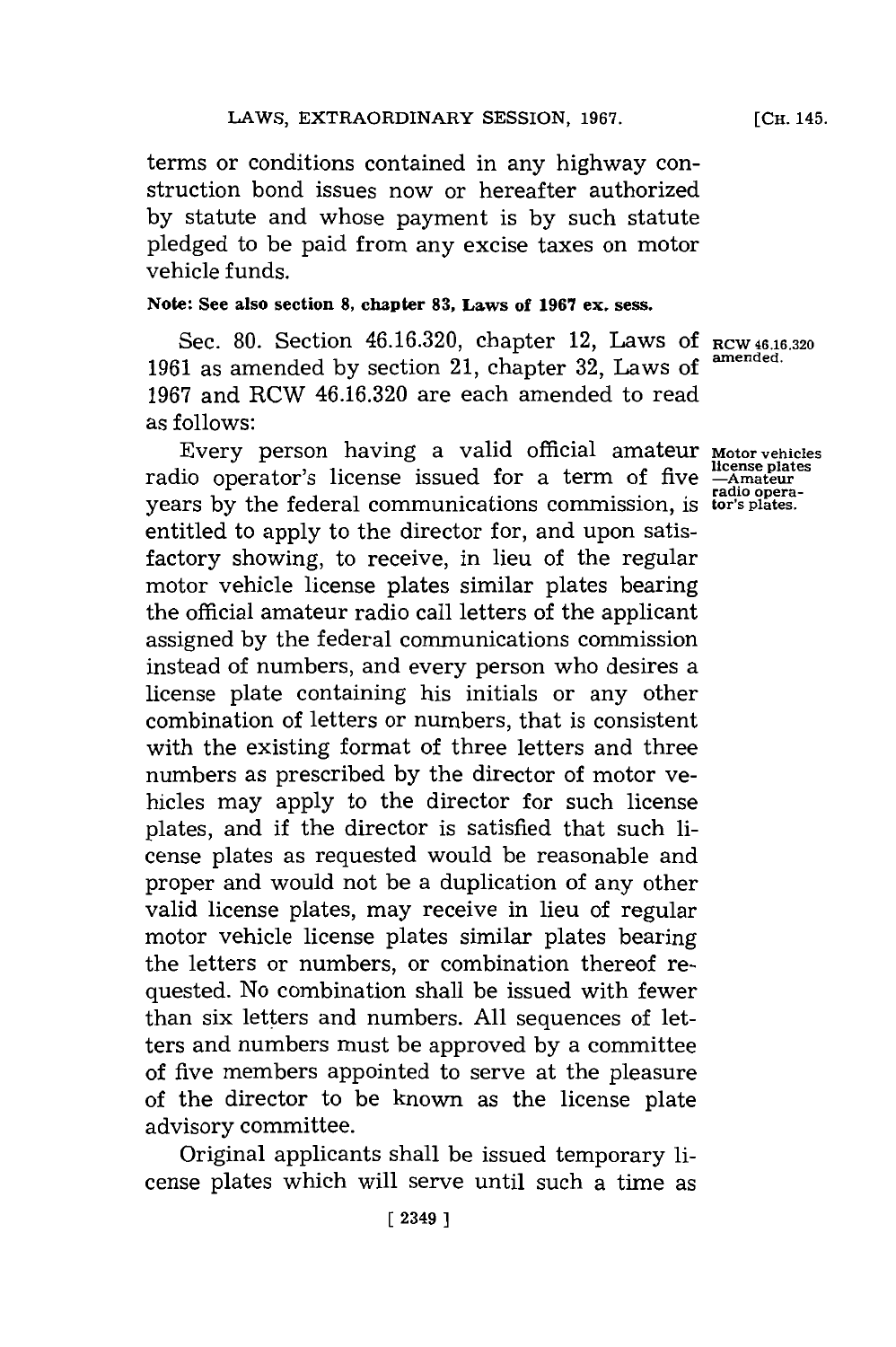terms or conditions contained in any highway construction bond issues now or hereafter authorized by statute and whose payment is by such statute pledged to be paid from any excise taxes on motor vehicle funds.

**Note: See also section 8, chapter 83, Laws of 1967 ex. sess.**

Sec. 80. Section 46.16.320, chapter 12, Laws of 1961 as amended by section 21, chapter 32, Laws of 1967 and RCW 46.16.320 are each amended to read as follows:

RCW 46.16.320 amended.

Motor vehicles license plates —Amateur radio operator's plates.

Every person having a valid official amateur radio operator's license issued for a term of five years by the federal communications commission, is entitled to apply to the director for, and upon satisfactory showing, to receive, in lieu of the regular motor vehicle license plates similar plates bearing the official amateur radio call letters of the applicant assigned by the federal communications commission instead of numbers, and every person who desires a license plate containing his initials or any other combination of letters or numbers, that is consistent with the existing format of three letters and three numbers as prescribed by the director of motor vehicles may apply to the director for such license plates, and if the director is satisfied that such license plates as requested would be reasonable and proper and would not be a duplication of any other valid license plates, may receive in lieu of regular motor vehicle license plates similar plates bearing the letters or numbers, or combination thereof requested. No combination shall be issued with fewer than six letters and numbers. All sequences of letters and numbers must be approved by a committee of five members appointed to serve at the pleasure of the director to be known as the license plate advisory committee.

Original applicants shall be issued temporary license plates which will serve until such a time as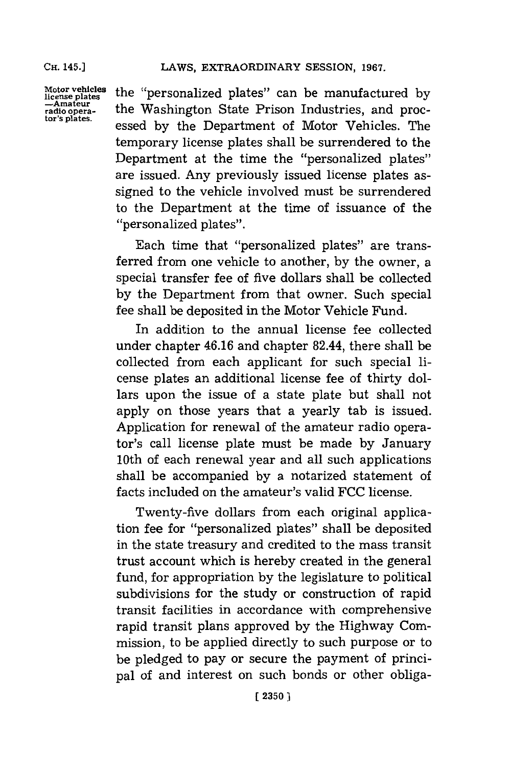Motor vehicles license plates —Amateur radio operator's plates.

the "personalized plates" can be manufactured by the Washington State Prison Industries, and processed by the Department of Motor Vehicles. The temporary license plates shall be surrendered to the Department at the time the "personalized plates" are issued. Any previously issued license plates assigned to the vehicle involved must be surrendered to the Department at the time of issuance of the "personalized plates".

Each time that "personalized plates" are transferred from one vehicle to another, by the owner, a special transfer fee of five dollars shall be collected by the Department from that owner. Such special fee shall be deposited in the Motor Vehicle Fund.

In addition to the annual license fee collected under chapter 46.16 and chapter 82.44, there shall be collected from each applicant for such special license plates an additional license fee of thirty dollars upon the issue of a state plate but shall not apply on those years that a yearly tab is issued. Application for renewal of the amateur radio operator's call license plate must be made by January 10th of each renewal year and all such applications shall be accompanied by a notarized statement of facts included on the amateur's valid FCC license.

Twenty-five dollars from each original application fee for "personalized plates" shall be deposited in the state treasury and credited to the mass transit trust account which is hereby created in the general fund, for appropriation by the legislature to political subdivisions for the study or construction of rapid transit facilities in accordance with comprehensive rapid transit plans approved by the Highway Commission, to be applied directly to such purpose or to be pledged to pay or secure the payment of principal of and interest on such bonds or other obliga-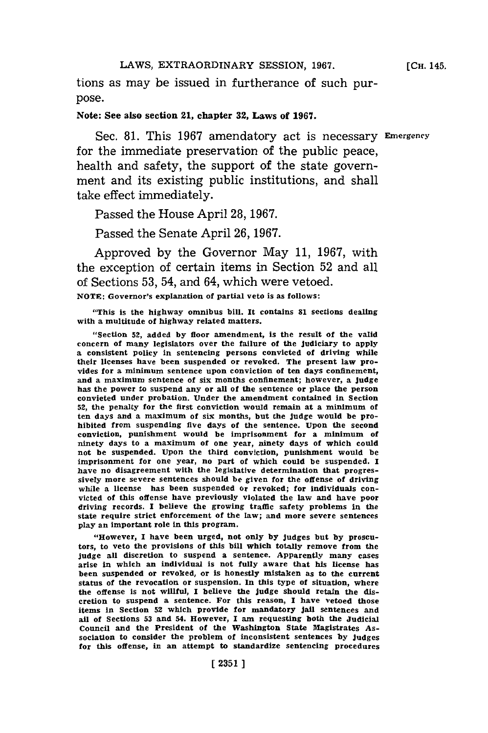tions as may be issued in furtherance of such purpose.

**Note: See also section 21, chapter 32, Laws of 1967.**

Sec. 81. This 1967 amendatory act is necessary for the immediate preservation of the public peace, health and safety, the support of the state government and its existing public institutions, and shall take effect immediately.

Emergency

Passed the House April 28, 1967.

Passed the Senate April 26, 1967.

Approved by the Governor May 11, 1967, with the exception of certain items in Section 52 and all of Sections 53, 54, and 64, which were vetoed.

NOTE: Governor's explanation of partial veto is as follows:

"This is the highway omnibus bill. It contains 81 sections dealing with a multitude of highway related matters.

"Section 52, added by floor amendment, is the result of the valid concern of many legislators over the failure of the judiciary to apply a consistent policy in sentencing persons convicted of driving while their licenses have been suspended or revoked. The present law provides for a minimum sentence upon conviction of ten days confinement, and a maximum sentence of six months confinement; however, a judge has the power to suspend any or all of the sentence or place the person convicted under probation. Under the amendment contained in Section 52, the penalty for the first conviction would remain at a minimum of ten days and a maximum of six months, but the judge would be prohibited from suspending five days of the sentence. Upon the second conviction, punishment would be imprisonment for a minimum of ninety days to a maximum of one year, ninety days of which could not be suspended. Upon the third conviction, punishment would be imprisonment for one year, no part of which could be suspended. I have no disagreement with the legislative determination that progressively more severe sentences should be given for the offense of driving while a license has been suspended or revoked; for individuals convicted of this offense have previously violated the law and have poor driving records. I believe the growing traffic safety problems in the state require strict enforcement of the law; and more severe sentences play an important role in this program.

"However, I have been urged, not only by judges but by proscutors, to veto the provisions of this bill which totally remove from the judge all discretion to suspend a sentence. Apparently many cases arise in which an individual is not fully aware that his license has been suspended or revoked, or is honestly mistaken as to the current status of the revocation or suspension. In this type of situation, where the offense is not willful, I believe the judge should retain the discretion to suspend a sentence. For this reason, I have vetoed those items in Section 52 which provide for mandatory jail sentences and all of Sections 53 and 54. However, I am requesting both the Judicial Council and the President of the Washington State Magistrates Association to consider the problem of inconsistent sentences by judges for this offense, in an attempt to standardize sentencing procedures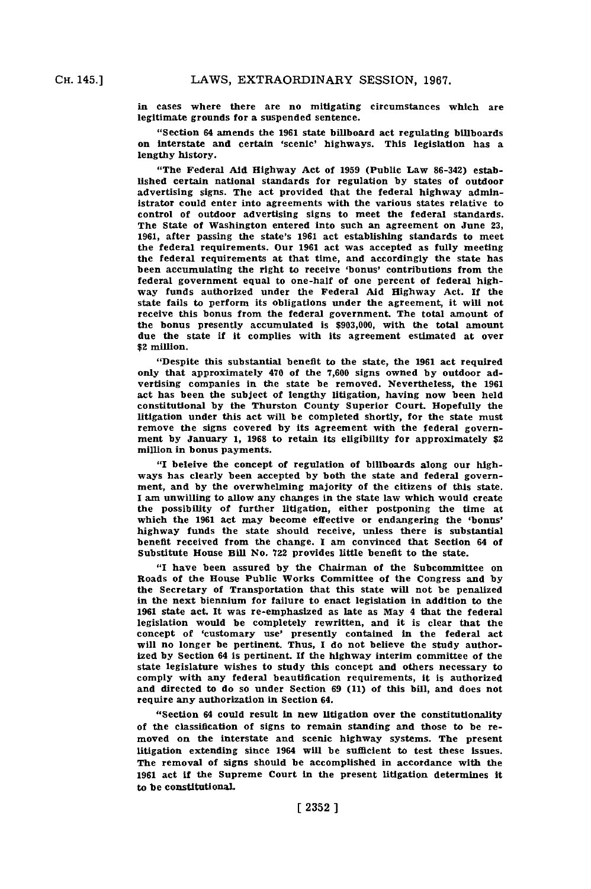in cases where there are no mitigating circumstances which are legitimate grounds for a suspended sentence.

"Section 64 amends the 1961 state billboard act regulating billboards on interstate and certain 'scenic' highways. This legislation has a lengthy history.

"The Federal Aid Highway Act of 1959 (Public Law 86-342) established certain national standards for regulation by states of outdoor advertising signs. The act provided that the federal highway administrator could enter into agreements with the various states relative to control of outdoor advertising signs to meet the federal standards. The State of Washington entered into such an agreement on June 23, 1961, after passing the state's 1961 act establishing standards to meet the federal requirements. Our 1961 act was accepted as fully meeting the federal requirements at that time, and accordingly the state has been accumulating the right to receive 'bonus' contributions from the federal government equal to one-half of one percent of federal highway funds authorized under the Federal Aid Highway Act. If the state fails to perform its obligations under the agreement, it will not receive this bonus from the federal government. The total amount of the bonus presently accumulated is $903,000, with the total amount due the state if it complies with its agreement estimated at over $2 million.

"Despite this substantial benefit to the state, the 1961 act required only that approximately 470 of the 7,600 signs owned by outdoor advertising companies in the state be removed. Nevertheless, the 1961 act has been the subject of lengthy litigation, having now been held constitutional by the Thurston County Superior Court. Hopefully the litigation under this act will be completed shortly, for the state must remove the signs covered by its agreement with the federal government by January 1, 1968 to retain its eligibility for approximately $2 million in bonus payments.

"I beleive the concept of regulation of billboards along our highways has clearly been accepted by both the state and federal government, and by the overwhelming majority of the citizens of this state. I am unwilling to allow any changes in the state law which would create the possibility of further litigation, either postponing the time at which the 1961 act may become effective or endangering the 'bonus' highway funds the state should receive, unless there is substantial benefit received from the change. I am convinced that Section 64 of Substitute House Bill No. 722 provides little benefit to the state.

"I have been assured by the Chairman of the Subcommittee on Roads of the House Public Works Committee of the Congress and by the Secretary of Transportation that this state will not be penalized in the next biennium for failure to enact legislation in addition to the 1961 state act. It was re-emphasized as late as May 4 that the federal legislation would be completely rewritten, and it is clear that the concept of 'customary use' presently contained in the federal act will no longer be pertinent. Thus, I do not believe the study authorized by Section 64 is pertinent. If the highway interim committee of the state legislature wishes to study this concept and others necessary to comply with any federal beautification requirements, it is authorized and directed to do so under Section 69 (11) of this bill, and does not require any authorization in Section 64.

"Section 64 could result in new litigation over the constitutionality of the classification of signs to remain standing and those to be removed on the interstate and scenic highway systems. The present litigation extending since 1964 will be sufficient to test these issues. The removal of signs should be accomplished in accordance with the 1961 act if the Supreme Court in the present litigation determines it to be constitutional.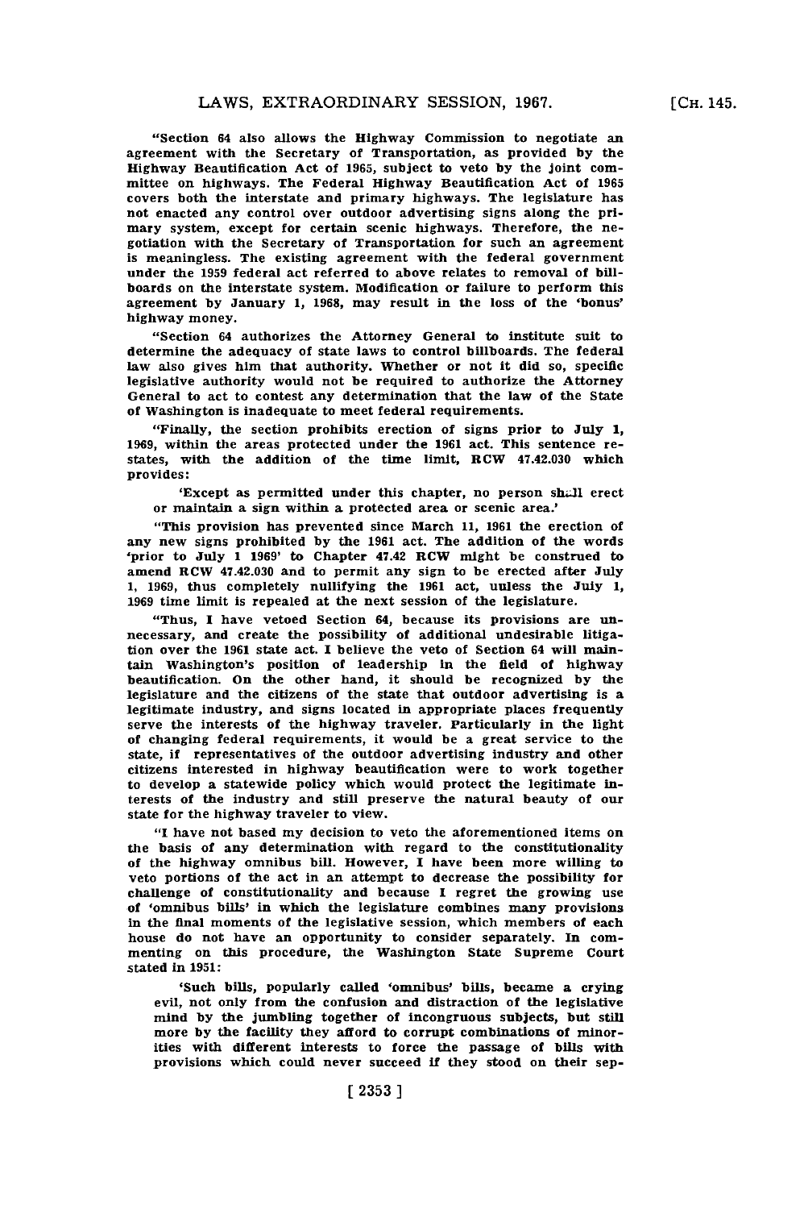"Section 64 also allows the Highway Commission to negotiate an agreement with the Secretary of Transportation, as provided by the Highway Beautification Act of 1965, subject to veto by the joint committee on highways. The Federal Highway Beautification Act of 1965 covers both the interstate and primary highways. The legislature has not enacted any control over outdoor advertising signs along the primary system, except for certain scenic highways. Therefore, the negotiation with the Secretary of Transportation for such an agreement is meaningless. The existing agreement with the federal government under the 1959 federal act referred to above relates to removal of billboards on the interstate system. Modification or failure to perform this agreement by January 1, 1968, may result in the loss of the 'bonus' highway money.

"Section 64 authorizes the Attorney General to institute suit to determine the adequacy of state laws to control billboards. The federal law also gives him that authority. Whether or not it did so, specific legislative authority would not be required to authorize the Attorney General to act to contest any determination that the law of the State of Washington is inadequate to meet federal requirements.

"Finally, the section prohibits erection of signs prior to July 1, 1969, within the areas protected under the 1961 act. This sentence restates, with the addition of the time limit, RCW 47.42.030 which provides:

> 'Except as permitted under this chapter, no person shall erect or maintain a sign within a protected area or scenic area.'

"This provision has prevented since March 11, 1961 the erection of any new signs prohibited by the 1961 act. The addition of the words 'prior to July 1 1969' to Chapter 47.42 RCW might be construed to amend RCW 47.42.030 and to permit any sign to be erected after July 1, 1969, thus completely nullifying the 1961 act, unless the July 1, 1969 time limit is repealed at the next session of the legislature.

"Thus, I have vetoed Section 64, because its provisions are unnecessary, and create the possibility of additional undesirable litigation over the 1961 state act. I believe the veto of Section 64 will maintain Washington's position of leadership in the field of highway beautification. On the other hand, it should be recognized by the legislature and the citizens of the state that outdoor advertising is a legitimate industry, and signs located in appropriate places frequently serve the interests of the highway traveler. Particularly in the light of changing federal requirements, it would be a great service to the state, if representatives of the outdoor advertising industry and other citizens interested in highway beautification were to work together to develop a statewide policy which would protect the legitimate interests of the industry and still preserve the natural beauty of our state for the highway traveler to view.

"I have not based my decision to veto the aforementioned items on the basis of any determination with regard to the constitutionality of the highway omnibus bill. However, I have been more willing to veto portions of the act in an attempt to decrease the possibility for challenge of constitutionality and because I regret the growing use of 'omnibus bills' in which the legislature combines many provisions in the final moments of the legislative session, which members of each house do not have an opportunity to consider separately. In commenting on this procedure, the Washington State Supreme Court stated in 1951:

> 'Such bills, popularly called 'omnibus' bills, became a crying evil, not only from the confusion and distraction of the legislative mind by the jumbling together of incongruous subjects, but still more by the facility they afford to corrupt combinations of minorities with different interests to force the passage of bills with provisions which could never succeed if they stood on their sep-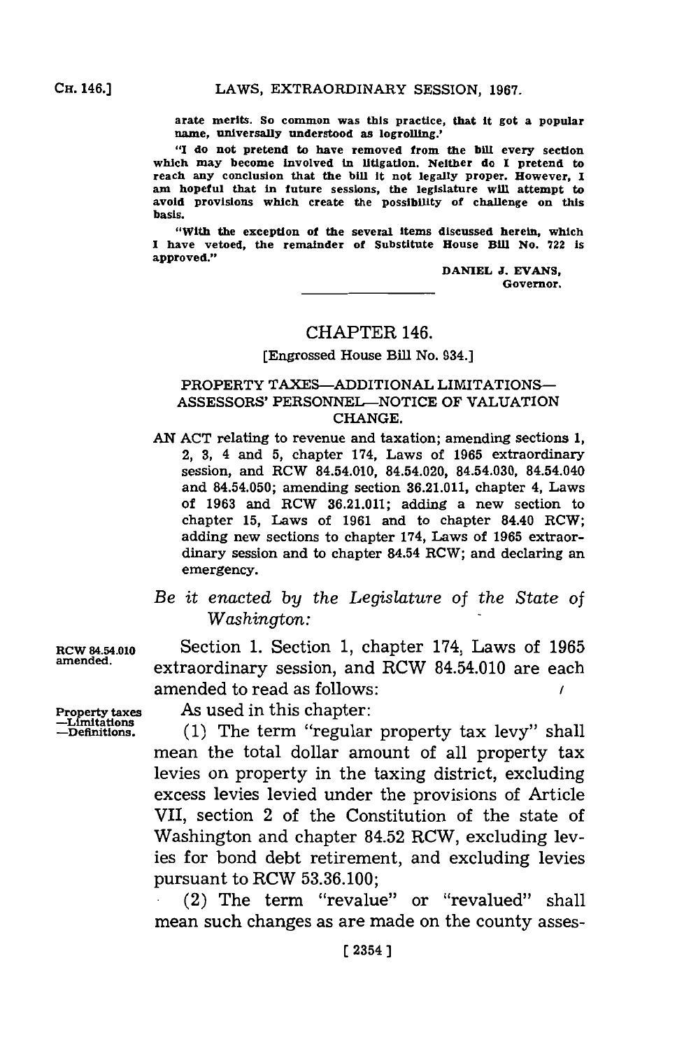arate merits. So common was this practice, that it got a popular name, universally understood as logrolling.'

"I do not pretend to have removed from the bill every section which may become involved in litigation. Neither do I pretend to reach any conclusion that the bill it not legally proper. However, I am hopeful that in future sessions, the legislature will attempt to avoid provisions which create the possibility of challenge on this basis.

"With the exception of the several items discussed herein, which I have vetoed, the remainder of Substitute House Bill No. 722 is approved."

DANIEL J. EVANS,
Governor.

## CHAPTER 146.

[Engrossed House Bill No. 934.]

### PROPERTY TAXES—ADDITIONAL LIMITATIONS—ASSESSORS' PERSONNEL—NOTICE OF VALUATION CHANGE.

AN ACT relating to revenue and taxation; amending sections 1, 2, 3, 4 and 5, chapter 174, Laws of 1965 extraordinary session, and RCW 84.54.010, 84.54.020, 84.54.030, 84.54.040 and 84.54.050; amending section 36.21.011, chapter 4, Laws of 1963 and RCW 36.21.011; adding a new section to chapter 15, Laws of 1961 and to chapter 84.40 RCW; adding new sections to chapter 174, Laws of 1965 extraordinary session and to chapter 84.54 RCW; and declaring an emergency.

*Be it enacted by the Legislature of the State of Washington:*

RCW 84.54.010 amended.

Section 1. Section 1, chapter 174, Laws of 1965 extraordinary session, and RCW 84.54.010 are each amended to read as follows:

Property taxes —Limitations —Definitions.

As used in this chapter:

(1) The term "regular property tax levy" shall mean the total dollar amount of all property tax levies on property in the taxing district, excluding excess levies levied under the provisions of Article VII, section 2 of the Constitution of the state of Washington and chapter 84.52 RCW, excluding levies for bond debt retirement, and excluding levies pursuant to RCW 53.36.100;

(2) The term "revalue" or "revalued" shall mean such changes as are made on the county asses-